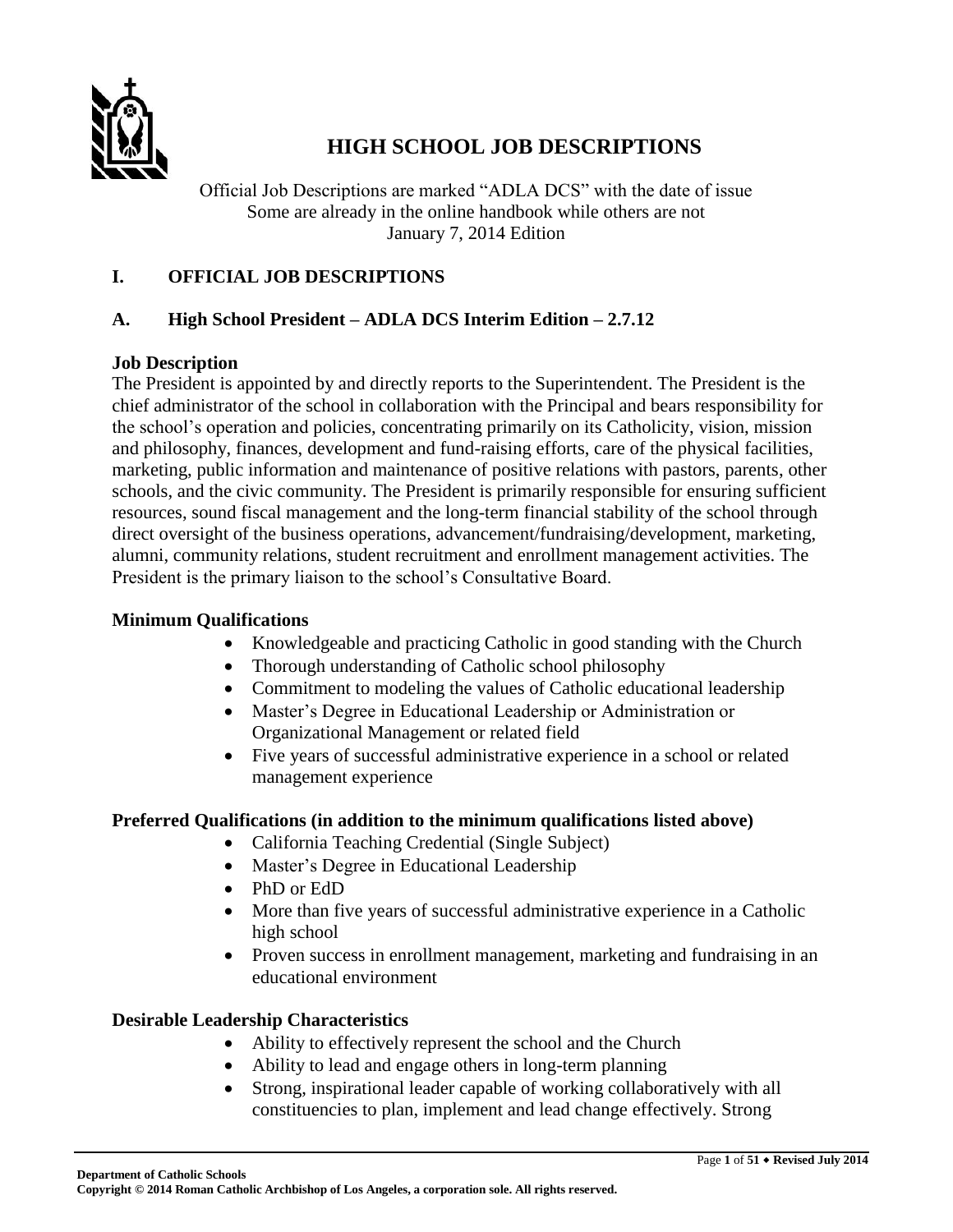# HIGH SCHOOL JOB DESCRIPTIONS

Official Job Descriptions are marked "ADLA DCS" with the date of issue
Some are already in the online handbook while others are not
January 7, 2014 Edition

## I. OFFICIAL JOB DESCRIPTIONS

### A. High School President – ADLA DCS Interim Edition – 2.7.12

**Job Description**

The President is appointed by and directly reports to the Superintendent. The President is the chief administrator of the school in collaboration with the Principal and bears responsibility for the school's operation and policies, concentrating primarily on its Catholicity, vision, mission and philosophy, finances, development and fund-raising efforts, care of the physical facilities, marketing, public information and maintenance of positive relations with pastors, parents, other schools, and the civic community. The President is primarily responsible for ensuring sufficient resources, sound fiscal management and the long-term financial stability of the school through direct oversight of the business operations, advancement/fundraising/development, marketing, alumni, community relations, student recruitment and enrollment management activities. The President is the primary liaison to the school's Consultative Board.

**Minimum Qualifications**

- Knowledgeable and practicing Catholic in good standing with the Church
- Thorough understanding of Catholic school philosophy
- Commitment to modeling the values of Catholic educational leadership
- Master's Degree in Educational Leadership or Administration or Organizational Management or related field
- Five years of successful administrative experience in a school or related management experience

**Preferred Qualifications (in addition to the minimum qualifications listed above)**

- California Teaching Credential (Single Subject)
- Master's Degree in Educational Leadership
- PhD or EdD
- More than five years of successful administrative experience in a Catholic high school
- Proven success in enrollment management, marketing and fundraising in an educational environment

**Desirable Leadership Characteristics**

- Ability to effectively represent the school and the Church
- Ability to lead and engage others in long-term planning
- Strong, inspirational leader capable of working collaboratively with all constituencies to plan, implement and lead change effectively. Strong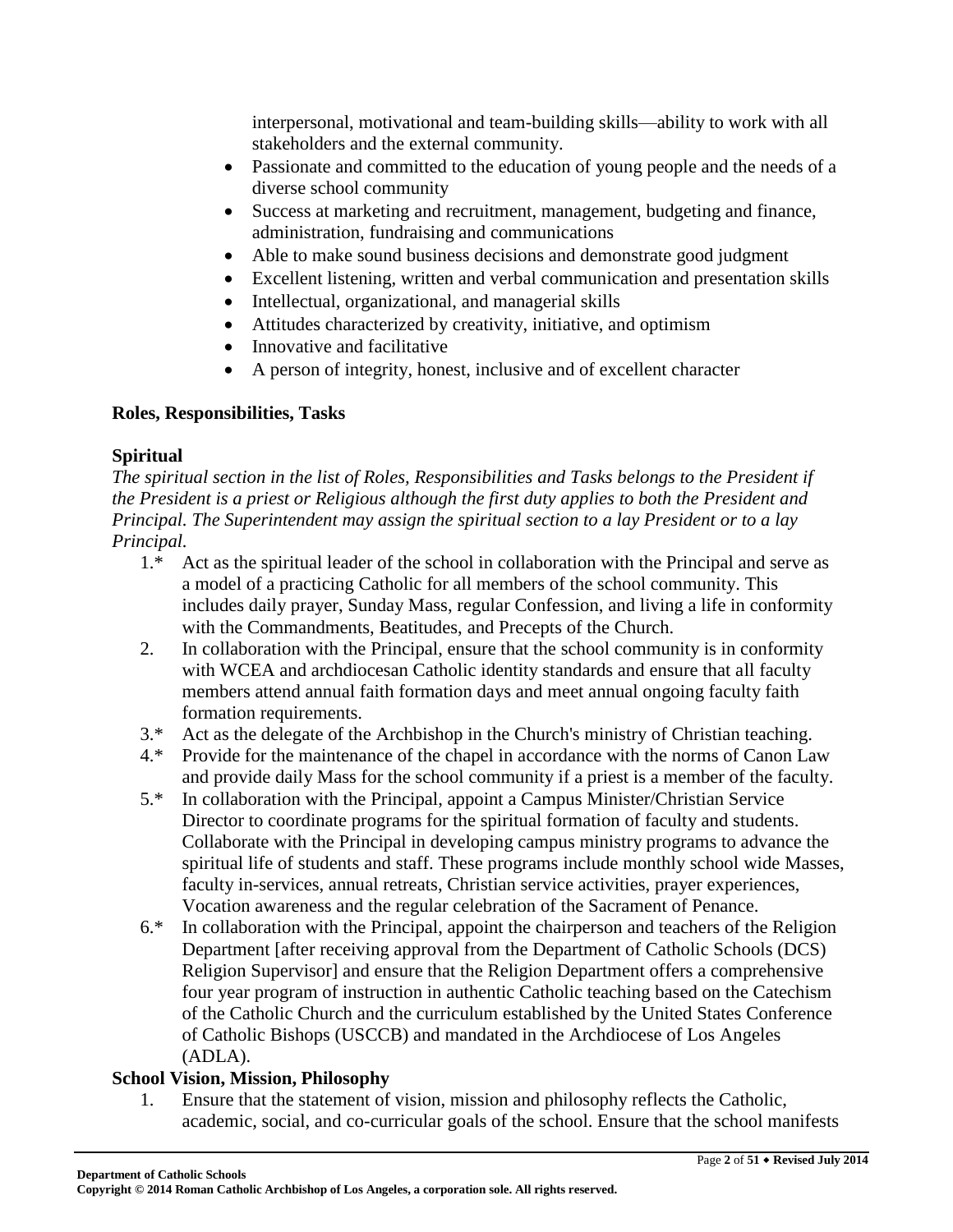interpersonal, motivational and team-building skills—ability to work with all stakeholders and the external community.

- Passionate and committed to the education of young people and the needs of a diverse school community
- Success at marketing and recruitment, management, budgeting and finance, administration, fundraising and communications
- Able to make sound business decisions and demonstrate good judgment
- Excellent listening, written and verbal communication and presentation skills
- Intellectual, organizational, and managerial skills
- Attitudes characterized by creativity, initiative, and optimism
- Innovative and facilitative
- A person of integrity, honest, inclusive and of excellent character

**Roles, Responsibilities, Tasks**

**Spiritual**

*The spiritual section in the list of Roles, Responsibilities and Tasks belongs to the President if the President is a priest or Religious although the first duty applies to both the President and Principal. The Superintendent may assign the spiritual section to a lay President or to a lay Principal.*

1.* Act as the spiritual leader of the school in collaboration with the Principal and serve as a model of a practicing Catholic for all members of the school community. This includes daily prayer, Sunday Mass, regular Confession, and living a life in conformity with the Commandments, Beatitudes, and Precepts of the Church.

2. In collaboration with the Principal, ensure that the school community is in conformity with WCEA and archdiocesan Catholic identity standards and ensure that all faculty members attend annual faith formation days and meet annual ongoing faculty faith formation requirements.

3.* Act as the delegate of the Archbishop in the Church's ministry of Christian teaching.

4.* Provide for the maintenance of the chapel in accordance with the norms of Canon Law and provide daily Mass for the school community if a priest is a member of the faculty.

5.* In collaboration with the Principal, appoint a Campus Minister/Christian Service Director to coordinate programs for the spiritual formation of faculty and students. Collaborate with the Principal in developing campus ministry programs to advance the spiritual life of students and staff. These programs include monthly school wide Masses, faculty in-services, annual retreats, Christian service activities, prayer experiences, Vocation awareness and the regular celebration of the Sacrament of Penance.

6.* In collaboration with the Principal, appoint the chairperson and teachers of the Religion Department [after receiving approval from the Department of Catholic Schools (DCS) Religion Supervisor] and ensure that the Religion Department offers a comprehensive four year program of instruction in authentic Catholic teaching based on the Catechism of the Catholic Church and the curriculum established by the United States Conference of Catholic Bishops (USCCB) and mandated in the Archdiocese of Los Angeles (ADLA).

**School Vision, Mission, Philosophy**

1. Ensure that the statement of vision, mission and philosophy reflects the Catholic, academic, social, and co-curricular goals of the school. Ensure that the school manifests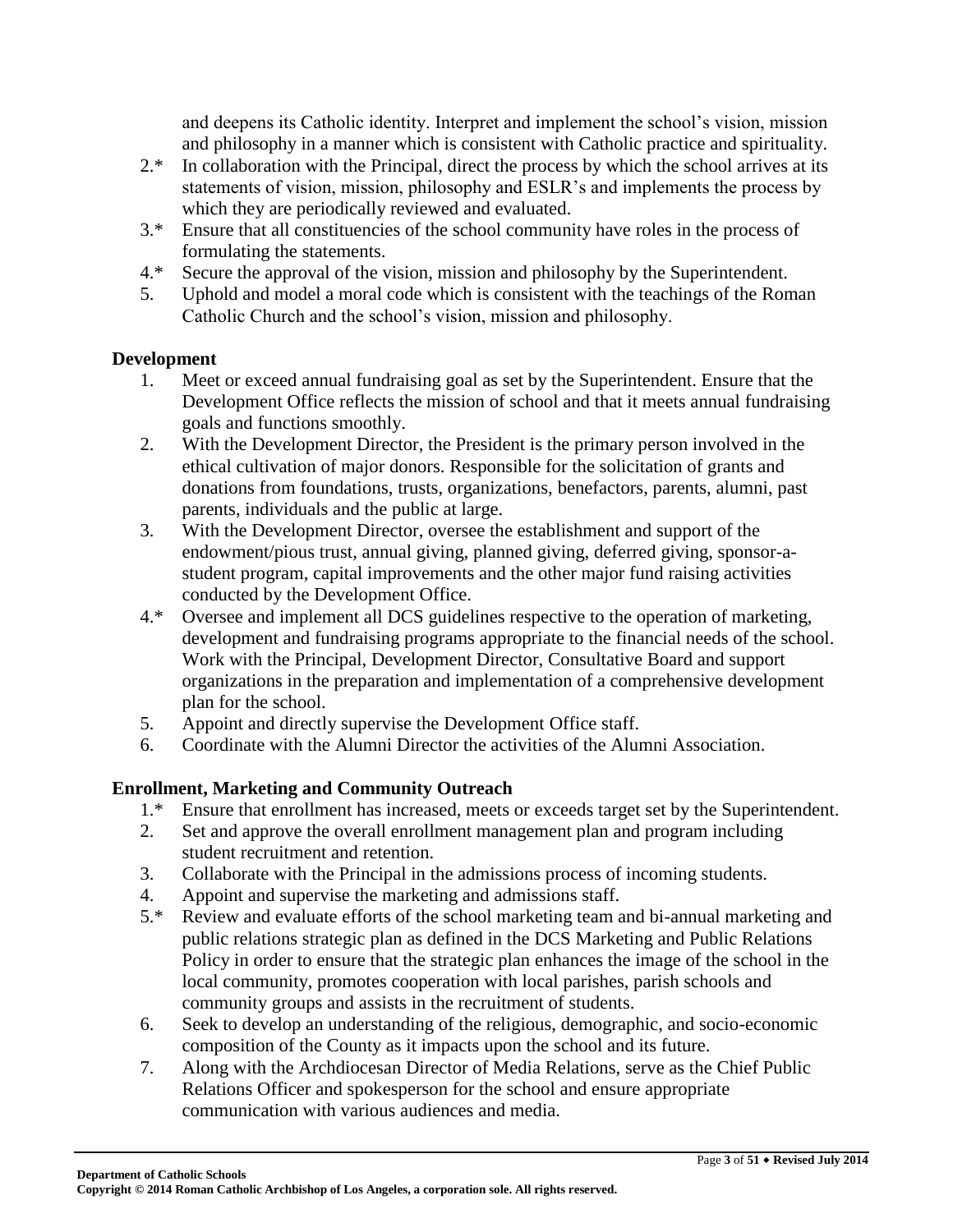and deepens its Catholic identity. Interpret and implement the school's vision, mission and philosophy in a manner which is consistent with Catholic practice and spirituality.

2.* In collaboration with the Principal, direct the process by which the school arrives at its statements of vision, mission, philosophy and ESLR's and implements the process by which they are periodically reviewed and evaluated.

3.* Ensure that all constituencies of the school community have roles in the process of formulating the statements.

4.* Secure the approval of the vision, mission and philosophy by the Superintendent.

5. Uphold and model a moral code which is consistent with the teachings of the Roman Catholic Church and the school's vision, mission and philosophy.

### Development

1. Meet or exceed annual fundraising goal as set by the Superintendent. Ensure that the Development Office reflects the mission of school and that it meets annual fundraising goals and functions smoothly.
2. With the Development Director, the President is the primary person involved in the ethical cultivation of major donors. Responsible for the solicitation of grants and donations from foundations, trusts, organizations, benefactors, parents, alumni, past parents, individuals and the public at large.
3. With the Development Director, oversee the establishment and support of the endowment/pious trust, annual giving, planned giving, deferred giving, sponsor-a-student program, capital improvements and the other major fund raising activities conducted by the Development Office.

4.* Oversee and implement all DCS guidelines respective to the operation of marketing, development and fundraising programs appropriate to the financial needs of the school. Work with the Principal, Development Director, Consultative Board and support organizations in the preparation and implementation of a comprehensive development plan for the school.

5. Appoint and directly supervise the Development Office staff.

6. Coordinate with the Alumni Director the activities of the Alumni Association.

### Enrollment, Marketing and Community Outreach

1.* Ensure that enrollment has increased, meets or exceeds target set by the Superintendent.

2. Set and approve the overall enrollment management plan and program including student recruitment and retention.

3. Collaborate with the Principal in the admissions process of incoming students.

4. Appoint and supervise the marketing and admissions staff.

5.* Review and evaluate efforts of the school marketing team and bi-annual marketing and public relations strategic plan as defined in the DCS Marketing and Public Relations Policy in order to ensure that the strategic plan enhances the image of the school in the local community, promotes cooperation with local parishes, parish schools and community groups and assists in the recruitment of students.

6. Seek to develop an understanding of the religious, demographic, and socio-economic composition of the County as it impacts upon the school and its future.

7. Along with the Archdiocesan Director of Media Relations, serve as the Chief Public Relations Officer and spokesperson for the school and ensure appropriate communication with various audiences and media.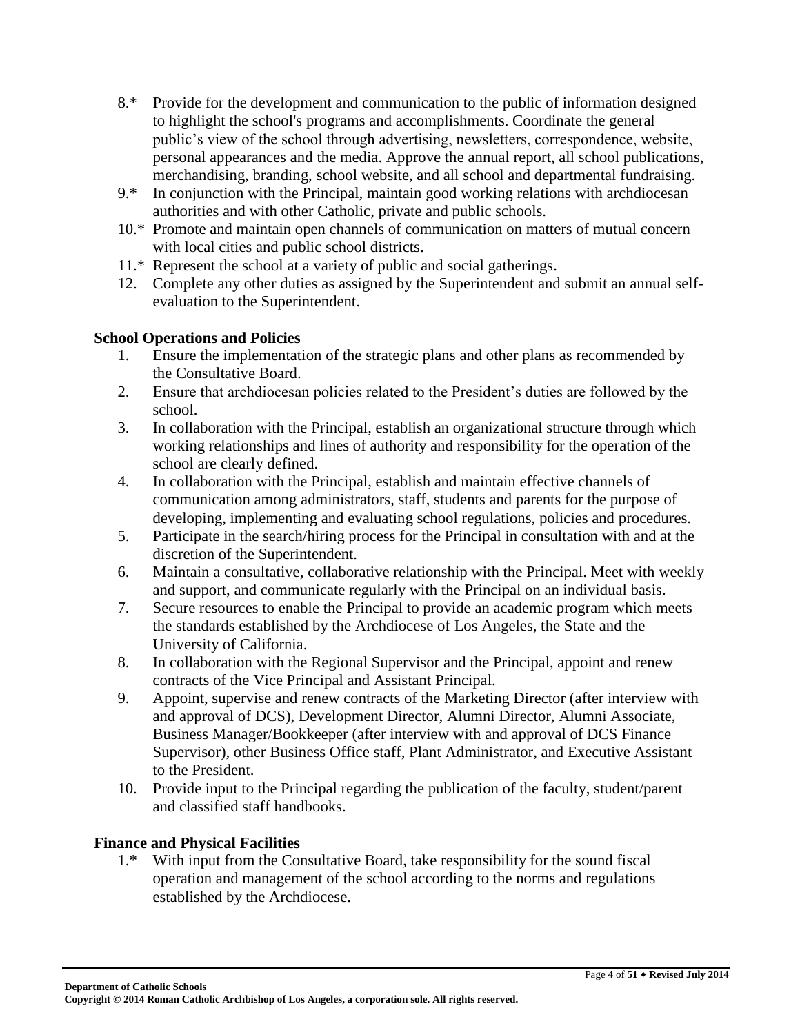8.* Provide for the development and communication to the public of information designed to highlight the school's programs and accomplishments. Coordinate the general public's view of the school through advertising, newsletters, correspondence, website, personal appearances and the media. Approve the annual report, all school publications, merchandising, branding, school website, and all school and departmental fundraising.

9.* In conjunction with the Principal, maintain good working relations with archdiocesan authorities and with other Catholic, private and public schools.

10.* Promote and maintain open channels of communication on matters of mutual concern with local cities and public school districts.

11.* Represent the school at a variety of public and social gatherings.

12. Complete any other duties as assigned by the Superintendent and submit an annual self-evaluation to the Superintendent.

**School Operations and Policies**

1. Ensure the implementation of the strategic plans and other plans as recommended by the Consultative Board.
2. Ensure that archdiocesan policies related to the President's duties are followed by the school.
3. In collaboration with the Principal, establish an organizational structure through which working relationships and lines of authority and responsibility for the operation of the school are clearly defined.
4. In collaboration with the Principal, establish and maintain effective channels of communication among administrators, staff, students and parents for the purpose of developing, implementing and evaluating school regulations, policies and procedures.
5. Participate in the search/hiring process for the Principal in consultation with and at the discretion of the Superintendent.
6. Maintain a consultative, collaborative relationship with the Principal. Meet with weekly and support, and communicate regularly with the Principal on an individual basis.
7. Secure resources to enable the Principal to provide an academic program which meets the standards established by the Archdiocese of Los Angeles, the State and the University of California.
8. In collaboration with the Regional Supervisor and the Principal, appoint and renew contracts of the Vice Principal and Assistant Principal.
9. Appoint, supervise and renew contracts of the Marketing Director (after interview with and approval of DCS), Development Director, Alumni Director, Alumni Associate, Business Manager/Bookkeeper (after interview with and approval of DCS Finance Supervisor), other Business Office staff, Plant Administrator, and Executive Assistant to the President.
10. Provide input to the Principal regarding the publication of the faculty, student/parent and classified staff handbooks.

**Finance and Physical Facilities**

1.* With input from the Consultative Board, take responsibility for the sound fiscal operation and management of the school according to the norms and regulations established by the Archdiocese.

**Department of Catholic Schools**
**Copyright © 2014 Roman Catholic Archbishop of Los Angeles, a corporation sole. All rights reserved.**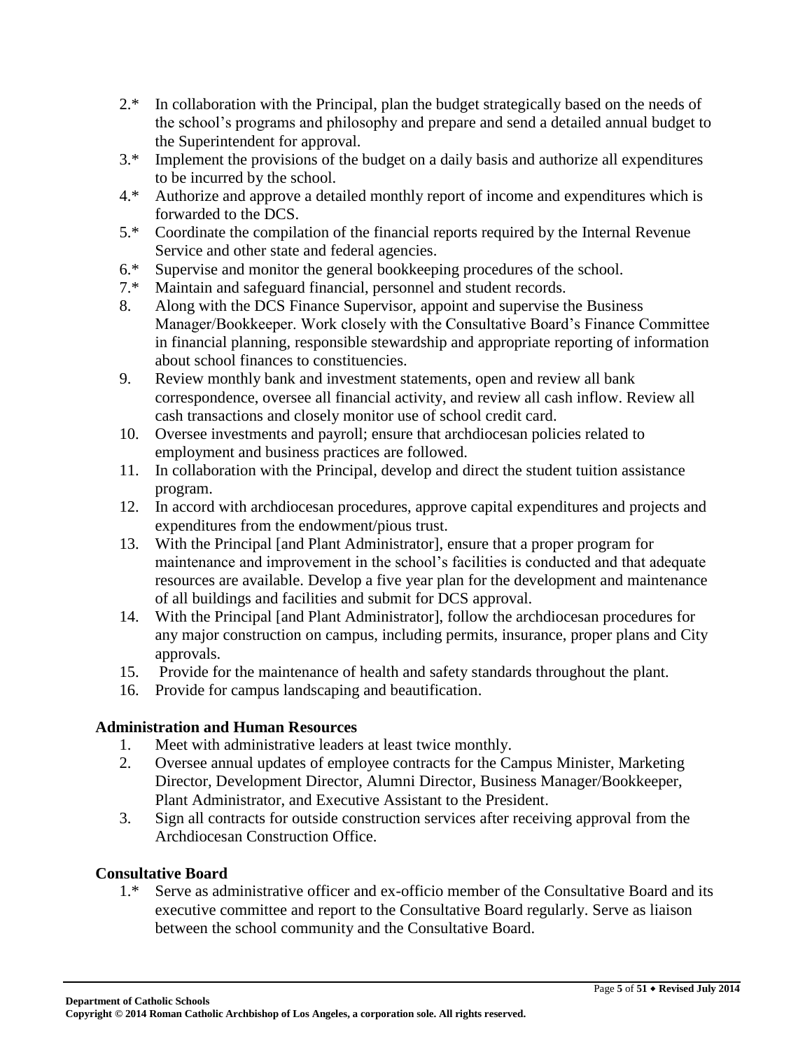2.* In collaboration with the Principal, plan the budget strategically based on the needs of the school's programs and philosophy and prepare and send a detailed annual budget to the Superintendent for approval.

3.* Implement the provisions of the budget on a daily basis and authorize all expenditures to be incurred by the school.

4.* Authorize and approve a detailed monthly report of income and expenditures which is forwarded to the DCS.

5.* Coordinate the compilation of the financial reports required by the Internal Revenue Service and other state and federal agencies.

6.* Supervise and monitor the general bookkeeping procedures of the school.

7.* Maintain and safeguard financial, personnel and student records.

8. Along with the DCS Finance Supervisor, appoint and supervise the Business Manager/Bookkeeper. Work closely with the Consultative Board's Finance Committee in financial planning, responsible stewardship and appropriate reporting of information about school finances to constituencies.
9. Review monthly bank and investment statements, open and review all bank correspondence, oversee all financial activity, and review all cash inflow. Review all cash transactions and closely monitor use of school credit card.
10. Oversee investments and payroll; ensure that archdiocesan policies related to employment and business practices are followed.
11. In collaboration with the Principal, develop and direct the student tuition assistance program.
12. In accord with archdiocesan procedures, approve capital expenditures and projects and expenditures from the endowment/pious trust.
13. With the Principal [and Plant Administrator], ensure that a proper program for maintenance and improvement in the school's facilities is conducted and that adequate resources are available. Develop a five year plan for the development and maintenance of all buildings and facilities and submit for DCS approval.
14. With the Principal [and Plant Administrator], follow the archdiocesan procedures for any major construction on campus, including permits, insurance, proper plans and City approvals.
15. Provide for the maintenance of health and safety standards throughout the plant.
16. Provide for campus landscaping and beautification.

### Administration and Human Resources

1. Meet with administrative leaders at least twice monthly.
2. Oversee annual updates of employee contracts for the Campus Minister, Marketing Director, Development Director, Alumni Director, Business Manager/Bookkeeper, Plant Administrator, and Executive Assistant to the President.
3. Sign all contracts for outside construction services after receiving approval from the Archdiocesan Construction Office.

### Consultative Board

1.* Serve as administrative officer and ex-officio member of the Consultative Board and its executive committee and report to the Consultative Board regularly. Serve as liaison between the school community and the Consultative Board.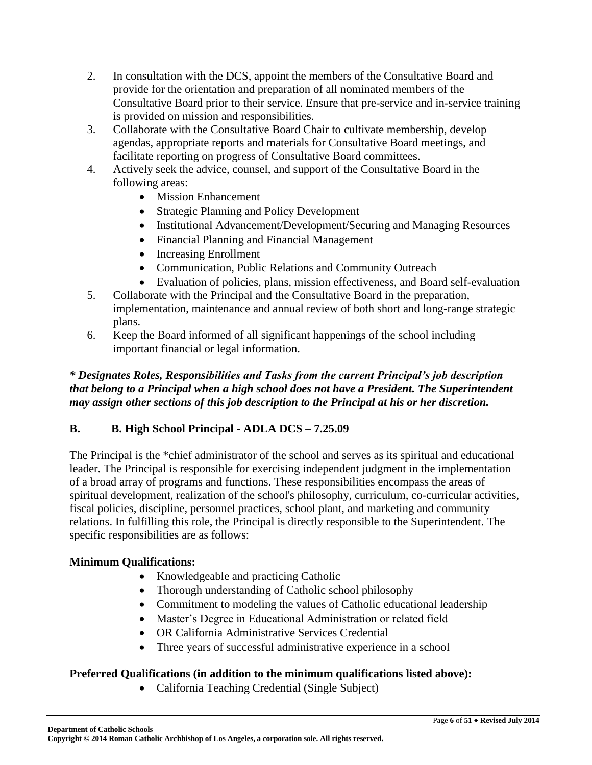2. In consultation with the DCS, appoint the members of the Consultative Board and provide for the orientation and preparation of all nominated members of the Consultative Board prior to their service. Ensure that pre-service and in-service training is provided on mission and responsibilities.
3. Collaborate with the Consultative Board Chair to cultivate membership, develop agendas, appropriate reports and materials for Consultative Board meetings, and facilitate reporting on progress of Consultative Board committees.
4. Actively seek the advice, counsel, and support of the Consultative Board in the following areas:
   - Mission Enhancement
   - Strategic Planning and Policy Development
   - Institutional Advancement/Development/Securing and Managing Resources
   - Financial Planning and Financial Management
   - Increasing Enrollment
   - Communication, Public Relations and Community Outreach
   - Evaluation of policies, plans, mission effectiveness, and Board self-evaluation
5. Collaborate with the Principal and the Consultative Board in the preparation, implementation, maintenance and annual review of both short and long-range strategic plans.
6. Keep the Board informed of all significant happenings of the school including important financial or legal information.

***\* Designates Roles, Responsibilities and Tasks from the current Principal's job description that belong to a Principal when a high school does not have a President. The Superintendent may assign other sections of this job description to the Principal at his or her discretion.***

### B. B. High School Principal - ADLA DCS – 7.25.09

The Principal is the *chief administrator of the school and serves as its spiritual and educational leader. The Principal is responsible for exercising independent judgment in the implementation of a broad array of programs and functions. These responsibilities encompass the areas of spiritual development, realization of the school's philosophy, curriculum, co-curricular activities, fiscal policies, discipline, personnel practices, school plant, and marketing and community relations. In fulfilling this role, the Principal is directly responsible to the Superintendent. The specific responsibilities are as follows:

**Minimum Qualifications:**

- Knowledgeable and practicing Catholic
- Thorough understanding of Catholic school philosophy
- Commitment to modeling the values of Catholic educational leadership
- Master's Degree in Educational Administration or related field
- OR California Administrative Services Credential
- Three years of successful administrative experience in a school

**Preferred Qualifications (in addition to the minimum qualifications listed above):**

- California Teaching Credential (Single Subject)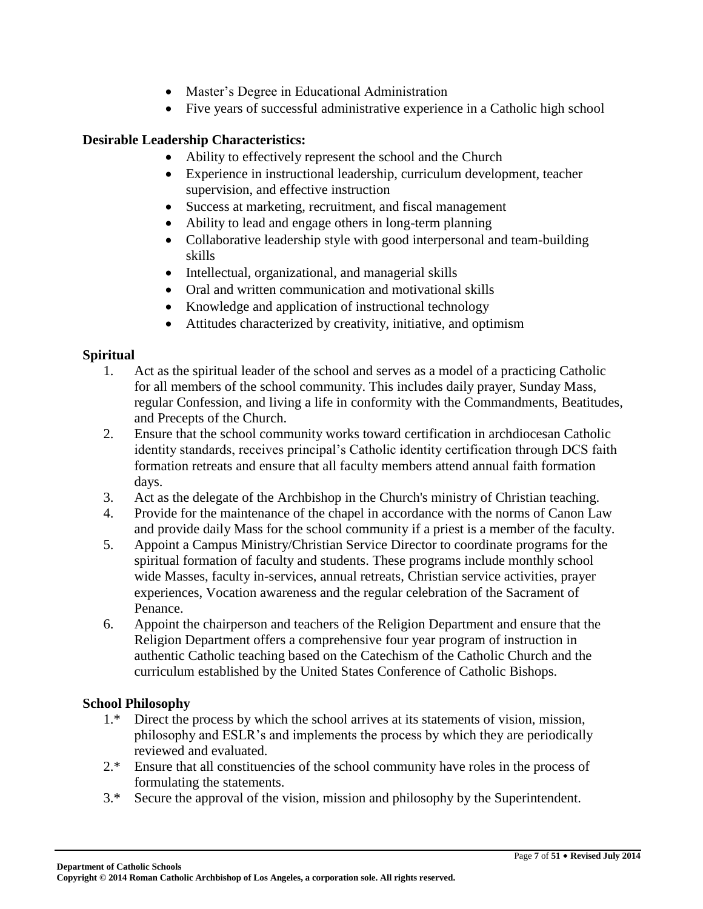- Master's Degree in Educational Administration
- Five years of successful administrative experience in a Catholic high school

**Desirable Leadership Characteristics:**

- Ability to effectively represent the school and the Church
- Experience in instructional leadership, curriculum development, teacher supervision, and effective instruction
- Success at marketing, recruitment, and fiscal management
- Ability to lead and engage others in long-term planning
- Collaborative leadership style with good interpersonal and team-building skills
- Intellectual, organizational, and managerial skills
- Oral and written communication and motivational skills
- Knowledge and application of instructional technology
- Attitudes characterized by creativity, initiative, and optimism

### Spiritual

1. Act as the spiritual leader of the school and serves as a model of a practicing Catholic for all members of the school community. This includes daily prayer, Sunday Mass, regular Confession, and living a life in conformity with the Commandments, Beatitudes, and Precepts of the Church.
2. Ensure that the school community works toward certification in archdiocesan Catholic identity standards, receives principal's Catholic identity certification through DCS faith formation retreats and ensure that all faculty members attend annual faith formation days.
3. Act as the delegate of the Archbishop in the Church's ministry of Christian teaching.
4. Provide for the maintenance of the chapel in accordance with the norms of Canon Law and provide daily Mass for the school community if a priest is a member of the faculty.
5. Appoint a Campus Ministry/Christian Service Director to coordinate programs for the spiritual formation of faculty and students. These programs include monthly school wide Masses, faculty in-services, annual retreats, Christian service activities, prayer experiences, Vocation awareness and the regular celebration of the Sacrament of Penance.
6. Appoint the chairperson and teachers of the Religion Department and ensure that the Religion Department offers a comprehensive four year program of instruction in authentic Catholic teaching based on the Catechism of the Catholic Church and the curriculum established by the United States Conference of Catholic Bishops.

### School Philosophy

1.* Direct the process by which the school arrives at its statements of vision, mission, philosophy and ESLR's and implements the process by which they are periodically reviewed and evaluated.

2.* Ensure that all constituencies of the school community have roles in the process of formulating the statements.

3.* Secure the approval of the vision, mission and philosophy by the Superintendent.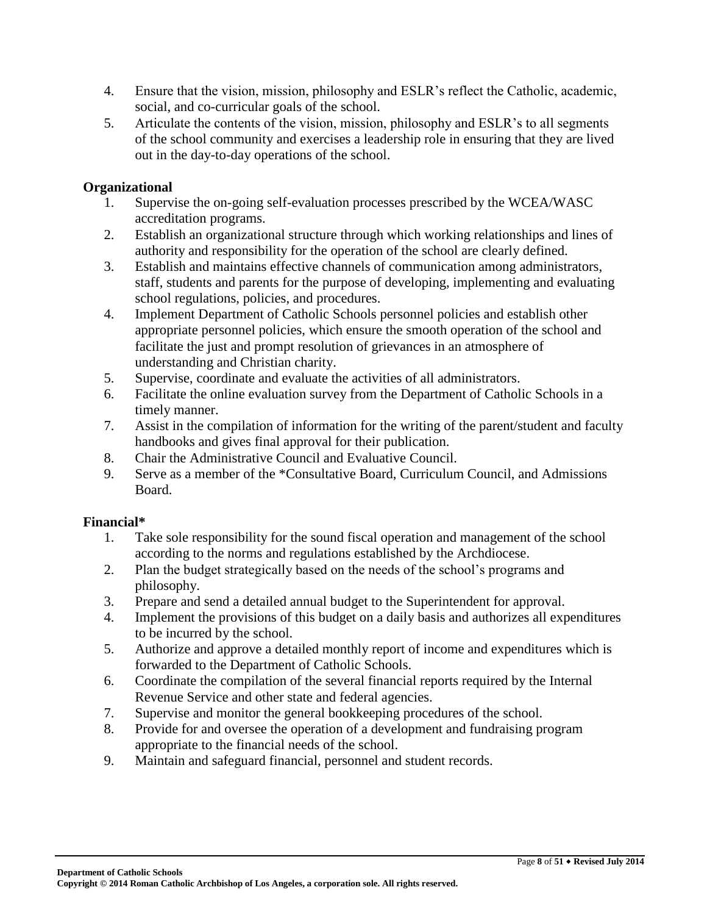4. Ensure that the vision, mission, philosophy and ESLR's reflect the Catholic, academic, social, and co-curricular goals of the school.
5. Articulate the contents of the vision, mission, philosophy and ESLR's to all segments of the school community and exercises a leadership role in ensuring that they are lived out in the day-to-day operations of the school.

**Organizational**

1. Supervise the on-going self-evaluation processes prescribed by the WCEA/WASC accreditation programs.
2. Establish an organizational structure through which working relationships and lines of authority and responsibility for the operation of the school are clearly defined.
3. Establish and maintains effective channels of communication among administrators, staff, students and parents for the purpose of developing, implementing and evaluating school regulations, policies, and procedures.
4. Implement Department of Catholic Schools personnel policies and establish other appropriate personnel policies, which ensure the smooth operation of the school and facilitate the just and prompt resolution of grievances in an atmosphere of understanding and Christian charity.
5. Supervise, coordinate and evaluate the activities of all administrators.
6. Facilitate the online evaluation survey from the Department of Catholic Schools in a timely manner.
7. Assist in the compilation of information for the writing of the parent/student and faculty handbooks and gives final approval for their publication.
8. Chair the Administrative Council and Evaluative Council.
9. Serve as a member of the *Consultative Board, Curriculum Council, and Admissions Board.

**Financial***

1. Take sole responsibility for the sound fiscal operation and management of the school according to the norms and regulations established by the Archdiocese.
2. Plan the budget strategically based on the needs of the school's programs and philosophy.
3. Prepare and send a detailed annual budget to the Superintendent for approval.
4. Implement the provisions of this budget on a daily basis and authorizes all expenditures to be incurred by the school.
5. Authorize and approve a detailed monthly report of income and expenditures which is forwarded to the Department of Catholic Schools.
6. Coordinate the compilation of the several financial reports required by the Internal Revenue Service and other state and federal agencies.
7. Supervise and monitor the general bookkeeping procedures of the school.
8. Provide for and oversee the operation of a development and fundraising program appropriate to the financial needs of the school.
9. Maintain and safeguard financial, personnel and student records.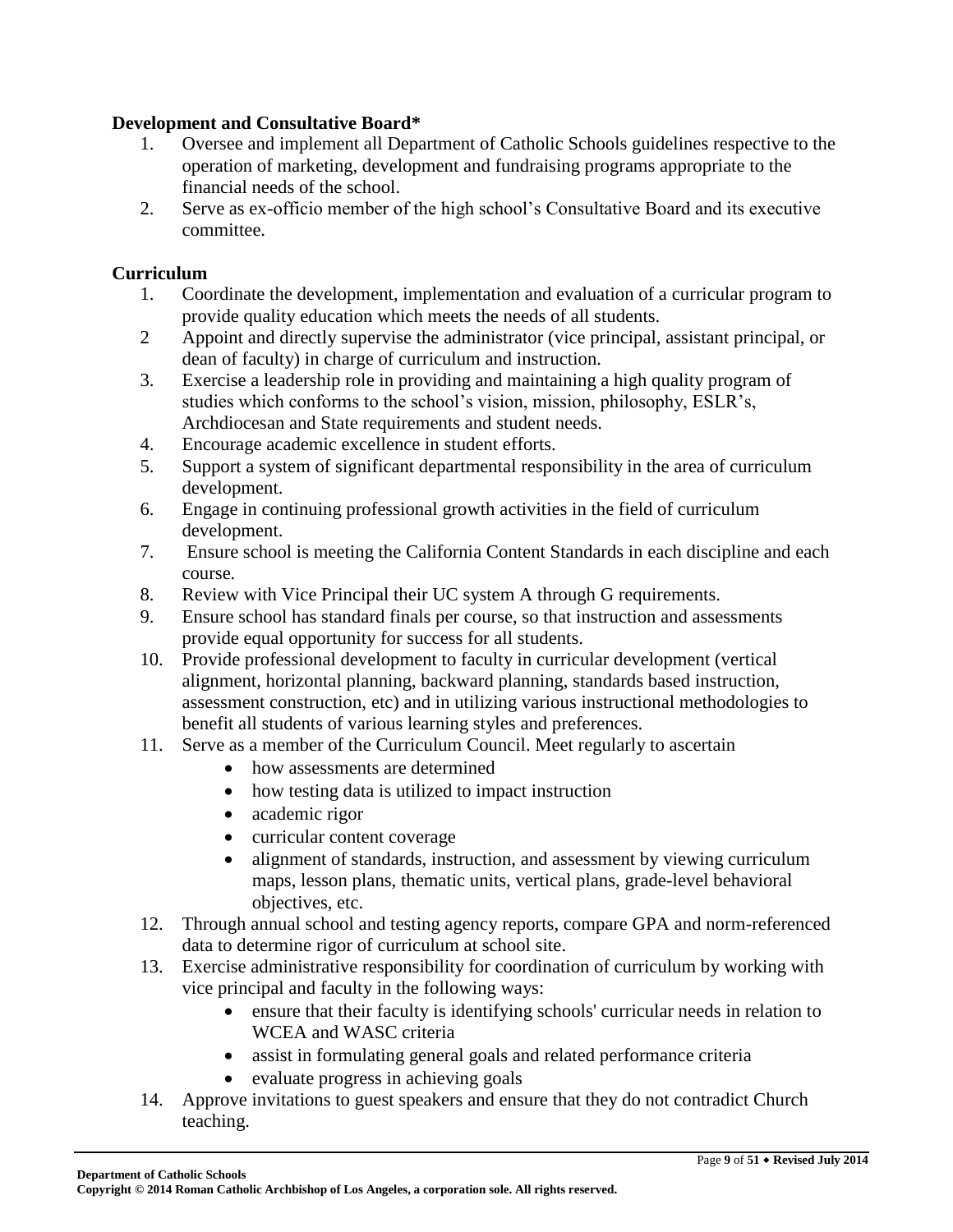**Development and Consultative Board***

1. Oversee and implement all Department of Catholic Schools guidelines respective to the operation of marketing, development and fundraising programs appropriate to the financial needs of the school.
2. Serve as ex-officio member of the high school's Consultative Board and its executive committee.

**Curriculum**

1. Coordinate the development, implementation and evaluation of a curricular program to provide quality education which meets the needs of all students.
2. Appoint and directly supervise the administrator (vice principal, assistant principal, or dean of faculty) in charge of curriculum and instruction.
3. Exercise a leadership role in providing and maintaining a high quality program of studies which conforms to the school's vision, mission, philosophy, ESLR's, Archdiocesan and State requirements and student needs.
4. Encourage academic excellence in student efforts.
5. Support a system of significant departmental responsibility in the area of curriculum development.
6. Engage in continuing professional growth activities in the field of curriculum development.
7. Ensure school is meeting the California Content Standards in each discipline and each course.
8. Review with Vice Principal their UC system A through G requirements.
9. Ensure school has standard finals per course, so that instruction and assessments provide equal opportunity for success for all students.
10. Provide professional development to faculty in curricular development (vertical alignment, horizontal planning, backward planning, standards based instruction, assessment construction, etc) and in utilizing various instructional methodologies to benefit all students of various learning styles and preferences.
11. Serve as a member of the Curriculum Council. Meet regularly to ascertain
    - how assessments are determined
    - how testing data is utilized to impact instruction
    - academic rigor
    - curricular content coverage
    - alignment of standards, instruction, and assessment by viewing curriculum maps, lesson plans, thematic units, vertical plans, grade-level behavioral objectives, etc.
12. Through annual school and testing agency reports, compare GPA and norm-referenced data to determine rigor of curriculum at school site.
13. Exercise administrative responsibility for coordination of curriculum by working with vice principal and faculty in the following ways:
    - ensure that their faculty is identifying schools' curricular needs in relation to WCEA and WASC criteria
    - assist in formulating general goals and related performance criteria
    - evaluate progress in achieving goals
14. Approve invitations to guest speakers and ensure that they do not contradict Church teaching.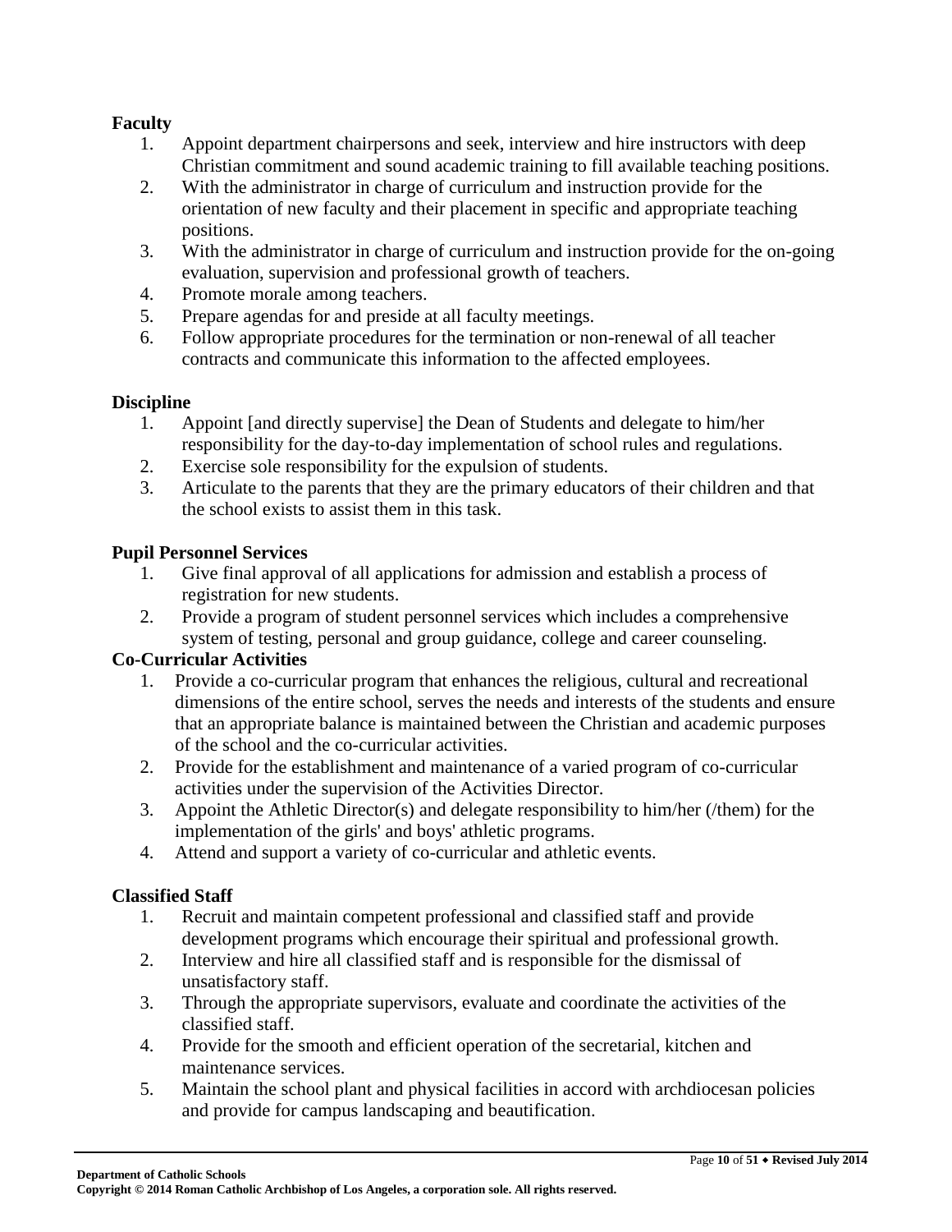**Faculty**

1. Appoint department chairpersons and seek, interview and hire instructors with deep Christian commitment and sound academic training to fill available teaching positions.
2. With the administrator in charge of curriculum and instruction provide for the orientation of new faculty and their placement in specific and appropriate teaching positions.
3. With the administrator in charge of curriculum and instruction provide for the on-going evaluation, supervision and professional growth of teachers.
4. Promote morale among teachers.
5. Prepare agendas for and preside at all faculty meetings.
6. Follow appropriate procedures for the termination or non-renewal of all teacher contracts and communicate this information to the affected employees.

**Discipline**

1. Appoint [and directly supervise] the Dean of Students and delegate to him/her responsibility for the day-to-day implementation of school rules and regulations.
2. Exercise sole responsibility for the expulsion of students.
3. Articulate to the parents that they are the primary educators of their children and that the school exists to assist them in this task.

**Pupil Personnel Services**

1. Give final approval of all applications for admission and establish a process of registration for new students.
2. Provide a program of student personnel services which includes a comprehensive system of testing, personal and group guidance, college and career counseling.

**Co-Curricular Activities**

1. Provide a co-curricular program that enhances the religious, cultural and recreational dimensions of the entire school, serves the needs and interests of the students and ensure that an appropriate balance is maintained between the Christian and academic purposes of the school and the co-curricular activities.
2. Provide for the establishment and maintenance of a varied program of co-curricular activities under the supervision of the Activities Director.
3. Appoint the Athletic Director(s) and delegate responsibility to him/her (/them) for the implementation of the girls' and boys' athletic programs.
4. Attend and support a variety of co-curricular and athletic events.

**Classified Staff**

1. Recruit and maintain competent professional and classified staff and provide development programs which encourage their spiritual and professional growth.
2. Interview and hire all classified staff and is responsible for the dismissal of unsatisfactory staff.
3. Through the appropriate supervisors, evaluate and coordinate the activities of the classified staff.
4. Provide for the smooth and efficient operation of the secretarial, kitchen and maintenance services.
5. Maintain the school plant and physical facilities in accord with archdiocesan policies and provide for campus landscaping and beautification.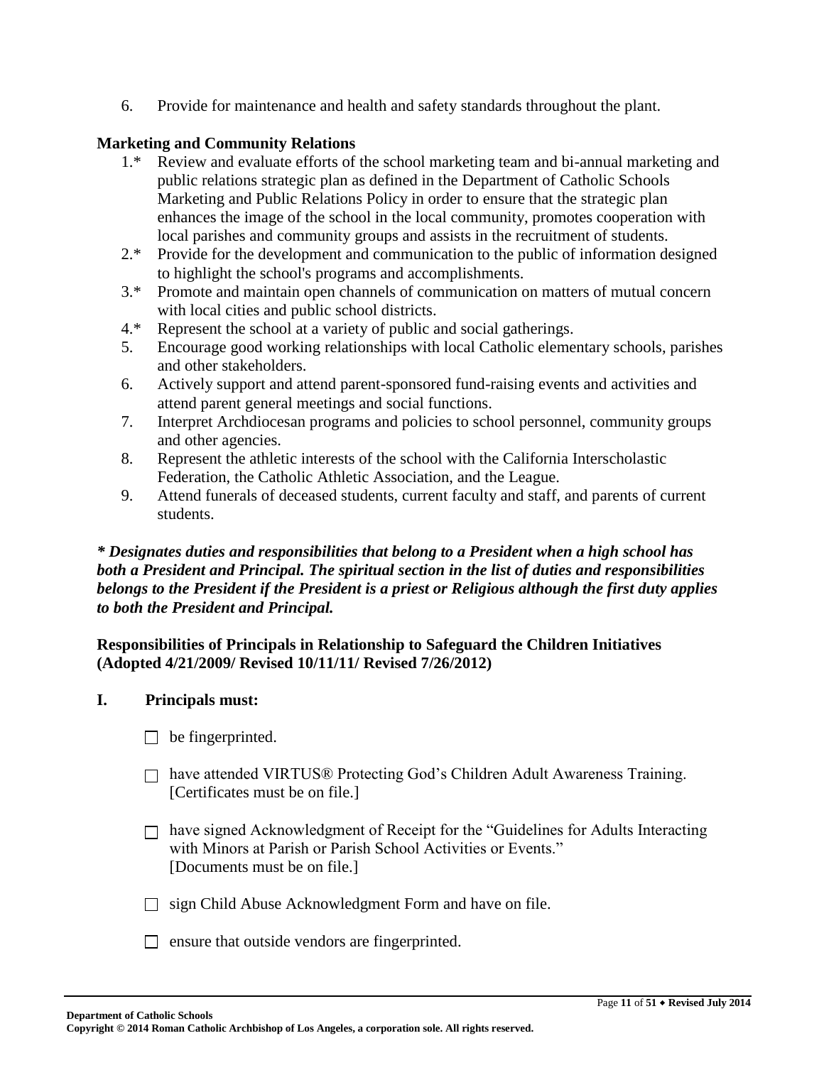6. Provide for maintenance and health and safety standards throughout the plant.

**Marketing and Community Relations**

1.* Review and evaluate efforts of the school marketing team and bi-annual marketing and public relations strategic plan as defined in the Department of Catholic Schools Marketing and Public Relations Policy in order to ensure that the strategic plan enhances the image of the school in the local community, promotes cooperation with local parishes and community groups and assists in the recruitment of students.
2.* Provide for the development and communication to the public of information designed to highlight the school's programs and accomplishments.
3.* Promote and maintain open channels of communication on matters of mutual concern with local cities and public school districts.
4.* Represent the school at a variety of public and social gatherings.
5. Encourage good working relationships with local Catholic elementary schools, parishes and other stakeholders.
6. Actively support and attend parent-sponsored fund-raising events and activities and attend parent general meetings and social functions.
7. Interpret Archdiocesan programs and policies to school personnel, community groups and other agencies.
8. Represent the athletic interests of the school with the California Interscholastic Federation, the Catholic Athletic Association, and the League.
9. Attend funerals of deceased students, current faculty and staff, and parents of current students.

***\* Designates duties and responsibilities that belong to a President when a high school has both a President and Principal. The spiritual section in the list of duties and responsibilities belongs to the President if the President is a priest or Religious although the first duty applies to both the President and Principal.***

**Responsibilities of Principals in Relationship to Safeguard the Children Initiatives (Adopted 4/21/2009/ Revised 10/11/11/ Revised 7/26/2012)**

**I. Principals must:**

- ☐ be fingerprinted.
- ☐ have attended VIRTUS® Protecting God's Children Adult Awareness Training. [Certificates must be on file.]
- ☐ have signed Acknowledgment of Receipt for the "Guidelines for Adults Interacting with Minors at Parish or Parish School Activities or Events." [Documents must be on file.]
- ☐ sign Child Abuse Acknowledgment Form and have on file.
- ☐ ensure that outside vendors are fingerprinted.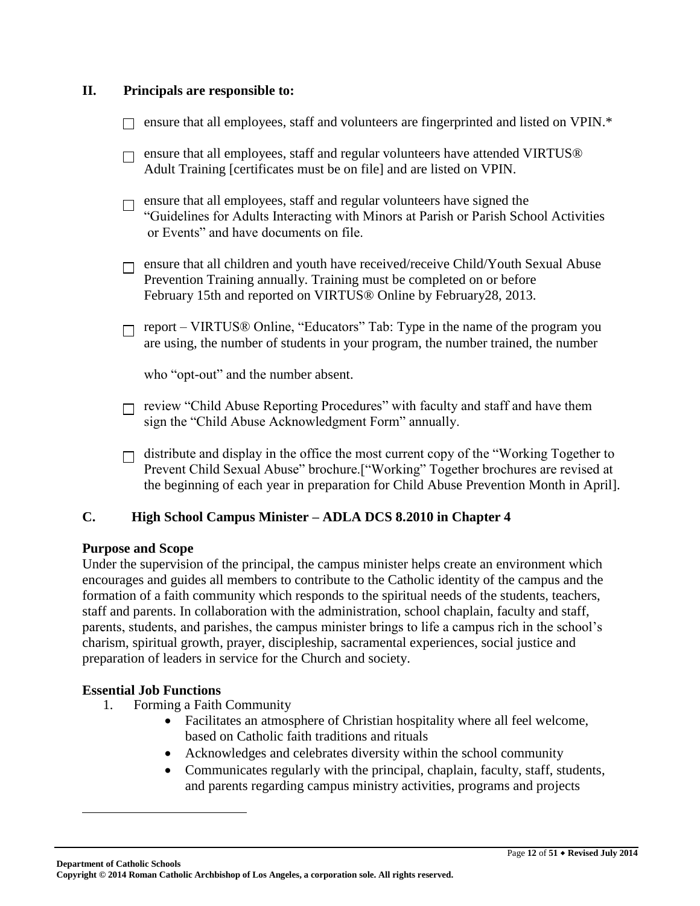## II. Principals are responsible to:

- ☐ ensure that all employees, staff and volunteers are fingerprinted and listed on VPIN.*
- ☐ ensure that all employees, staff and regular volunteers have attended VIRTUS® Adult Training [certificates must be on file] and are listed on VPIN.
- ☐ ensure that all employees, staff and regular volunteers have signed the "Guidelines for Adults Interacting with Minors at Parish or Parish School Activities or Events" and have documents on file.
- ☐ ensure that all children and youth have received/receive Child/Youth Sexual Abuse Prevention Training annually. Training must be completed on or before February 15th and reported on VIRTUS® Online by February28, 2013.
- ☐ report – VIRTUS® Online, "Educators" Tab: Type in the name of the program you are using, the number of students in your program, the number trained, the number who "opt-out" and the number absent.
- ☐ review "Child Abuse Reporting Procedures" with faculty and staff and have them sign the "Child Abuse Acknowledgment Form" annually.
- ☐ distribute and display in the office the most current copy of the "Working Together to Prevent Child Sexual Abuse" brochure.["Working" Together brochures are revised at the beginning of each year in preparation for Child Abuse Prevention Month in April].

## C. High School Campus Minister – ADLA DCS 8.2010 in Chapter 4

**Purpose and Scope**

Under the supervision of the principal, the campus minister helps create an environment which encourages and guides all members to contribute to the Catholic identity of the campus and the formation of a faith community which responds to the spiritual needs of the students, teachers, staff and parents. In collaboration with the administration, school chaplain, faculty and staff, parents, students, and parishes, the campus minister brings to life a campus rich in the school's charism, spiritual growth, prayer, discipleship, sacramental experiences, social justice and preparation of leaders in service for the Church and society.

**Essential Job Functions**

1. Forming a Faith Community
   - Facilitates an atmosphere of Christian hospitality where all feel welcome, based on Catholic faith traditions and rituals
   - Acknowledges and celebrates diversity within the school community
   - Communicates regularly with the principal, chaplain, faculty, staff, students, and parents regarding campus ministry activities, programs and projects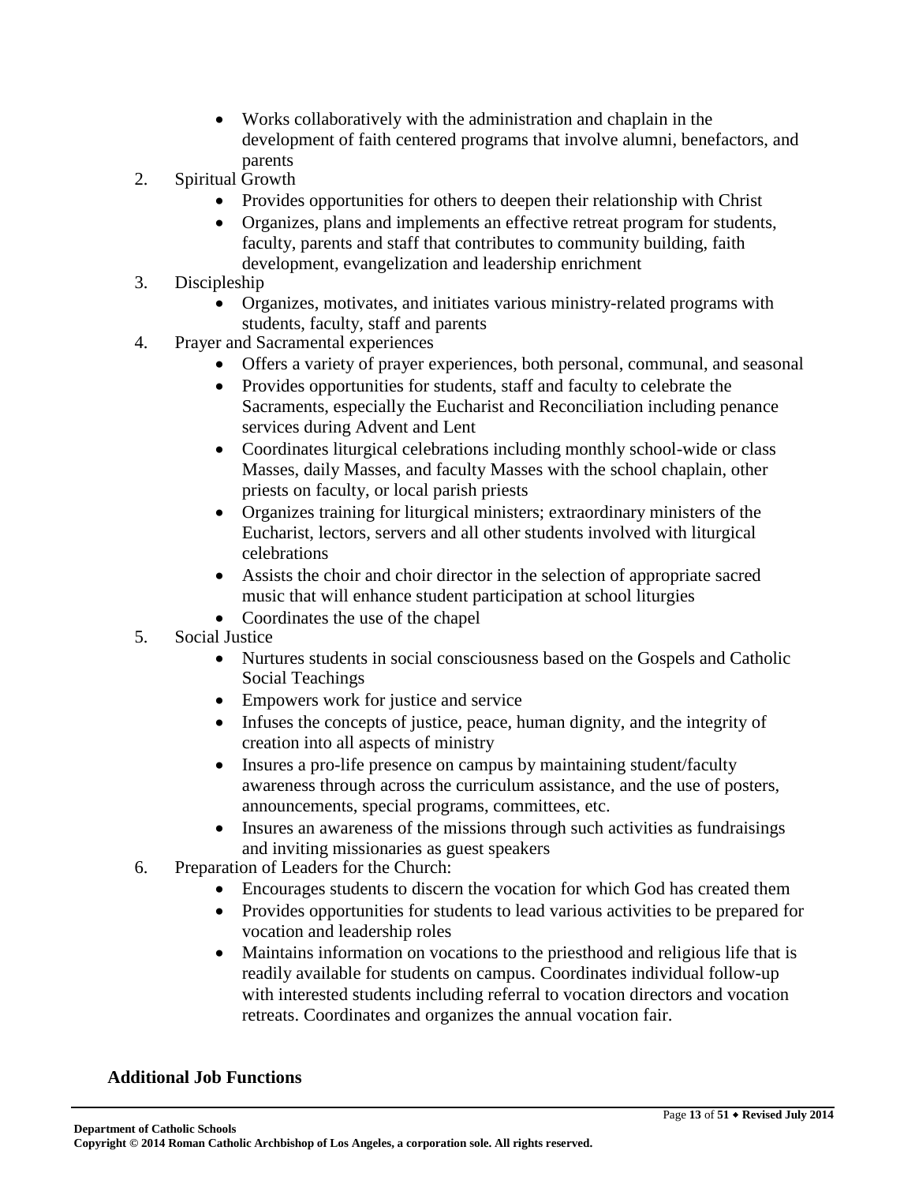- Works collaboratively with the administration and chaplain in the development of faith centered programs that involve alumni, benefactors, and parents

2. Spiritual Growth
   - Provides opportunities for others to deepen their relationship with Christ
   - Organizes, plans and implements an effective retreat program for students, faculty, parents and staff that contributes to community building, faith development, evangelization and leadership enrichment
3. Discipleship
   - Organizes, motivates, and initiates various ministry-related programs with students, faculty, staff and parents
4. Prayer and Sacramental experiences
   - Offers a variety of prayer experiences, both personal, communal, and seasonal
   - Provides opportunities for students, staff and faculty to celebrate the Sacraments, especially the Eucharist and Reconciliation including penance services during Advent and Lent
   - Coordinates liturgical celebrations including monthly school-wide or class Masses, daily Masses, and faculty Masses with the school chaplain, other priests on faculty, or local parish priests
   - Organizes training for liturgical ministers; extraordinary ministers of the Eucharist, lectors, servers and all other students involved with liturgical celebrations
   - Assists the choir and choir director in the selection of appropriate sacred music that will enhance student participation at school liturgies
   - Coordinates the use of the chapel
5. Social Justice
   - Nurtures students in social consciousness based on the Gospels and Catholic Social Teachings
   - Empowers work for justice and service
   - Infuses the concepts of justice, peace, human dignity, and the integrity of creation into all aspects of ministry
   - Insures a pro-life presence on campus by maintaining student/faculty awareness through across the curriculum assistance, and the use of posters, announcements, special programs, committees, etc.
   - Insures an awareness of the missions through such activities as fundraisings and inviting missionaries as guest speakers
6. Preparation of Leaders for the Church:
   - Encourages students to discern the vocation for which God has created them
   - Provides opportunities for students to lead various activities to be prepared for vocation and leadership roles
   - Maintains information on vocations to the priesthood and religious life that is readily available for students on campus. Coordinates individual follow-up with interested students including referral to vocation directors and vocation retreats. Coordinates and organizes the annual vocation fair.

**Additional Job Functions**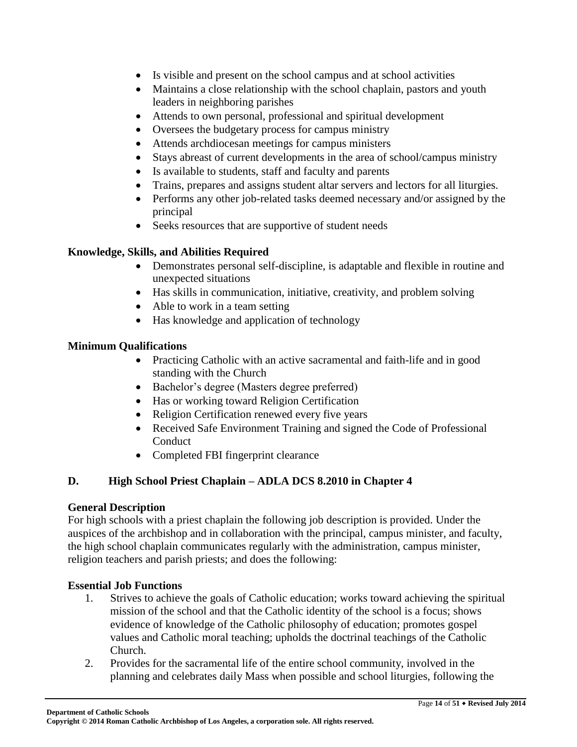- Is visible and present on the school campus and at school activities
- Maintains a close relationship with the school chaplain, pastors and youth leaders in neighboring parishes
- Attends to own personal, professional and spiritual development
- Oversees the budgetary process for campus ministry
- Attends archdiocesan meetings for campus ministers
- Stays abreast of current developments in the area of school/campus ministry
- Is available to students, staff and faculty and parents
- Trains, prepares and assigns student altar servers and lectors for all liturgies.
- Performs any other job-related tasks deemed necessary and/or assigned by the principal
- Seeks resources that are supportive of student needs

**Knowledge, Skills, and Abilities Required**

- Demonstrates personal self-discipline, is adaptable and flexible in routine and unexpected situations
- Has skills in communication, initiative, creativity, and problem solving
- Able to work in a team setting
- Has knowledge and application of technology

**Minimum Qualifications**

- Practicing Catholic with an active sacramental and faith-life and in good standing with the Church
- Bachelor's degree (Masters degree preferred)
- Has or working toward Religion Certification
- Religion Certification renewed every five years
- Received Safe Environment Training and signed the Code of Professional Conduct
- Completed FBI fingerprint clearance

### D. High School Priest Chaplain – ADLA DCS 8.2010 in Chapter 4

**General Description**

For high schools with a priest chaplain the following job description is provided. Under the auspices of the archbishop and in collaboration with the principal, campus minister, and faculty, the high school chaplain communicates regularly with the administration, campus minister, religion teachers and parish priests; and does the following:

**Essential Job Functions**

1. Strives to achieve the goals of Catholic education; works toward achieving the spiritual mission of the school and that the Catholic identity of the school is a focus; shows evidence of knowledge of the Catholic philosophy of education; promotes gospel values and Catholic moral teaching; upholds the doctrinal teachings of the Catholic Church.
2. Provides for the sacramental life of the entire school community, involved in the planning and celebrates daily Mass when possible and school liturgies, following the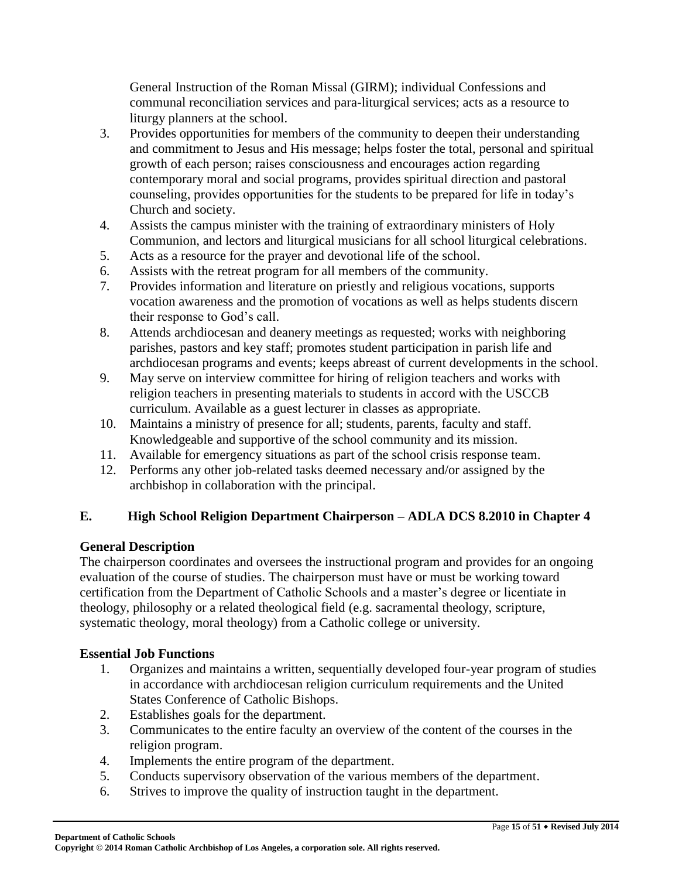General Instruction of the Roman Missal (GIRM); individual Confessions and communal reconciliation services and para-liturgical services; acts as a resource to liturgy planners at the school.

3. Provides opportunities for members of the community to deepen their understanding and commitment to Jesus and His message; helps foster the total, personal and spiritual growth of each person; raises consciousness and encourages action regarding contemporary moral and social programs, provides spiritual direction and pastoral counseling, provides opportunities for the students to be prepared for life in today's Church and society.
4. Assists the campus minister with the training of extraordinary ministers of Holy Communion, and lectors and liturgical musicians for all school liturgical celebrations.
5. Acts as a resource for the prayer and devotional life of the school.
6. Assists with the retreat program for all members of the community.
7. Provides information and literature on priestly and religious vocations, supports vocation awareness and the promotion of vocations as well as helps students discern their response to God's call.
8. Attends archdiocesan and deanery meetings as requested; works with neighboring parishes, pastors and key staff; promotes student participation in parish life and archdiocesan programs and events; keeps abreast of current developments in the school.
9. May serve on interview committee for hiring of religion teachers and works with religion teachers in presenting materials to students in accord with the USCCB curriculum. Available as a guest lecturer in classes as appropriate.
10. Maintains a ministry of presence for all; students, parents, faculty and staff. Knowledgeable and supportive of the school community and its mission.
11. Available for emergency situations as part of the school crisis response team.
12. Performs any other job-related tasks deemed necessary and/or assigned by the archbishop in collaboration with the principal.

## E. High School Religion Department Chairperson – ADLA DCS 8.2010 in Chapter 4

### General Description

The chairperson coordinates and oversees the instructional program and provides for an ongoing evaluation of the course of studies. The chairperson must have or must be working toward certification from the Department of Catholic Schools and a master's degree or licentiate in theology, philosophy or a related theological field (e.g. sacramental theology, scripture, systematic theology, moral theology) from a Catholic college or university.

### Essential Job Functions

1. Organizes and maintains a written, sequentially developed four-year program of studies in accordance with archdiocesan religion curriculum requirements and the United States Conference of Catholic Bishops.
2. Establishes goals for the department.
3. Communicates to the entire faculty an overview of the content of the courses in the religion program.
4. Implements the entire program of the department.
5. Conducts supervisory observation of the various members of the department.
6. Strives to improve the quality of instruction taught in the department.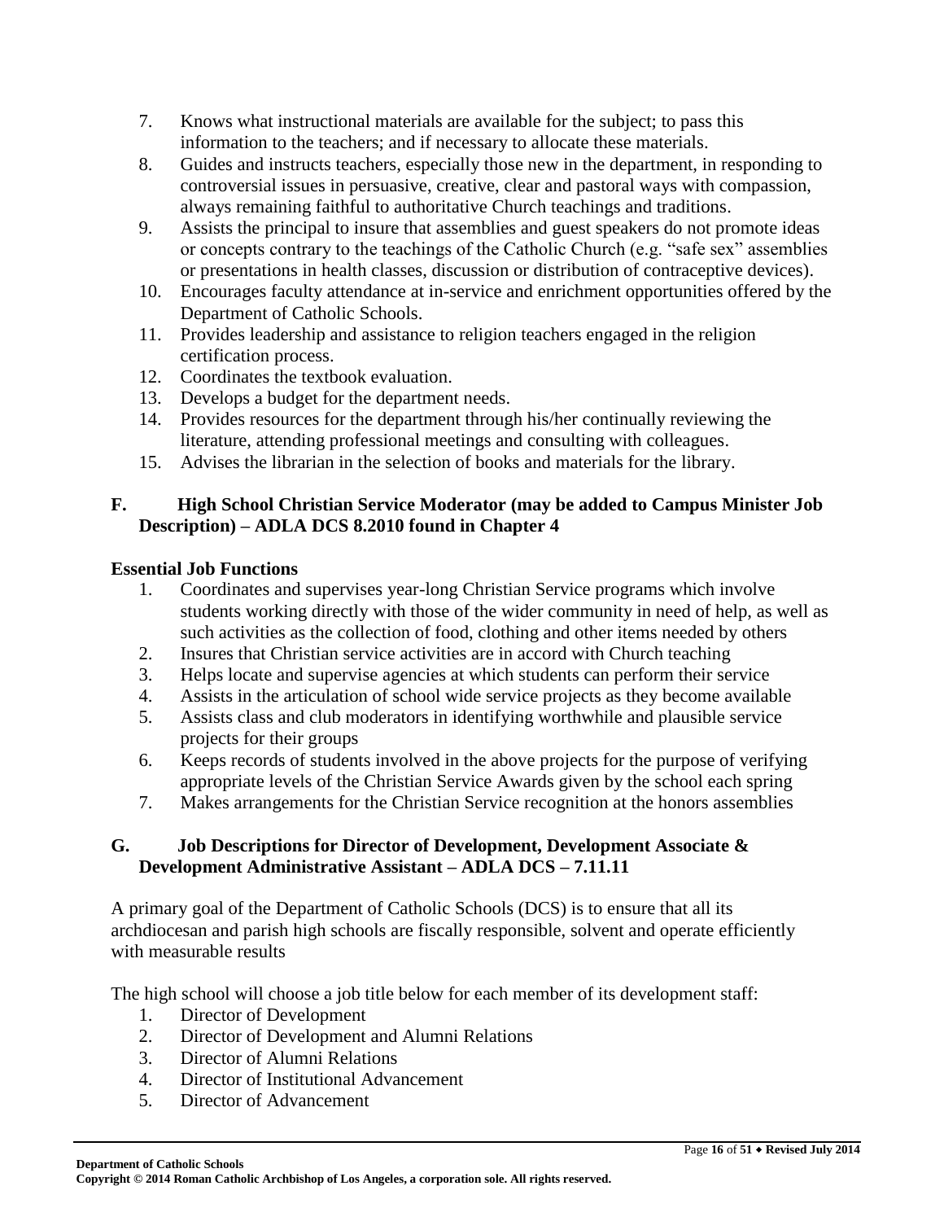7. Knows what instructional materials are available for the subject; to pass this information to the teachers; and if necessary to allocate these materials.
8. Guides and instructs teachers, especially those new in the department, in responding to controversial issues in persuasive, creative, clear and pastoral ways with compassion, always remaining faithful to authoritative Church teachings and traditions.
9. Assists the principal to insure that assemblies and guest speakers do not promote ideas or concepts contrary to the teachings of the Catholic Church (e.g. "safe sex" assemblies or presentations in health classes, discussion or distribution of contraceptive devices).
10. Encourages faculty attendance at in-service and enrichment opportunities offered by the Department of Catholic Schools.
11. Provides leadership and assistance to religion teachers engaged in the religion certification process.
12. Coordinates the textbook evaluation.
13. Develops a budget for the department needs.
14. Provides resources for the department through his/her continually reviewing the literature, attending professional meetings and consulting with colleagues.
15. Advises the librarian in the selection of books and materials for the library.

### F. High School Christian Service Moderator (may be added to Campus Minister Job Description) – ADLA DCS 8.2010 found in Chapter 4

**Essential Job Functions**

1. Coordinates and supervises year-long Christian Service programs which involve students working directly with those of the wider community in need of help, as well as such activities as the collection of food, clothing and other items needed by others
2. Insures that Christian service activities are in accord with Church teaching
3. Helps locate and supervise agencies at which students can perform their service
4. Assists in the articulation of school wide service projects as they become available
5. Assists class and club moderators in identifying worthwhile and plausible service projects for their groups
6. Keeps records of students involved in the above projects for the purpose of verifying appropriate levels of the Christian Service Awards given by the school each spring
7. Makes arrangements for the Christian Service recognition at the honors assemblies

### G. Job Descriptions for Director of Development, Development Associate & Development Administrative Assistant – ADLA DCS – 7.11.11

A primary goal of the Department of Catholic Schools (DCS) is to ensure that all its archdiocesan and parish high schools are fiscally responsible, solvent and operate efficiently with measurable results

The high school will choose a job title below for each member of its development staff:

1. Director of Development
2. Director of Development and Alumni Relations
3. Director of Alumni Relations
4. Director of Institutional Advancement
5. Director of Advancement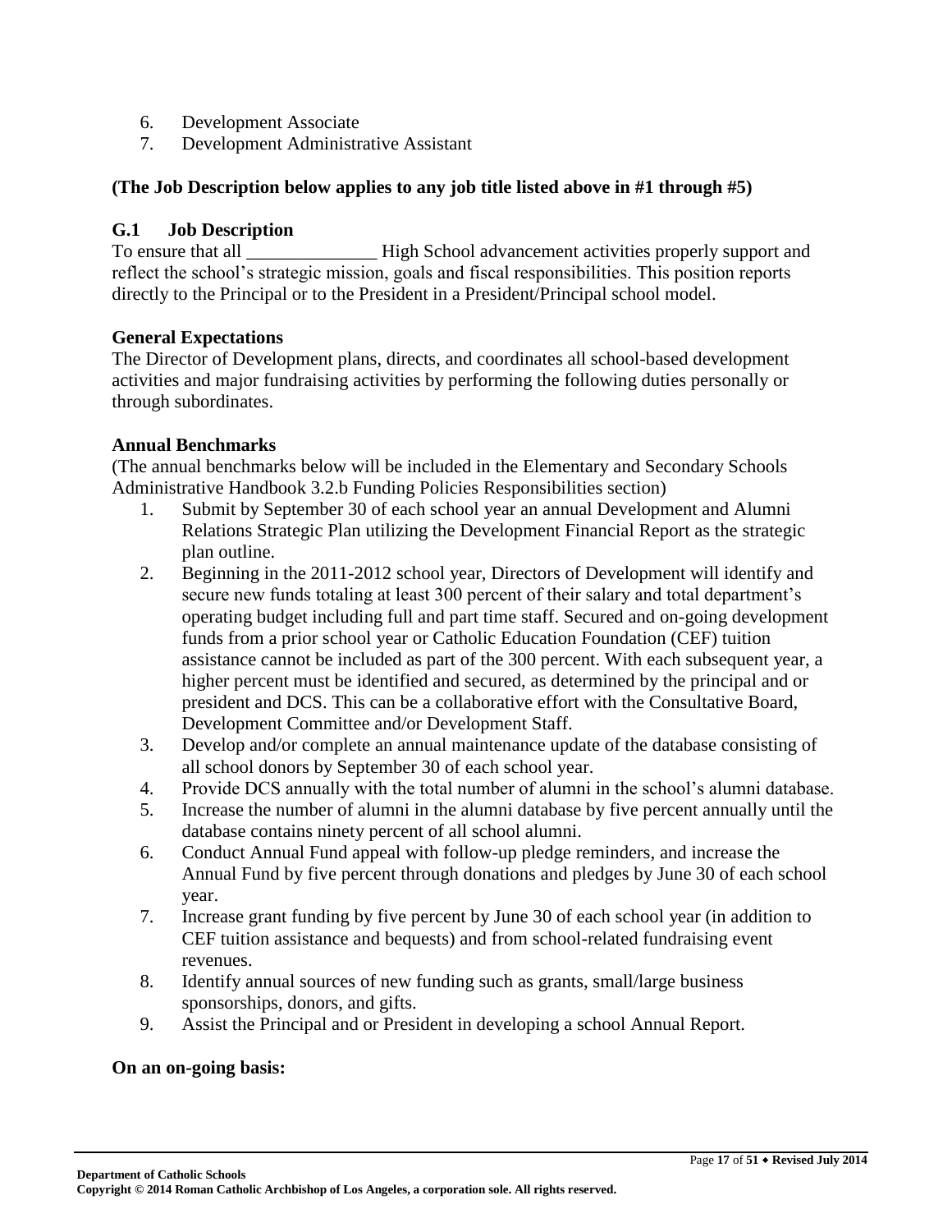6. Development Associate
7. Development Administrative Assistant

**(The Job Description below applies to any job title listed above in #1 through #5)**

### G.1 Job Description

To ensure that all ______________ High School advancement activities properly support and reflect the school's strategic mission, goals and fiscal responsibilities. This position reports directly to the Principal or to the President in a President/Principal school model.

**General Expectations**

The Director of Development plans, directs, and coordinates all school-based development activities and major fundraising activities by performing the following duties personally or through subordinates.

**Annual Benchmarks**

(The annual benchmarks below will be included in the Elementary and Secondary Schools Administrative Handbook 3.2.b Funding Policies Responsibilities section)

1. Submit by September 30 of each school year an annual Development and Alumni Relations Strategic Plan utilizing the Development Financial Report as the strategic plan outline.
2. Beginning in the 2011-2012 school year, Directors of Development will identify and secure new funds totaling at least 300 percent of their salary and total department's operating budget including full and part time staff. Secured and on-going development funds from a prior school year or Catholic Education Foundation (CEF) tuition assistance cannot be included as part of the 300 percent. With each subsequent year, a higher percent must be identified and secured, as determined by the principal and or president and DCS. This can be a collaborative effort with the Consultative Board, Development Committee and/or Development Staff.
3. Develop and/or complete an annual maintenance update of the database consisting of all school donors by September 30 of each school year.
4. Provide DCS annually with the total number of alumni in the school's alumni database.
5. Increase the number of alumni in the alumni database by five percent annually until the database contains ninety percent of all school alumni.
6. Conduct Annual Fund appeal with follow-up pledge reminders, and increase the Annual Fund by five percent through donations and pledges by June 30 of each school year.
7. Increase grant funding by five percent by June 30 of each school year (in addition to CEF tuition assistance and bequests) and from school-related fundraising event revenues.
8. Identify annual sources of new funding such as grants, small/large business sponsorships, donors, and gifts.
9. Assist the Principal and or President in developing a school Annual Report.

**On an on-going basis:**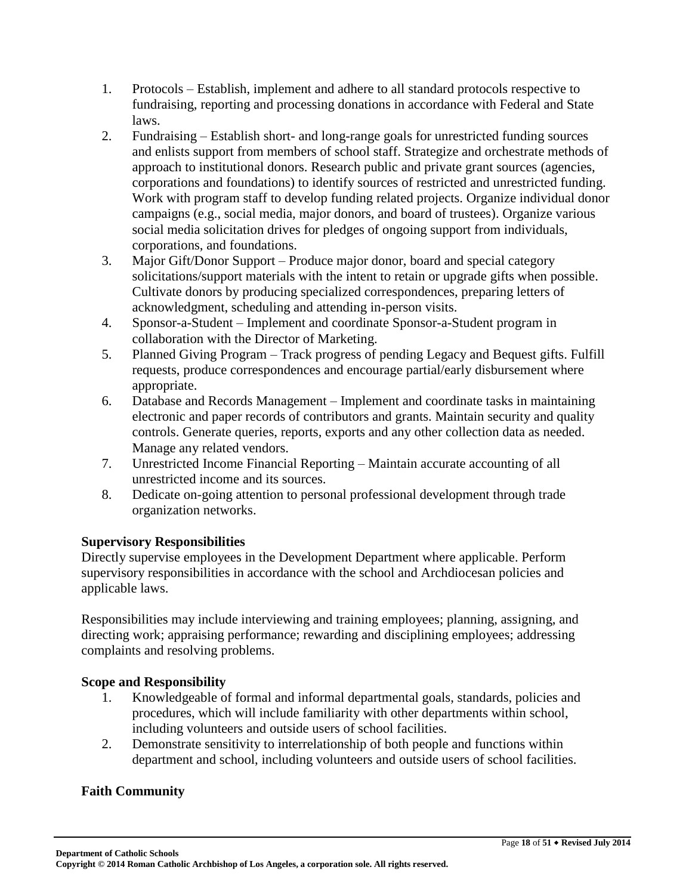1. Protocols – Establish, implement and adhere to all standard protocols respective to fundraising, reporting and processing donations in accordance with Federal and State laws.
2. Fundraising – Establish short- and long-range goals for unrestricted funding sources and enlists support from members of school staff. Strategize and orchestrate methods of approach to institutional donors. Research public and private grant sources (agencies, corporations and foundations) to identify sources of restricted and unrestricted funding. Work with program staff to develop funding related projects. Organize individual donor campaigns (e.g., social media, major donors, and board of trustees). Organize various social media solicitation drives for pledges of ongoing support from individuals, corporations, and foundations.
3. Major Gift/Donor Support – Produce major donor, board and special category solicitations/support materials with the intent to retain or upgrade gifts when possible. Cultivate donors by producing specialized correspondences, preparing letters of acknowledgment, scheduling and attending in-person visits.
4. Sponsor-a-Student – Implement and coordinate Sponsor-a-Student program in collaboration with the Director of Marketing.
5. Planned Giving Program – Track progress of pending Legacy and Bequest gifts. Fulfill requests, produce correspondences and encourage partial/early disbursement where appropriate.
6. Database and Records Management – Implement and coordinate tasks in maintaining electronic and paper records of contributors and grants. Maintain security and quality controls. Generate queries, reports, exports and any other collection data as needed. Manage any related vendors.
7. Unrestricted Income Financial Reporting – Maintain accurate accounting of all unrestricted income and its sources.
8. Dedicate on-going attention to personal professional development through trade organization networks.

**Supervisory Responsibilities**

Directly supervise employees in the Development Department where applicable. Perform supervisory responsibilities in accordance with the school and Archdiocesan policies and applicable laws.

Responsibilities may include interviewing and training employees; planning, assigning, and directing work; appraising performance; rewarding and disciplining employees; addressing complaints and resolving problems.

**Scope and Responsibility**

1. Knowledgeable of formal and informal departmental goals, standards, policies and procedures, which will include familiarity with other departments within school, including volunteers and outside users of school facilities.
2. Demonstrate sensitivity to interrelationship of both people and functions within department and school, including volunteers and outside users of school facilities.

**Faith Community**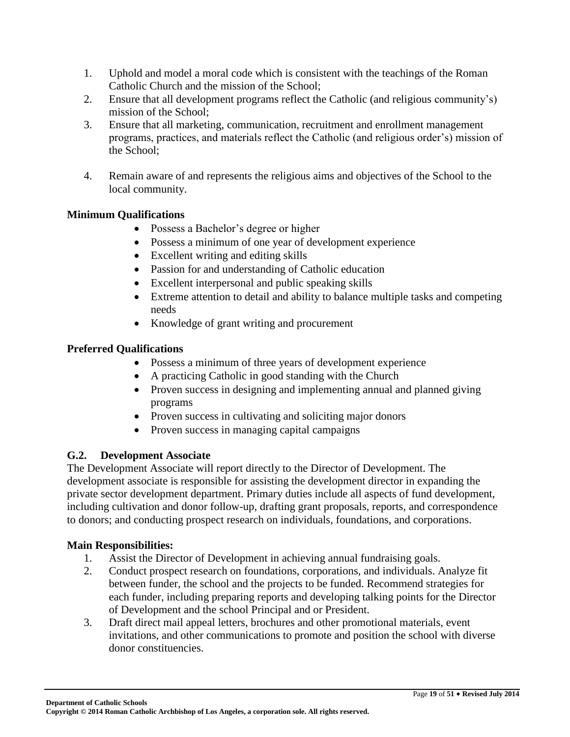1. Uphold and model a moral code which is consistent with the teachings of the Roman Catholic Church and the mission of the School;
2. Ensure that all development programs reflect the Catholic (and religious community's) mission of the School;
3. Ensure that all marketing, communication, recruitment and enrollment management programs, practices, and materials reflect the Catholic (and religious order's) mission of the School;
4. Remain aware of and represents the religious aims and objectives of the School to the local community.

**Minimum Qualifications**

- Possess a Bachelor's degree or higher
- Possess a minimum of one year of development experience
- Excellent writing and editing skills
- Passion for and understanding of Catholic education
- Excellent interpersonal and public speaking skills
- Extreme attention to detail and ability to balance multiple tasks and competing needs
- Knowledge of grant writing and procurement

**Preferred Qualifications**

- Possess a minimum of three years of development experience
- A practicing Catholic in good standing with the Church
- Proven success in designing and implementing annual and planned giving programs
- Proven success in cultivating and soliciting major donors
- Proven success in managing capital campaigns

### G.2. Development Associate

The Development Associate will report directly to the Director of Development. The development associate is responsible for assisting the development director in expanding the private sector development department. Primary duties include all aspects of fund development, including cultivation and donor follow-up, drafting grant proposals, reports, and correspondence to donors; and conducting prospect research on individuals, foundations, and corporations.

**Main Responsibilities:**

1. Assist the Director of Development in achieving annual fundraising goals.
2. Conduct prospect research on foundations, corporations, and individuals. Analyze fit between funder, the school and the projects to be funded. Recommend strategies for each funder, including preparing reports and developing talking points for the Director of Development and the school Principal and or President.
3. Draft direct mail appeal letters, brochures and other promotional materials, event invitations, and other communications to promote and position the school with diverse donor constituencies.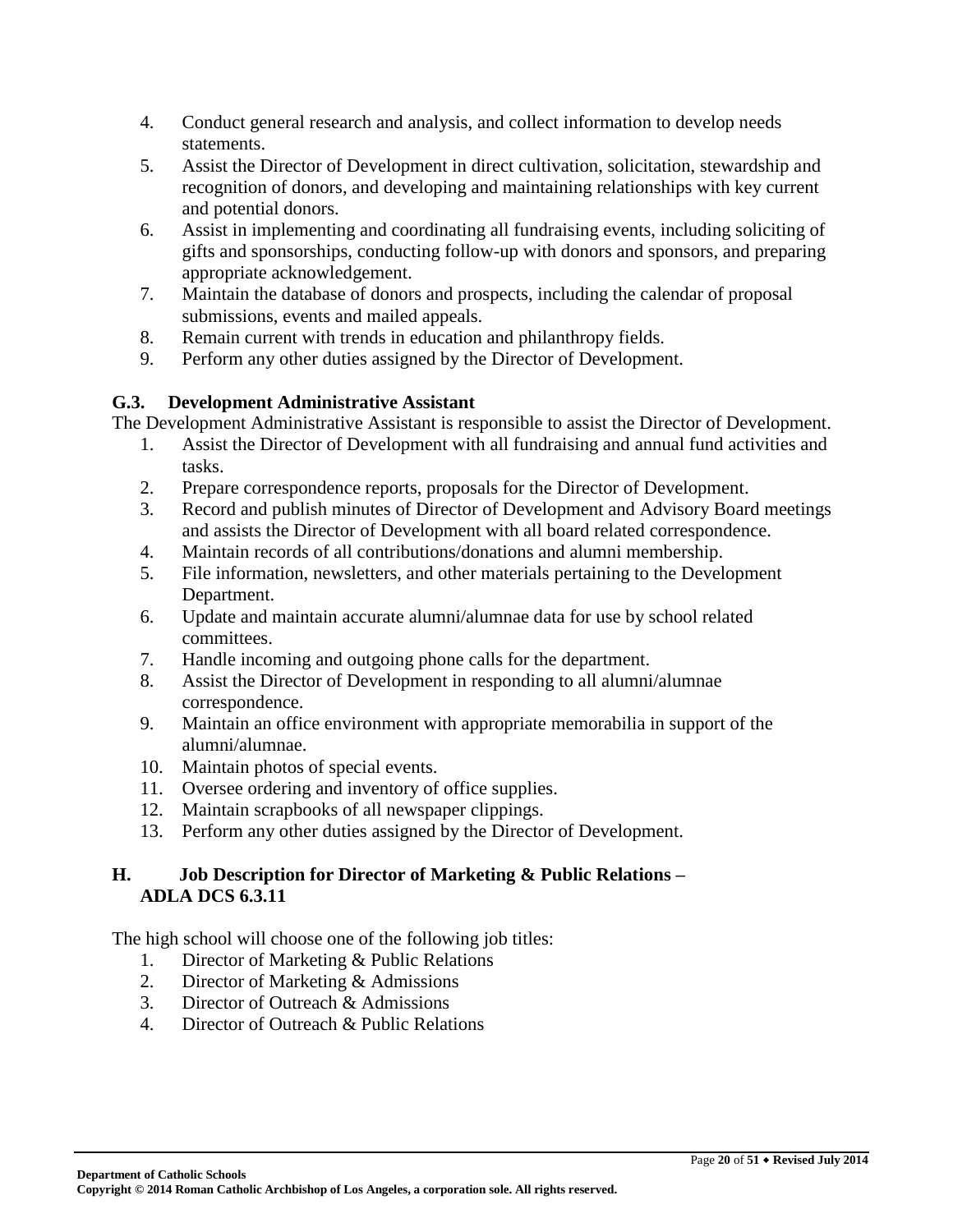4. Conduct general research and analysis, and collect information to develop needs statements.
5. Assist the Director of Development in direct cultivation, solicitation, stewardship and recognition of donors, and developing and maintaining relationships with key current and potential donors.
6. Assist in implementing and coordinating all fundraising events, including soliciting of gifts and sponsorships, conducting follow-up with donors and sponsors, and preparing appropriate acknowledgement.
7. Maintain the database of donors and prospects, including the calendar of proposal submissions, events and mailed appeals.
8. Remain current with trends in education and philanthropy fields.
9. Perform any other duties assigned by the Director of Development.

### G.3. Development Administrative Assistant

The Development Administrative Assistant is responsible to assist the Director of Development.

1. Assist the Director of Development with all fundraising and annual fund activities and tasks.
2. Prepare correspondence reports, proposals for the Director of Development.
3. Record and publish minutes of Director of Development and Advisory Board meetings and assists the Director of Development with all board related correspondence.
4. Maintain records of all contributions/donations and alumni membership.
5. File information, newsletters, and other materials pertaining to the Development Department.
6. Update and maintain accurate alumni/alumnae data for use by school related committees.
7. Handle incoming and outgoing phone calls for the department.
8. Assist the Director of Development in responding to all alumni/alumnae correspondence.
9. Maintain an office environment with appropriate memorabilia in support of the alumni/alumnae.
10. Maintain photos of special events.
11. Oversee ordering and inventory of office supplies.
12. Maintain scrapbooks of all newspaper clippings.
13. Perform any other duties assigned by the Director of Development.

## H. Job Description for Director of Marketing & Public Relations – ADLA DCS 6.3.11

The high school will choose one of the following job titles:

1. Director of Marketing & Public Relations
2. Director of Marketing & Admissions
3. Director of Outreach & Admissions
4. Director of Outreach & Public Relations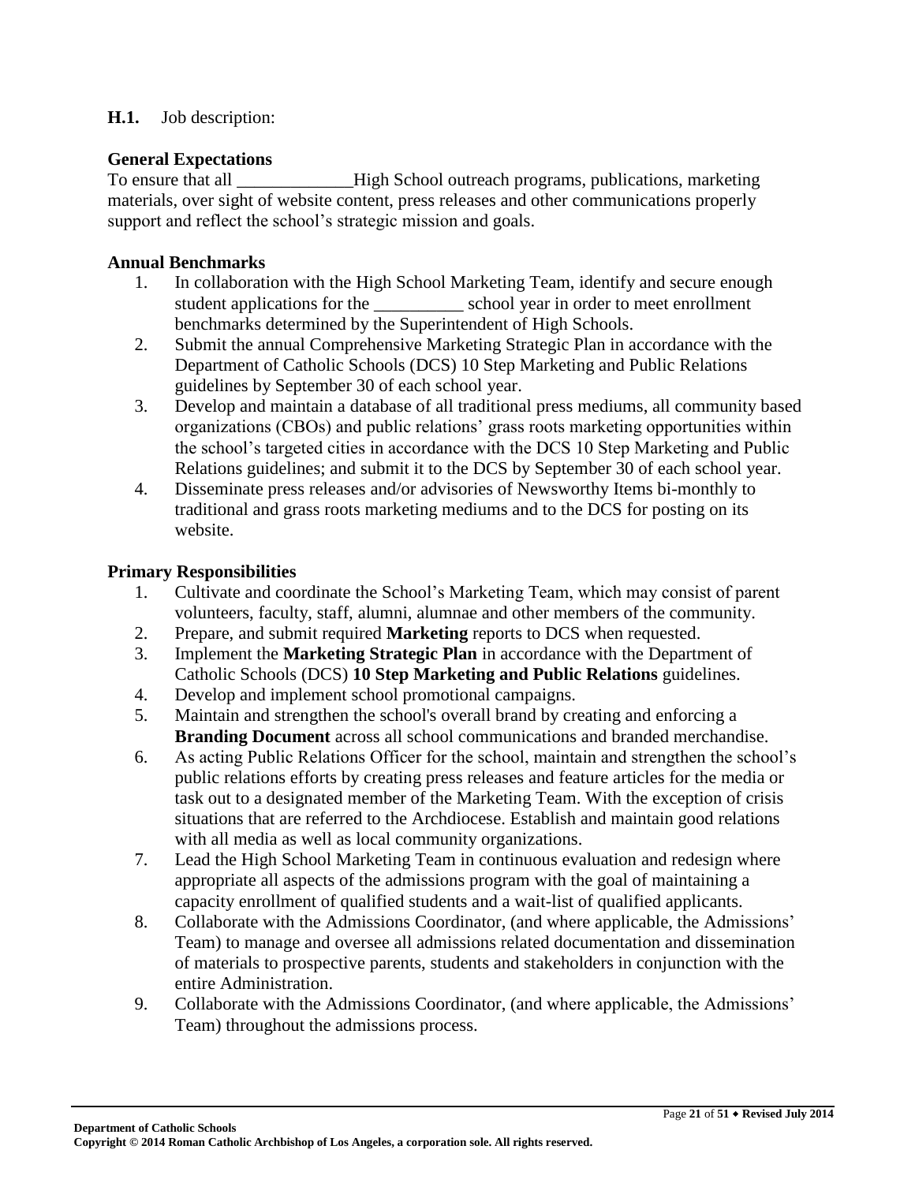**H.1.** Job description:

**General Expectations**

To ensure that all _____________High School outreach programs, publications, marketing materials, over sight of website content, press releases and other communications properly support and reflect the school's strategic mission and goals.

**Annual Benchmarks**

1. In collaboration with the High School Marketing Team, identify and secure enough student applications for the __________ school year in order to meet enrollment benchmarks determined by the Superintendent of High Schools.
2. Submit the annual Comprehensive Marketing Strategic Plan in accordance with the Department of Catholic Schools (DCS) 10 Step Marketing and Public Relations guidelines by September 30 of each school year.
3. Develop and maintain a database of all traditional press mediums, all community based organizations (CBOs) and public relations' grass roots marketing opportunities within the school's targeted cities in accordance with the DCS 10 Step Marketing and Public Relations guidelines; and submit it to the DCS by September 30 of each school year.
4. Disseminate press releases and/or advisories of Newsworthy Items bi-monthly to traditional and grass roots marketing mediums and to the DCS for posting on its website.

**Primary Responsibilities**

1. Cultivate and coordinate the School's Marketing Team, which may consist of parent volunteers, faculty, staff, alumni, alumnae and other members of the community.
2. Prepare, and submit required **Marketing** reports to DCS when requested.
3. Implement the **Marketing Strategic Plan** in accordance with the Department of Catholic Schools (DCS) **10 Step Marketing and Public Relations** guidelines.
4. Develop and implement school promotional campaigns.
5. Maintain and strengthen the school's overall brand by creating and enforcing a **Branding Document** across all school communications and branded merchandise.
6. As acting Public Relations Officer for the school, maintain and strengthen the school's public relations efforts by creating press releases and feature articles for the media or task out to a designated member of the Marketing Team. With the exception of crisis situations that are referred to the Archdiocese. Establish and maintain good relations with all media as well as local community organizations.
7. Lead the High School Marketing Team in continuous evaluation and redesign where appropriate all aspects of the admissions program with the goal of maintaining a capacity enrollment of qualified students and a wait-list of qualified applicants.
8. Collaborate with the Admissions Coordinator, (and where applicable, the Admissions' Team) to manage and oversee all admissions related documentation and dissemination of materials to prospective parents, students and stakeholders in conjunction with the entire Administration.
9. Collaborate with the Admissions Coordinator, (and where applicable, the Admissions' Team) throughout the admissions process.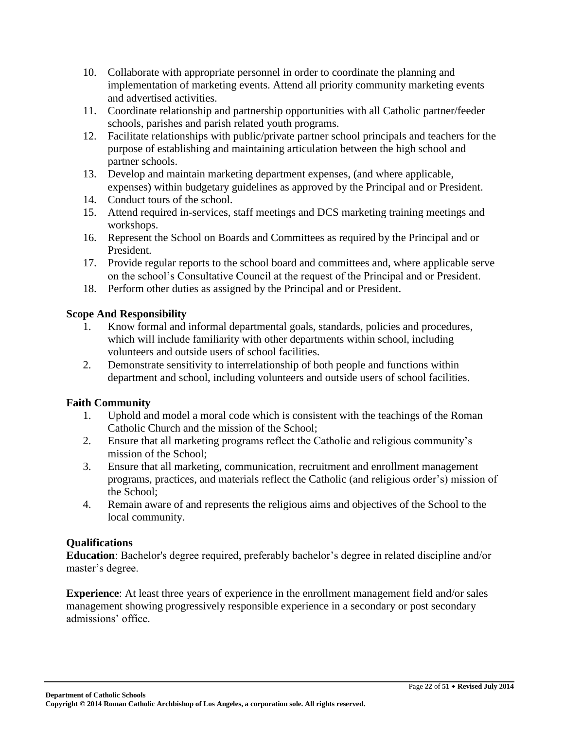10. Collaborate with appropriate personnel in order to coordinate the planning and implementation of marketing events. Attend all priority community marketing events and advertised activities.
11. Coordinate relationship and partnership opportunities with all Catholic partner/feeder schools, parishes and parish related youth programs.
12. Facilitate relationships with public/private partner school principals and teachers for the purpose of establishing and maintaining articulation between the high school and partner schools.
13. Develop and maintain marketing department expenses, (and where applicable, expenses) within budgetary guidelines as approved by the Principal and or President.
14. Conduct tours of the school.
15. Attend required in-services, staff meetings and DCS marketing training meetings and workshops.
16. Represent the School on Boards and Committees as required by the Principal and or President.
17. Provide regular reports to the school board and committees and, where applicable serve on the school's Consultative Council at the request of the Principal and or President.
18. Perform other duties as assigned by the Principal and or President.

### Scope And Responsibility

1. Know formal and informal departmental goals, standards, policies and procedures, which will include familiarity with other departments within school, including volunteers and outside users of school facilities.
2. Demonstrate sensitivity to interrelationship of both people and functions within department and school, including volunteers and outside users of school facilities.

### Faith Community

1. Uphold and model a moral code which is consistent with the teachings of the Roman Catholic Church and the mission of the School;
2. Ensure that all marketing programs reflect the Catholic and religious community's mission of the School;
3. Ensure that all marketing, communication, recruitment and enrollment management programs, practices, and materials reflect the Catholic (and religious order's) mission of the School;
4. Remain aware of and represents the religious aims and objectives of the School to the local community.

### Qualifications

**Education**: Bachelor's degree required, preferably bachelor's degree in related discipline and/or master's degree.

**Experience**: At least three years of experience in the enrollment management field and/or sales management showing progressively responsible experience in a secondary or post secondary admissions' office.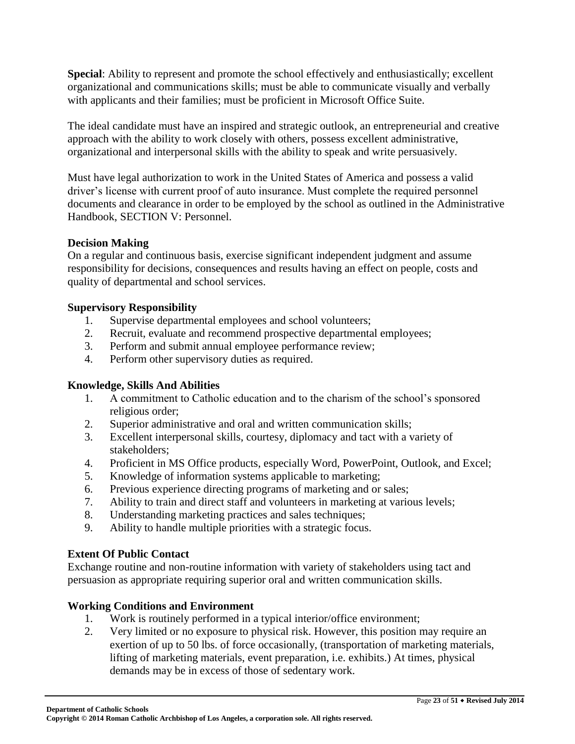**Special**: Ability to represent and promote the school effectively and enthusiastically; excellent organizational and communications skills; must be able to communicate visually and verbally with applicants and their families; must be proficient in Microsoft Office Suite.

The ideal candidate must have an inspired and strategic outlook, an entrepreneurial and creative approach with the ability to work closely with others, possess excellent administrative, organizational and interpersonal skills with the ability to speak and write persuasively.

Must have legal authorization to work in the United States of America and possess a valid driver's license with current proof of auto insurance. Must complete the required personnel documents and clearance in order to be employed by the school as outlined in the Administrative Handbook, SECTION V: Personnel.

**Decision Making**

On a regular and continuous basis, exercise significant independent judgment and assume responsibility for decisions, consequences and results having an effect on people, costs and quality of departmental and school services.

**Supervisory Responsibility**

1. Supervise departmental employees and school volunteers;
2. Recruit, evaluate and recommend prospective departmental employees;
3. Perform and submit annual employee performance review;
4. Perform other supervisory duties as required.

**Knowledge, Skills And Abilities**

1. A commitment to Catholic education and to the charism of the school's sponsored religious order;
2. Superior administrative and oral and written communication skills;
3. Excellent interpersonal skills, courtesy, diplomacy and tact with a variety of stakeholders;
4. Proficient in MS Office products, especially Word, PowerPoint, Outlook, and Excel;
5. Knowledge of information systems applicable to marketing;
6. Previous experience directing programs of marketing and or sales;
7. Ability to train and direct staff and volunteers in marketing at various levels;
8. Understanding marketing practices and sales techniques;
9. Ability to handle multiple priorities with a strategic focus.

**Extent Of Public Contact**

Exchange routine and non-routine information with variety of stakeholders using tact and persuasion as appropriate requiring superior oral and written communication skills.

**Working Conditions and Environment**

1. Work is routinely performed in a typical interior/office environment;
2. Very limited or no exposure to physical risk. However, this position may require an exertion of up to 50 lbs. of force occasionally, (transportation of marketing materials, lifting of marketing materials, event preparation, i.e. exhibits.) At times, physical demands may be in excess of those of sedentary work.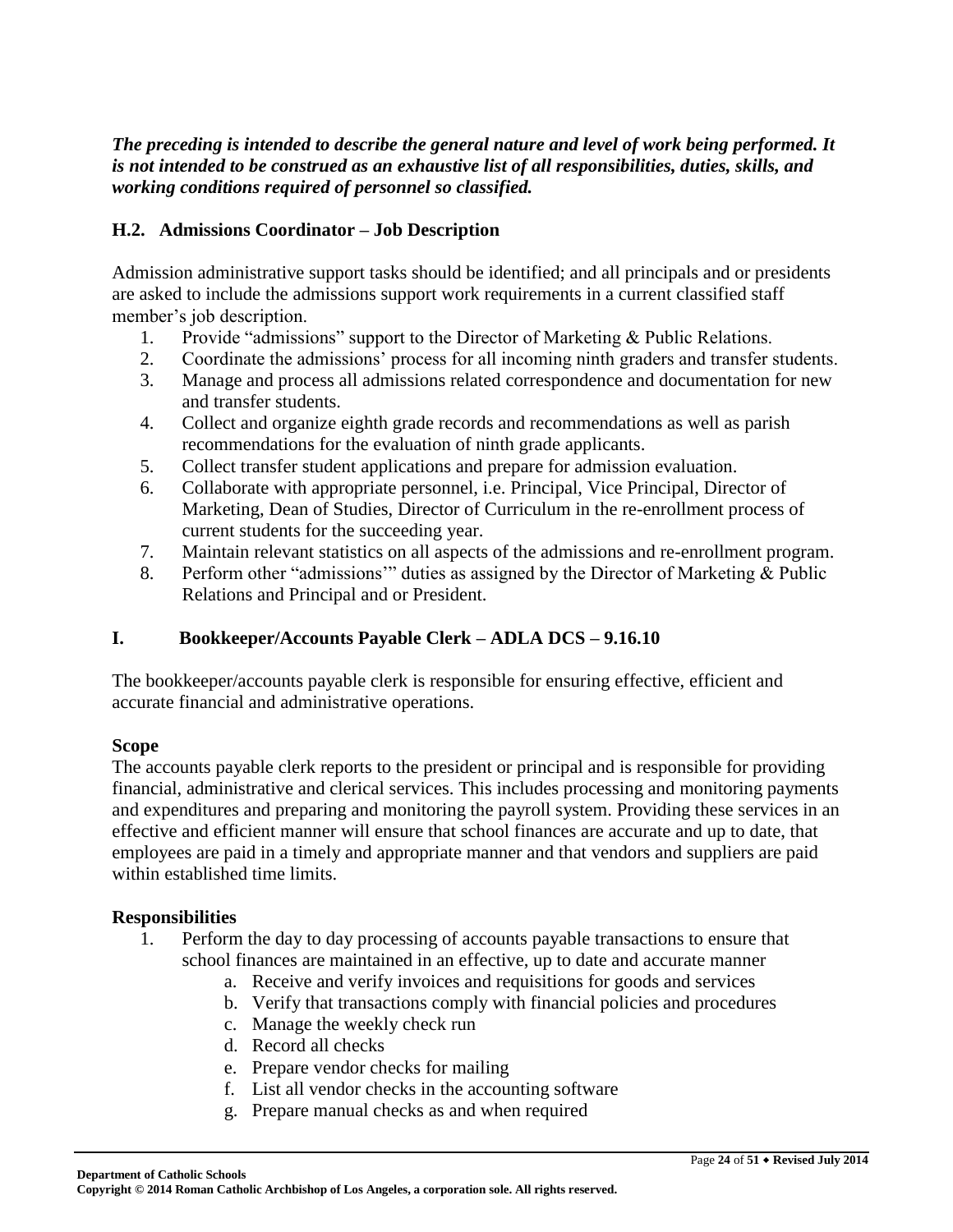***The preceding is intended to describe the general nature and level of work being performed. It is not intended to be construed as an exhaustive list of all responsibilities, duties, skills, and working conditions required of personnel so classified.***

### H.2. Admissions Coordinator – Job Description

Admission administrative support tasks should be identified; and all principals and or presidents are asked to include the admissions support work requirements in a current classified staff member's job description.

1. Provide "admissions" support to the Director of Marketing & Public Relations.
2. Coordinate the admissions' process for all incoming ninth graders and transfer students.
3. Manage and process all admissions related correspondence and documentation for new and transfer students.
4. Collect and organize eighth grade records and recommendations as well as parish recommendations for the evaluation of ninth grade applicants.
5. Collect transfer student applications and prepare for admission evaluation.
6. Collaborate with appropriate personnel, i.e. Principal, Vice Principal, Director of Marketing, Dean of Studies, Director of Curriculum in the re-enrollment process of current students for the succeeding year.
7. Maintain relevant statistics on all aspects of the admissions and re-enrollment program.
8. Perform other "admissions'" duties as assigned by the Director of Marketing & Public Relations and Principal and or President.

## I. Bookkeeper/Accounts Payable Clerk – ADLA DCS – 9.16.10

The bookkeeper/accounts payable clerk is responsible for ensuring effective, efficient and accurate financial and administrative operations.

**Scope**

The accounts payable clerk reports to the president or principal and is responsible for providing financial, administrative and clerical services. This includes processing and monitoring payments and expenditures and preparing and monitoring the payroll system. Providing these services in an effective and efficient manner will ensure that school finances are accurate and up to date, that employees are paid in a timely and appropriate manner and that vendors and suppliers are paid within established time limits.

**Responsibilities**

1. Perform the day to day processing of accounts payable transactions to ensure that school finances are maintained in an effective, up to date and accurate manner
   a. Receive and verify invoices and requisitions for goods and services
   b. Verify that transactions comply with financial policies and procedures
   c. Manage the weekly check run
   d. Record all checks
   e. Prepare vendor checks for mailing
   f. List all vendor checks in the accounting software
   g. Prepare manual checks as and when required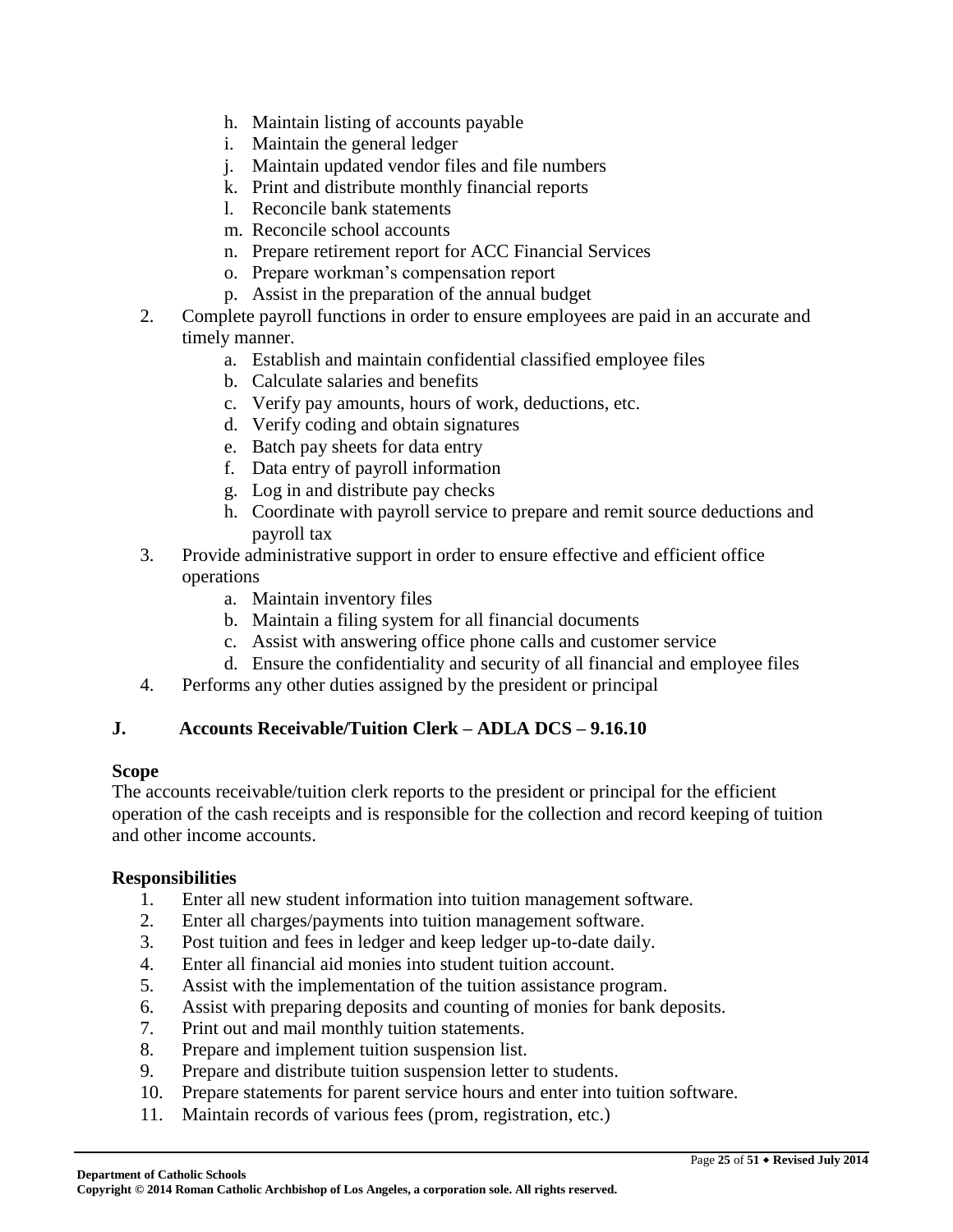h. Maintain listing of accounts payable
   i. Maintain the general ledger
   j. Maintain updated vendor files and file numbers
   k. Print and distribute monthly financial reports
   l. Reconcile bank statements
   m. Reconcile school accounts
   n. Prepare retirement report for ACC Financial Services
   o. Prepare workman's compensation report
   p. Assist in the preparation of the annual budget
2. Complete payroll functions in order to ensure employees are paid in an accurate and timely manner.
   a. Establish and maintain confidential classified employee files
   b. Calculate salaries and benefits
   c. Verify pay amounts, hours of work, deductions, etc.
   d. Verify coding and obtain signatures
   e. Batch pay sheets for data entry
   f. Data entry of payroll information
   g. Log in and distribute pay checks
   h. Coordinate with payroll service to prepare and remit source deductions and payroll tax
3. Provide administrative support in order to ensure effective and efficient office operations
   a. Maintain inventory files
   b. Maintain a filing system for all financial documents
   c. Assist with answering office phone calls and customer service
   d. Ensure the confidentiality and security of all financial and employee files
4. Performs any other duties assigned by the president or principal

## J. Accounts Receivable/Tuition Clerk – ADLA DCS – 9.16.10

**Scope**

The accounts receivable/tuition clerk reports to the president or principal for the efficient operation of the cash receipts and is responsible for the collection and record keeping of tuition and other income accounts.

**Responsibilities**

1. Enter all new student information into tuition management software.
2. Enter all charges/payments into tuition management software.
3. Post tuition and fees in ledger and keep ledger up-to-date daily.
4. Enter all financial aid monies into student tuition account.
5. Assist with the implementation of the tuition assistance program.
6. Assist with preparing deposits and counting of monies for bank deposits.
7. Print out and mail monthly tuition statements.
8. Prepare and implement tuition suspension list.
9. Prepare and distribute tuition suspension letter to students.
10. Prepare statements for parent service hours and enter into tuition software.
11. Maintain records of various fees (prom, registration, etc.)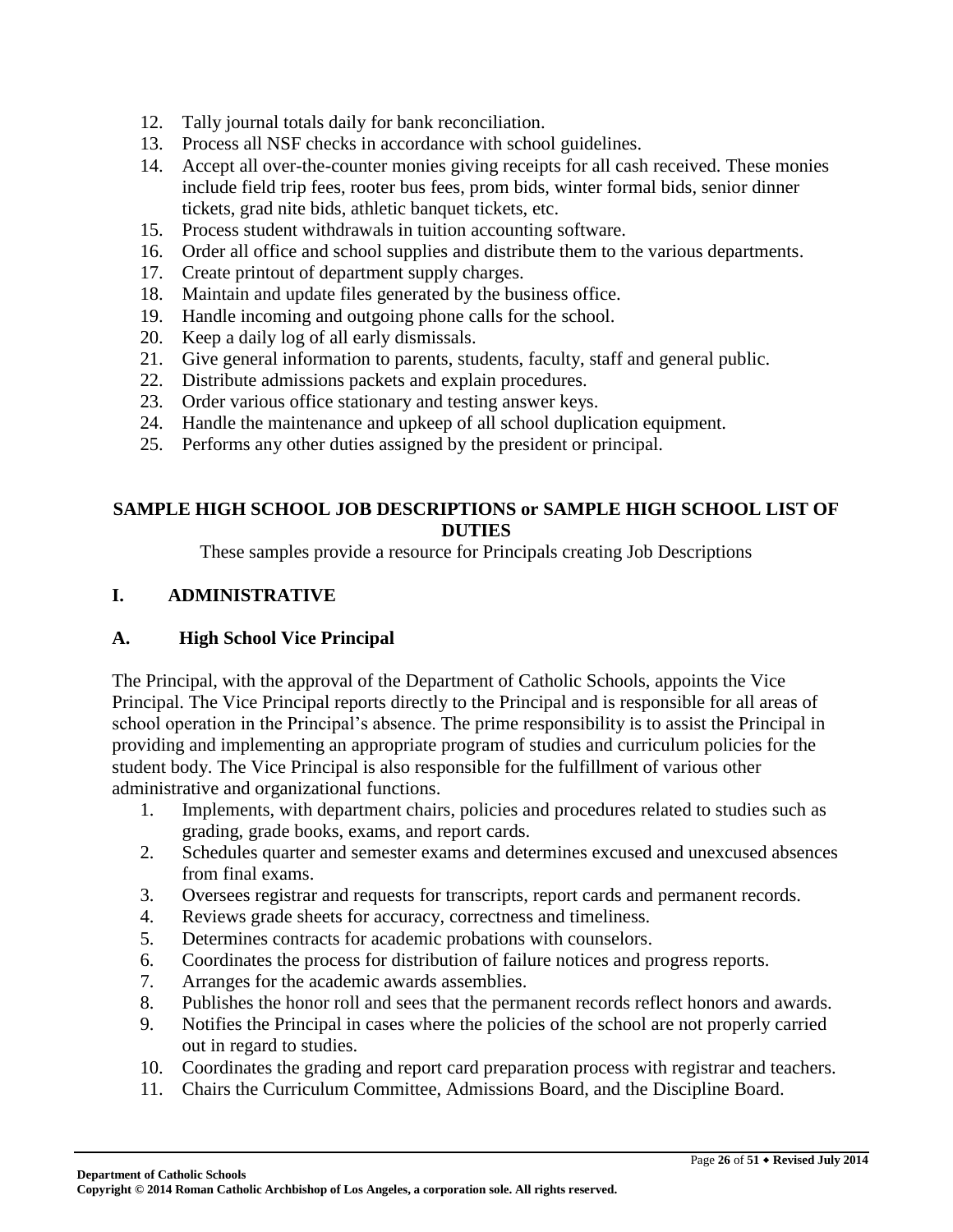12. Tally journal totals daily for bank reconciliation.
13. Process all NSF checks in accordance with school guidelines.
14. Accept all over-the-counter monies giving receipts for all cash received. These monies include field trip fees, rooter bus fees, prom bids, winter formal bids, senior dinner tickets, grad nite bids, athletic banquet tickets, etc.
15. Process student withdrawals in tuition accounting software.
16. Order all office and school supplies and distribute them to the various departments.
17. Create printout of department supply charges.
18. Maintain and update files generated by the business office.
19. Handle incoming and outgoing phone calls for the school.
20. Keep a daily log of all early dismissals.
21. Give general information to parents, students, faculty, staff and general public.
22. Distribute admissions packets and explain procedures.
23. Order various office stationary and testing answer keys.
24. Handle the maintenance and upkeep of all school duplication equipment.
25. Performs any other duties assigned by the president or principal.

## SAMPLE HIGH SCHOOL JOB DESCRIPTIONS or SAMPLE HIGH SCHOOL LIST OF DUTIES

These samples provide a resource for Principals creating Job Descriptions

## I. ADMINISTRATIVE

### A. High School Vice Principal

The Principal, with the approval of the Department of Catholic Schools, appoints the Vice Principal. The Vice Principal reports directly to the Principal and is responsible for all areas of school operation in the Principal's absence. The prime responsibility is to assist the Principal in providing and implementing an appropriate program of studies and curriculum policies for the student body. The Vice Principal is also responsible for the fulfillment of various other administrative and organizational functions.

1. Implements, with department chairs, policies and procedures related to studies such as grading, grade books, exams, and report cards.
2. Schedules quarter and semester exams and determines excused and unexcused absences from final exams.
3. Oversees registrar and requests for transcripts, report cards and permanent records.
4. Reviews grade sheets for accuracy, correctness and timeliness.
5. Determines contracts for academic probations with counselors.
6. Coordinates the process for distribution of failure notices and progress reports.
7. Arranges for the academic awards assemblies.
8. Publishes the honor roll and sees that the permanent records reflect honors and awards.
9. Notifies the Principal in cases where the policies of the school are not properly carried out in regard to studies.
10. Coordinates the grading and report card preparation process with registrar and teachers.
11. Chairs the Curriculum Committee, Admissions Board, and the Discipline Board.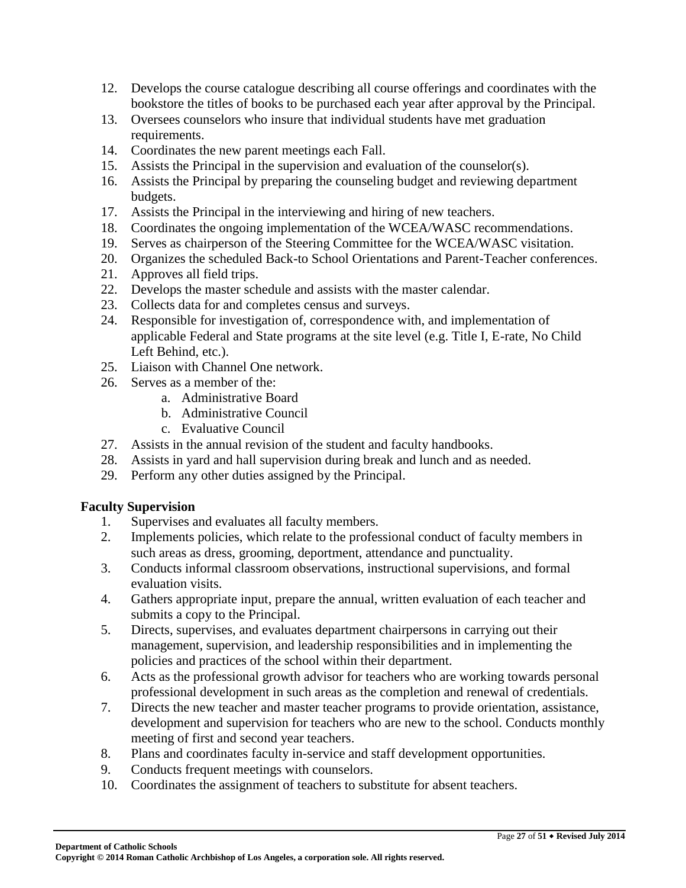12. Develops the course catalogue describing all course offerings and coordinates with the bookstore the titles of books to be purchased each year after approval by the Principal.
13. Oversees counselors who insure that individual students have met graduation requirements.
14. Coordinates the new parent meetings each Fall.
15. Assists the Principal in the supervision and evaluation of the counselor(s).
16. Assists the Principal by preparing the counseling budget and reviewing department budgets.
17. Assists the Principal in the interviewing and hiring of new teachers.
18. Coordinates the ongoing implementation of the WCEA/WASC recommendations.
19. Serves as chairperson of the Steering Committee for the WCEA/WASC visitation.
20. Organizes the scheduled Back-to School Orientations and Parent-Teacher conferences.
21. Approves all field trips.
22. Develops the master schedule and assists with the master calendar.
23. Collects data for and completes census and surveys.
24. Responsible for investigation of, correspondence with, and implementation of applicable Federal and State programs at the site level (e.g. Title I, E-rate, No Child Left Behind, etc.).
25. Liaison with Channel One network.
26. Serves as a member of the:
    a. Administrative Board
    b. Administrative Council
    c. Evaluative Council
27. Assists in the annual revision of the student and faculty handbooks.
28. Assists in yard and hall supervision during break and lunch and as needed.
29. Perform any other duties assigned by the Principal.

**Faculty Supervision**

1. Supervises and evaluates all faculty members.
2. Implements policies, which relate to the professional conduct of faculty members in such areas as dress, grooming, deportment, attendance and punctuality.
3. Conducts informal classroom observations, instructional supervisions, and formal evaluation visits.
4. Gathers appropriate input, prepare the annual, written evaluation of each teacher and submits a copy to the Principal.
5. Directs, supervises, and evaluates department chairpersons in carrying out their management, supervision, and leadership responsibilities and in implementing the policies and practices of the school within their department.
6. Acts as the professional growth advisor for teachers who are working towards personal professional development in such areas as the completion and renewal of credentials.
7. Directs the new teacher and master teacher programs to provide orientation, assistance, development and supervision for teachers who are new to the school. Conducts monthly meeting of first and second year teachers.
8. Plans and coordinates faculty in-service and staff development opportunities.
9. Conducts frequent meetings with counselors.
10. Coordinates the assignment of teachers to substitute for absent teachers.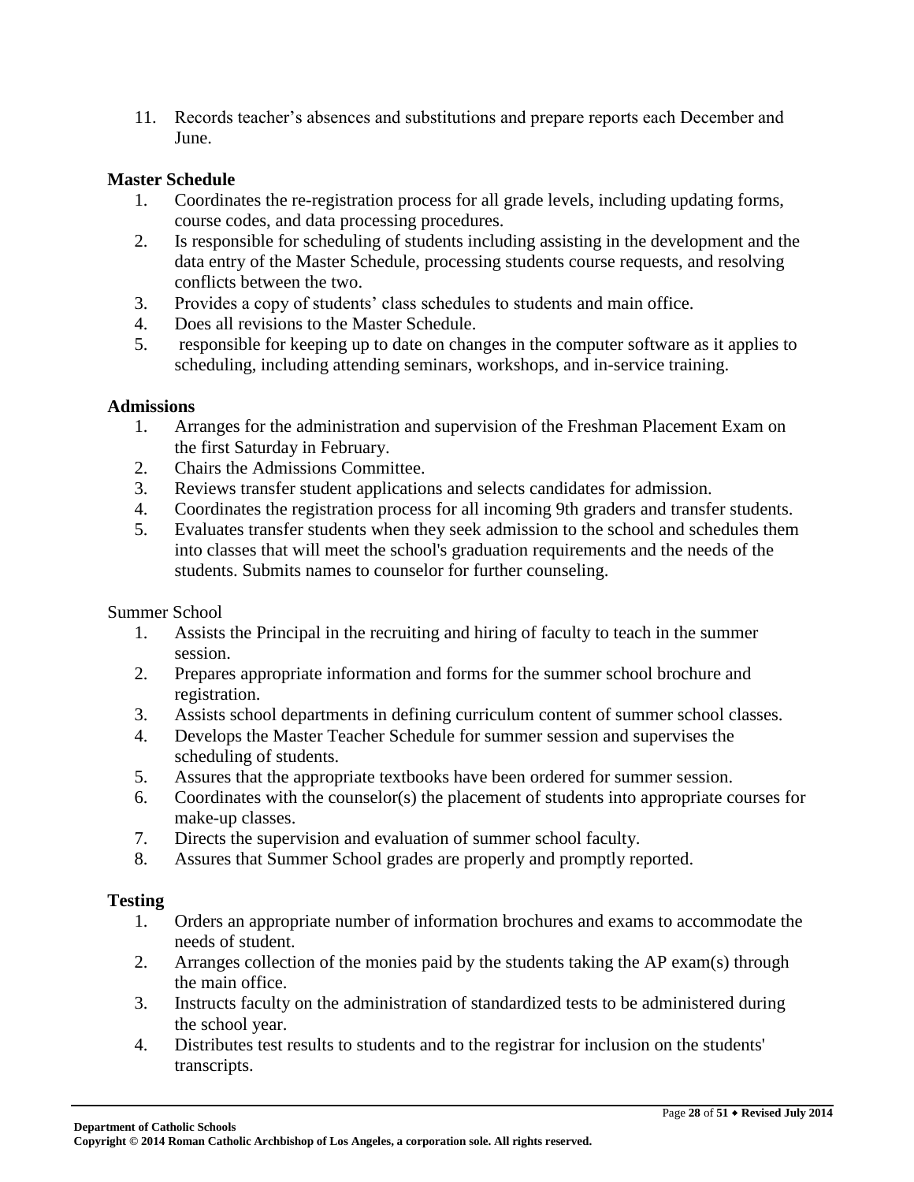11. Records teacher's absences and substitutions and prepare reports each December and June.

**Master Schedule**

1. Coordinates the re-registration process for all grade levels, including updating forms, course codes, and data processing procedures.
2. Is responsible for scheduling of students including assisting in the development and the data entry of the Master Schedule, processing students course requests, and resolving conflicts between the two.
3. Provides a copy of students' class schedules to students and main office.
4. Does all revisions to the Master Schedule.
5. responsible for keeping up to date on changes in the computer software as it applies to scheduling, including attending seminars, workshops, and in-service training.

**Admissions**

1. Arranges for the administration and supervision of the Freshman Placement Exam on the first Saturday in February.
2. Chairs the Admissions Committee.
3. Reviews transfer student applications and selects candidates for admission.
4. Coordinates the registration process for all incoming 9th graders and transfer students.
5. Evaluates transfer students when they seek admission to the school and schedules them into classes that will meet the school's graduation requirements and the needs of the students. Submits names to counselor for further counseling.

Summer School

1. Assists the Principal in the recruiting and hiring of faculty to teach in the summer session.
2. Prepares appropriate information and forms for the summer school brochure and registration.
3. Assists school departments in defining curriculum content of summer school classes.
4. Develops the Master Teacher Schedule for summer session and supervises the scheduling of students.
5. Assures that the appropriate textbooks have been ordered for summer session.
6. Coordinates with the counselor(s) the placement of students into appropriate courses for make-up classes.
7. Directs the supervision and evaluation of summer school faculty.
8. Assures that Summer School grades are properly and promptly reported.

**Testing**

1. Orders an appropriate number of information brochures and exams to accommodate the needs of student.
2. Arranges collection of the monies paid by the students taking the AP exam(s) through the main office.
3. Instructs faculty on the administration of standardized tests to be administered during the school year.
4. Distributes test results to students and to the registrar for inclusion on the students' transcripts.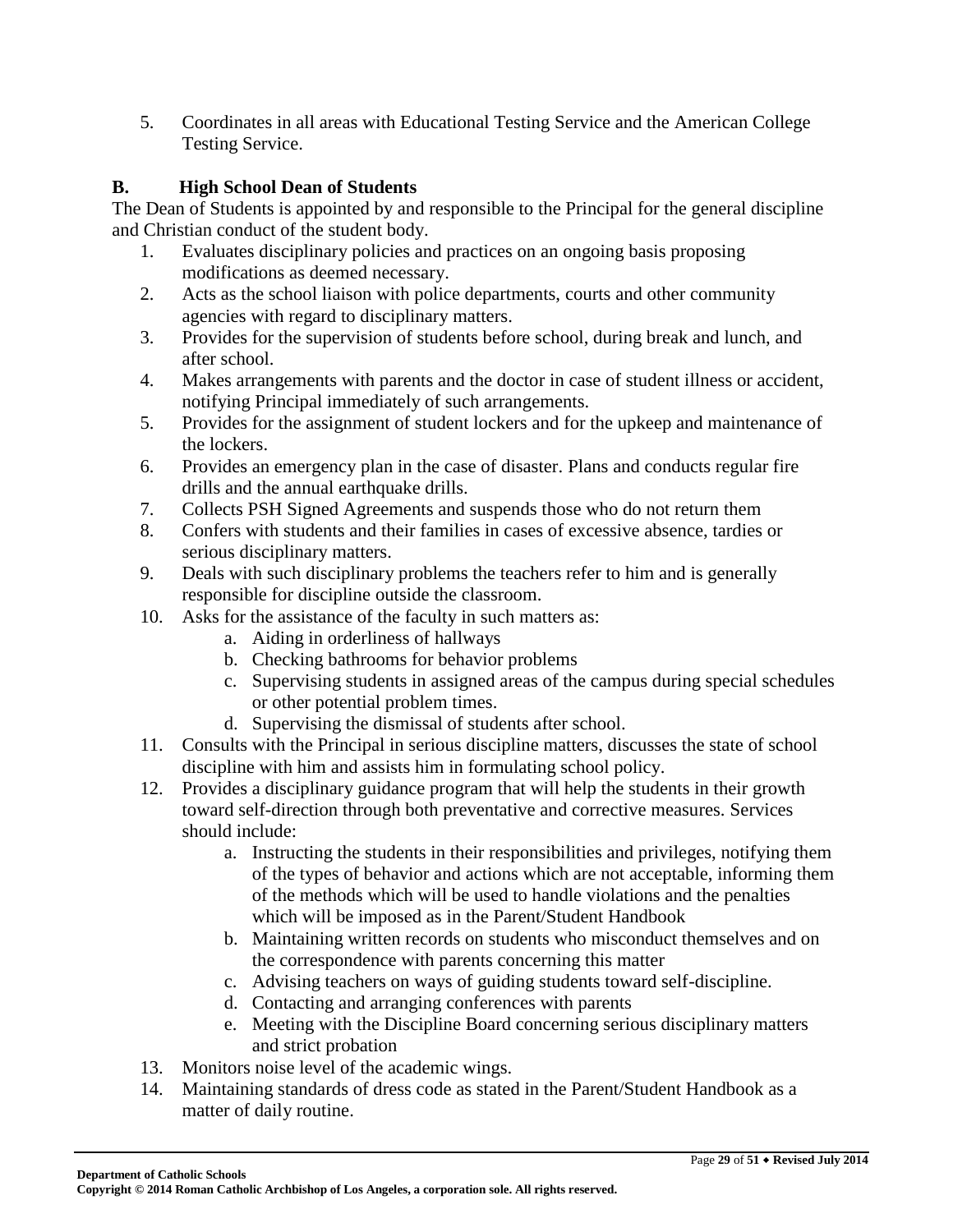5. Coordinates in all areas with Educational Testing Service and the American College Testing Service.

### B. High School Dean of Students

The Dean of Students is appointed by and responsible to the Principal for the general discipline and Christian conduct of the student body.

1. Evaluates disciplinary policies and practices on an ongoing basis proposing modifications as deemed necessary.
2. Acts as the school liaison with police departments, courts and other community agencies with regard to disciplinary matters.
3. Provides for the supervision of students before school, during break and lunch, and after school.
4. Makes arrangements with parents and the doctor in case of student illness or accident, notifying Principal immediately of such arrangements.
5. Provides for the assignment of student lockers and for the upkeep and maintenance of the lockers.
6. Provides an emergency plan in the case of disaster. Plans and conducts regular fire drills and the annual earthquake drills.
7. Collects PSH Signed Agreements and suspends those who do not return them
8. Confers with students and their families in cases of excessive absence, tardies or serious disciplinary matters.
9. Deals with such disciplinary problems the teachers refer to him and is generally responsible for discipline outside the classroom.
10. Asks for the assistance of the faculty in such matters as:
    a. Aiding in orderliness of hallways
    b. Checking bathrooms for behavior problems
    c. Supervising students in assigned areas of the campus during special schedules or other potential problem times.
    d. Supervising the dismissal of students after school.
11. Consults with the Principal in serious discipline matters, discusses the state of school discipline with him and assists him in formulating school policy.
12. Provides a disciplinary guidance program that will help the students in their growth toward self-direction through both preventative and corrective measures. Services should include:
    a. Instructing the students in their responsibilities and privileges, notifying them of the types of behavior and actions which are not acceptable, informing them of the methods which will be used to handle violations and the penalties which will be imposed as in the Parent/Student Handbook
    b. Maintaining written records on students who misconduct themselves and on the correspondence with parents concerning this matter
    c. Advising teachers on ways of guiding students toward self-discipline.
    d. Contacting and arranging conferences with parents
    e. Meeting with the Discipline Board concerning serious disciplinary matters and strict probation
13. Monitors noise level of the academic wings.
14. Maintaining standards of dress code as stated in the Parent/Student Handbook as a matter of daily routine.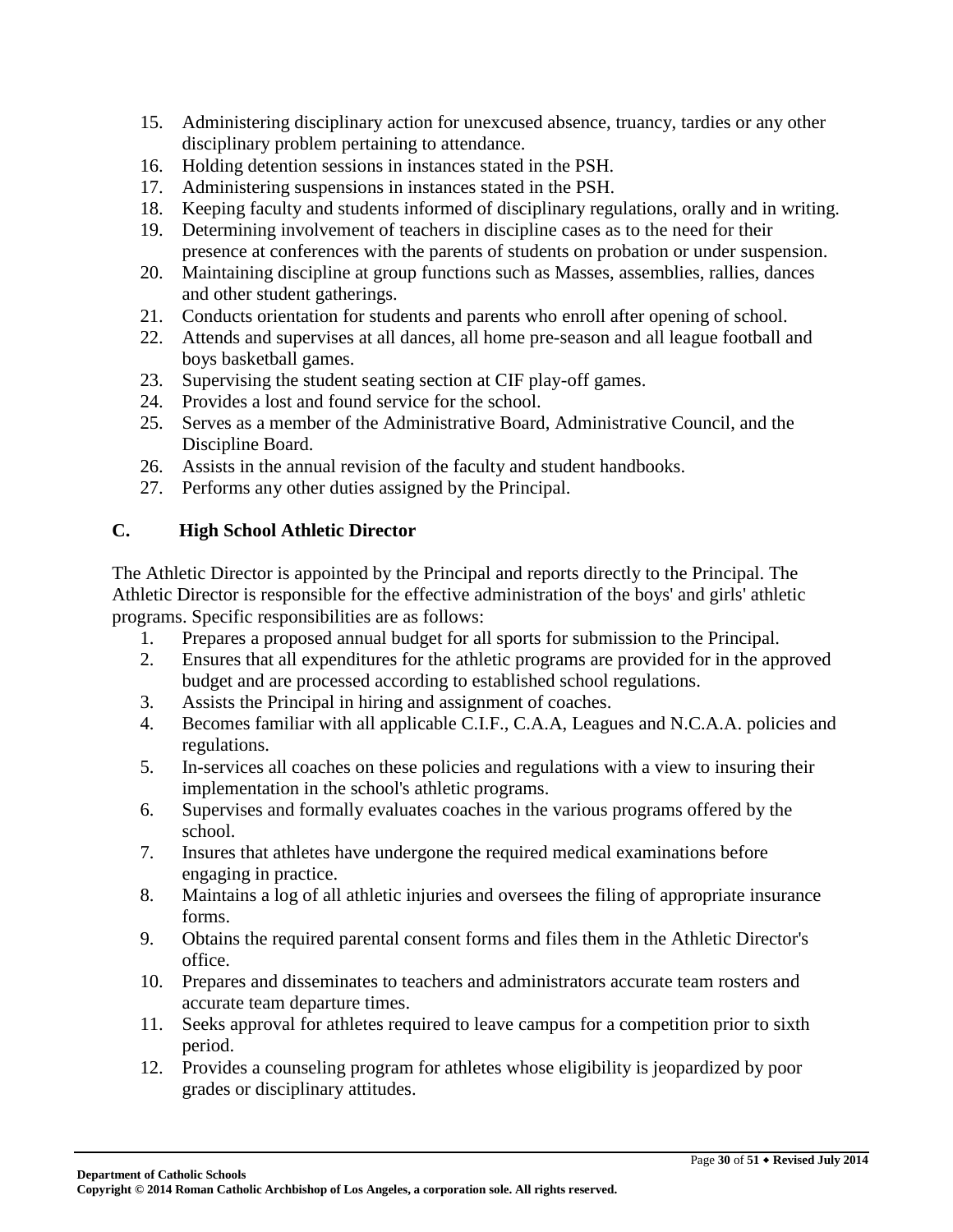15. Administering disciplinary action for unexcused absence, truancy, tardies or any other disciplinary problem pertaining to attendance.
16. Holding detention sessions in instances stated in the PSH.
17. Administering suspensions in instances stated in the PSH.
18. Keeping faculty and students informed of disciplinary regulations, orally and in writing.
19. Determining involvement of teachers in discipline cases as to the need for their presence at conferences with the parents of students on probation or under suspension.
20. Maintaining discipline at group functions such as Masses, assemblies, rallies, dances and other student gatherings.
21. Conducts orientation for students and parents who enroll after opening of school.
22. Attends and supervises at all dances, all home pre-season and all league football and boys basketball games.
23. Supervising the student seating section at CIF play-off games.
24. Provides a lost and found service for the school.
25. Serves as a member of the Administrative Board, Administrative Council, and the Discipline Board.
26. Assists in the annual revision of the faculty and student handbooks.
27. Performs any other duties assigned by the Principal.

### C. High School Athletic Director

The Athletic Director is appointed by the Principal and reports directly to the Principal. The Athletic Director is responsible for the effective administration of the boys' and girls' athletic programs. Specific responsibilities are as follows:

1. Prepares a proposed annual budget for all sports for submission to the Principal.
2. Ensures that all expenditures for the athletic programs are provided for in the approved budget and are processed according to established school regulations.
3. Assists the Principal in hiring and assignment of coaches.
4. Becomes familiar with all applicable C.I.F., C.A.A, Leagues and N.C.A.A. policies and regulations.
5. In-services all coaches on these policies and regulations with a view to insuring their implementation in the school's athletic programs.
6. Supervises and formally evaluates coaches in the various programs offered by the school.
7. Insures that athletes have undergone the required medical examinations before engaging in practice.
8. Maintains a log of all athletic injuries and oversees the filing of appropriate insurance forms.
9. Obtains the required parental consent forms and files them in the Athletic Director's office.
10. Prepares and disseminates to teachers and administrators accurate team rosters and accurate team departure times.
11. Seeks approval for athletes required to leave campus for a competition prior to sixth period.
12. Provides a counseling program for athletes whose eligibility is jeopardized by poor grades or disciplinary attitudes.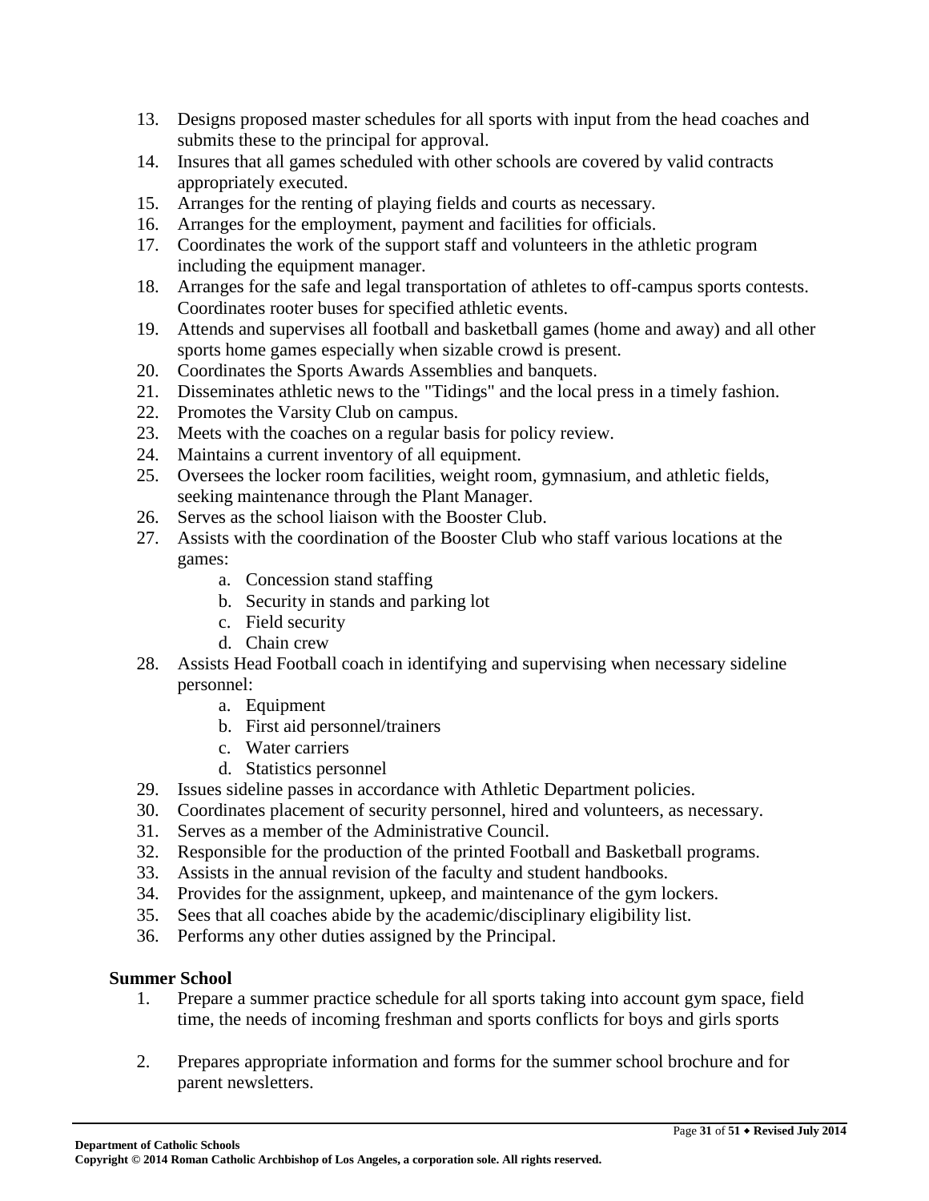13. Designs proposed master schedules for all sports with input from the head coaches and submits these to the principal for approval.
14. Insures that all games scheduled with other schools are covered by valid contracts appropriately executed.
15. Arranges for the renting of playing fields and courts as necessary.
16. Arranges for the employment, payment and facilities for officials.
17. Coordinates the work of the support staff and volunteers in the athletic program including the equipment manager.
18. Arranges for the safe and legal transportation of athletes to off-campus sports contests. Coordinates rooter buses for specified athletic events.
19. Attends and supervises all football and basketball games (home and away) and all other sports home games especially when sizable crowd is present.
20. Coordinates the Sports Awards Assemblies and banquets.
21. Disseminates athletic news to the "Tidings" and the local press in a timely fashion.
22. Promotes the Varsity Club on campus.
23. Meets with the coaches on a regular basis for policy review.
24. Maintains a current inventory of all equipment.
25. Oversees the locker room facilities, weight room, gymnasium, and athletic fields, seeking maintenance through the Plant Manager.
26. Serves as the school liaison with the Booster Club.
27. Assists with the coordination of the Booster Club who staff various locations at the games:
    a. Concession stand staffing
    b. Security in stands and parking lot
    c. Field security
    d. Chain crew
28. Assists Head Football coach in identifying and supervising when necessary sideline personnel:
    a. Equipment
    b. First aid personnel/trainers
    c. Water carriers
    d. Statistics personnel
29. Issues sideline passes in accordance with Athletic Department policies.
30. Coordinates placement of security personnel, hired and volunteers, as necessary.
31. Serves as a member of the Administrative Council.
32. Responsible for the production of the printed Football and Basketball programs.
33. Assists in the annual revision of the faculty and student handbooks.
34. Provides for the assignment, upkeep, and maintenance of the gym lockers.
35. Sees that all coaches abide by the academic/disciplinary eligibility list.
36. Performs any other duties assigned by the Principal.

**Summer School**

1. Prepare a summer practice schedule for all sports taking into account gym space, field time, the needs of incoming freshman and sports conflicts for boys and girls sports

2. Prepares appropriate information and forms for the summer school brochure and for parent newsletters.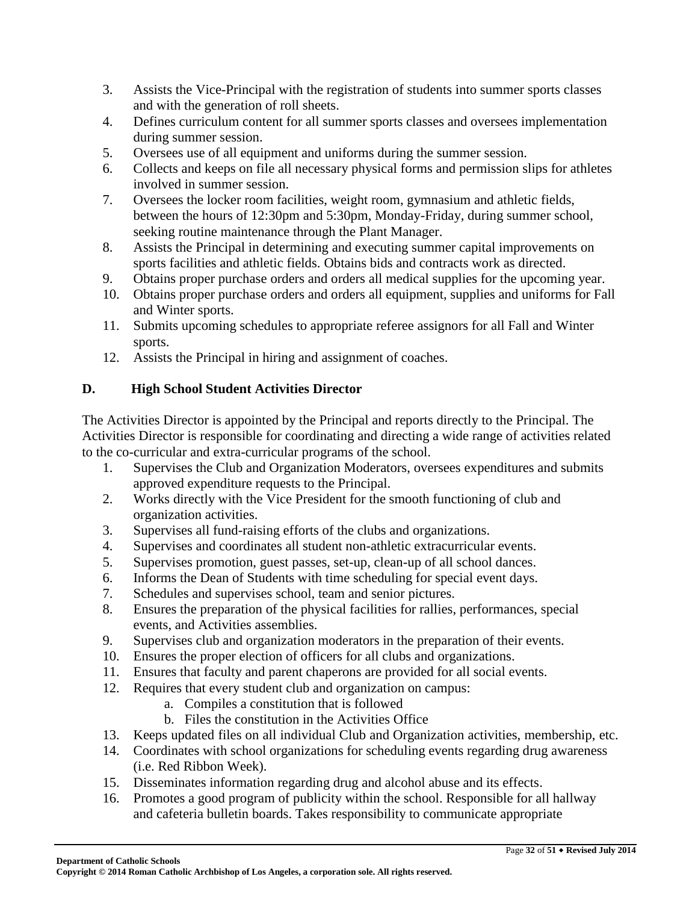3. Assists the Vice-Principal with the registration of students into summer sports classes and with the generation of roll sheets.
4. Defines curriculum content for all summer sports classes and oversees implementation during summer session.
5. Oversees use of all equipment and uniforms during the summer session.
6. Collects and keeps on file all necessary physical forms and permission slips for athletes involved in summer session.
7. Oversees the locker room facilities, weight room, gymnasium and athletic fields, between the hours of 12:30pm and 5:30pm, Monday-Friday, during summer school, seeking routine maintenance through the Plant Manager.
8. Assists the Principal in determining and executing summer capital improvements on sports facilities and athletic fields. Obtains bids and contracts work as directed.
9. Obtains proper purchase orders and orders all medical supplies for the upcoming year.
10. Obtains proper purchase orders and orders all equipment, supplies and uniforms for Fall and Winter sports.
11. Submits upcoming schedules to appropriate referee assignors for all Fall and Winter sports.
12. Assists the Principal in hiring and assignment of coaches.

### D. High School Student Activities Director

The Activities Director is appointed by the Principal and reports directly to the Principal. The Activities Director is responsible for coordinating and directing a wide range of activities related to the co-curricular and extra-curricular programs of the school.

1. Supervises the Club and Organization Moderators, oversees expenditures and submits approved expenditure requests to the Principal.
2. Works directly with the Vice President for the smooth functioning of club and organization activities.
3. Supervises all fund-raising efforts of the clubs and organizations.
4. Supervises and coordinates all student non-athletic extracurricular events.
5. Supervises promotion, guest passes, set-up, clean-up of all school dances.
6. Informs the Dean of Students with time scheduling for special event days.
7. Schedules and supervises school, team and senior pictures.
8. Ensures the preparation of the physical facilities for rallies, performances, special events, and Activities assemblies.
9. Supervises club and organization moderators in the preparation of their events.
10. Ensures the proper election of officers for all clubs and organizations.
11. Ensures that faculty and parent chaperons are provided for all social events.
12. Requires that every student club and organization on campus:
    a. Compiles a constitution that is followed
    b. Files the constitution in the Activities Office
13. Keeps updated files on all individual Club and Organization activities, membership, etc.
14. Coordinates with school organizations for scheduling events regarding drug awareness (i.e. Red Ribbon Week).
15. Disseminates information regarding drug and alcohol abuse and its effects.
16. Promotes a good program of publicity within the school. Responsible for all hallway and cafeteria bulletin boards. Takes responsibility to communicate appropriate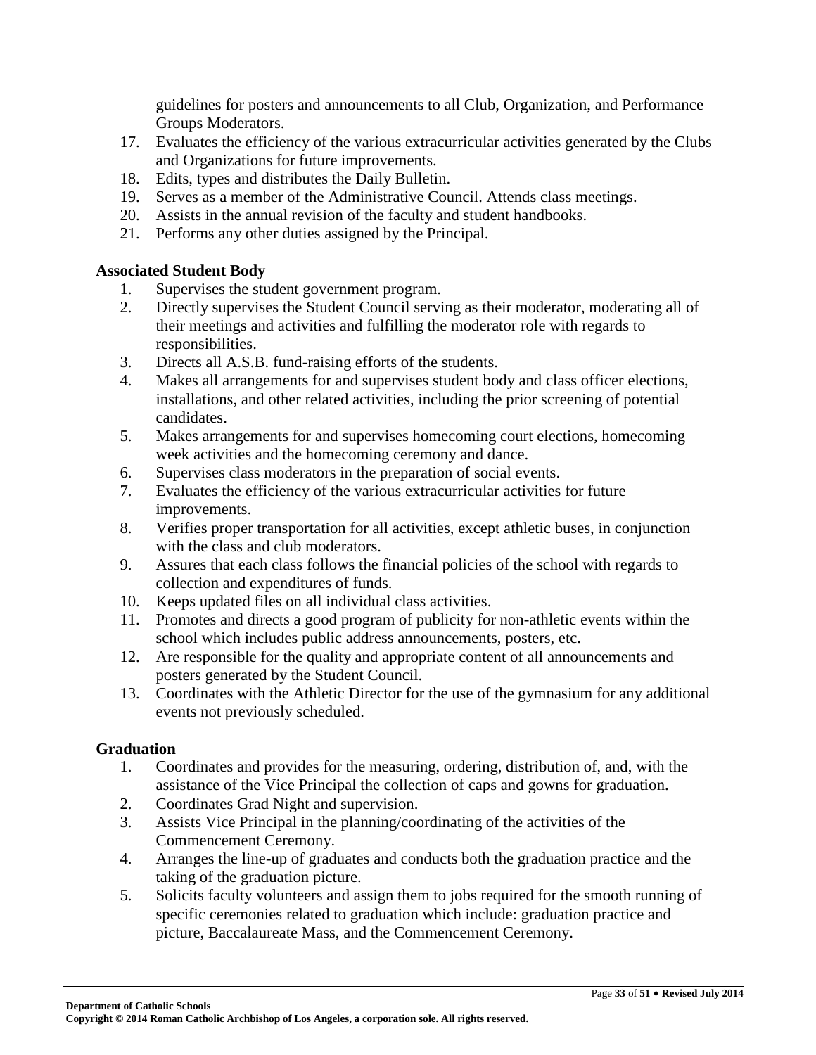guidelines for posters and announcements to all Club, Organization, and Performance Groups Moderators.

17. Evaluates the efficiency of the various extracurricular activities generated by the Clubs and Organizations for future improvements.
18. Edits, types and distributes the Daily Bulletin.
19. Serves as a member of the Administrative Council. Attends class meetings.
20. Assists in the annual revision of the faculty and student handbooks.
21. Performs any other duties assigned by the Principal.

**Associated Student Body**

1. Supervises the student government program.
2. Directly supervises the Student Council serving as their moderator, moderating all of their meetings and activities and fulfilling the moderator role with regards to responsibilities.
3. Directs all A.S.B. fund-raising efforts of the students.
4. Makes all arrangements for and supervises student body and class officer elections, installations, and other related activities, including the prior screening of potential candidates.
5. Makes arrangements for and supervises homecoming court elections, homecoming week activities and the homecoming ceremony and dance.
6. Supervises class moderators in the preparation of social events.
7. Evaluates the efficiency of the various extracurricular activities for future improvements.
8. Verifies proper transportation for all activities, except athletic buses, in conjunction with the class and club moderators.
9. Assures that each class follows the financial policies of the school with regards to collection and expenditures of funds.
10. Keeps updated files on all individual class activities.
11. Promotes and directs a good program of publicity for non-athletic events within the school which includes public address announcements, posters, etc.
12. Are responsible for the quality and appropriate content of all announcements and posters generated by the Student Council.
13. Coordinates with the Athletic Director for the use of the gymnasium for any additional events not previously scheduled.

**Graduation**

1. Coordinates and provides for the measuring, ordering, distribution of, and, with the assistance of the Vice Principal the collection of caps and gowns for graduation.
2. Coordinates Grad Night and supervision.
3. Assists Vice Principal in the planning/coordinating of the activities of the Commencement Ceremony.
4. Arranges the line-up of graduates and conducts both the graduation practice and the taking of the graduation picture.
5. Solicits faculty volunteers and assign them to jobs required for the smooth running of specific ceremonies related to graduation which include: graduation practice and picture, Baccalaureate Mass, and the Commencement Ceremony.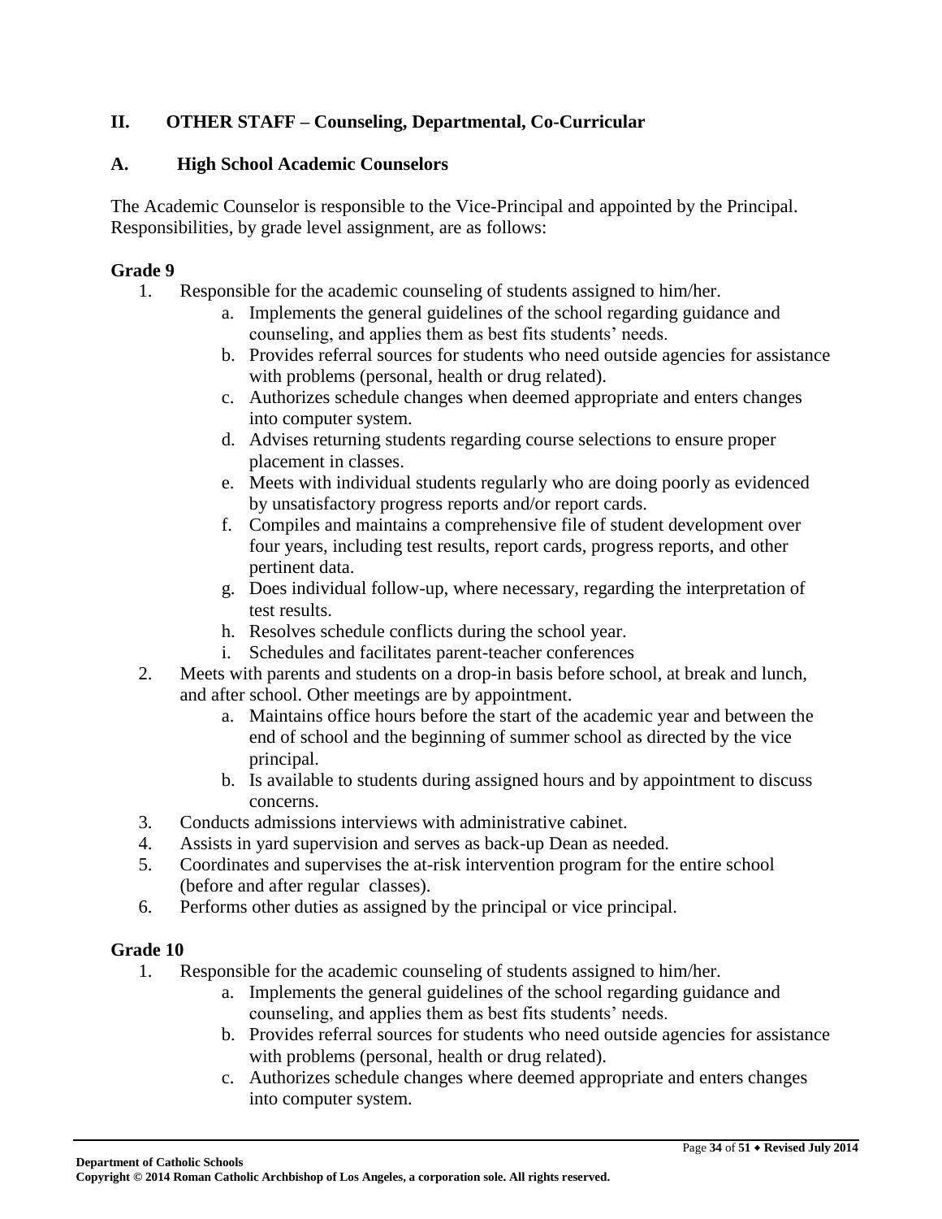## II. OTHER STAFF – Counseling, Departmental, Co-Curricular

### A. High School Academic Counselors

The Academic Counselor is responsible to the Vice-Principal and appointed by the Principal. Responsibilities, by grade level assignment, are as follows:

**Grade 9**

1. Responsible for the academic counseling of students assigned to him/her.
   a. Implements the general guidelines of the school regarding guidance and counseling, and applies them as best fits students' needs.
   b. Provides referral sources for students who need outside agencies for assistance with problems (personal, health or drug related).
   c. Authorizes schedule changes when deemed appropriate and enters changes into computer system.
   d. Advises returning students regarding course selections to ensure proper placement in classes.
   e. Meets with individual students regularly who are doing poorly as evidenced by unsatisfactory progress reports and/or report cards.
   f. Compiles and maintains a comprehensive file of student development over four years, including test results, report cards, progress reports, and other pertinent data.
   g. Does individual follow-up, where necessary, regarding the interpretation of test results.
   h. Resolves schedule conflicts during the school year.
   i. Schedules and facilitates parent-teacher conferences
2. Meets with parents and students on a drop-in basis before school, at break and lunch, and after school. Other meetings are by appointment.
   a. Maintains office hours before the start of the academic year and between the end of school and the beginning of summer school as directed by the vice principal.
   b. Is available to students during assigned hours and by appointment to discuss concerns.
3. Conducts admissions interviews with administrative cabinet.
4. Assists in yard supervision and serves as back-up Dean as needed.
5. Coordinates and supervises the at-risk intervention program for the entire school (before and after regular classes).
6. Performs other duties as assigned by the principal or vice principal.

**Grade 10**

1. Responsible for the academic counseling of students assigned to him/her.
   a. Implements the general guidelines of the school regarding guidance and counseling, and applies them as best fits students' needs.
   b. Provides referral sources for students who need outside agencies for assistance with problems (personal, health or drug related).
   c. Authorizes schedule changes where deemed appropriate and enters changes into computer system.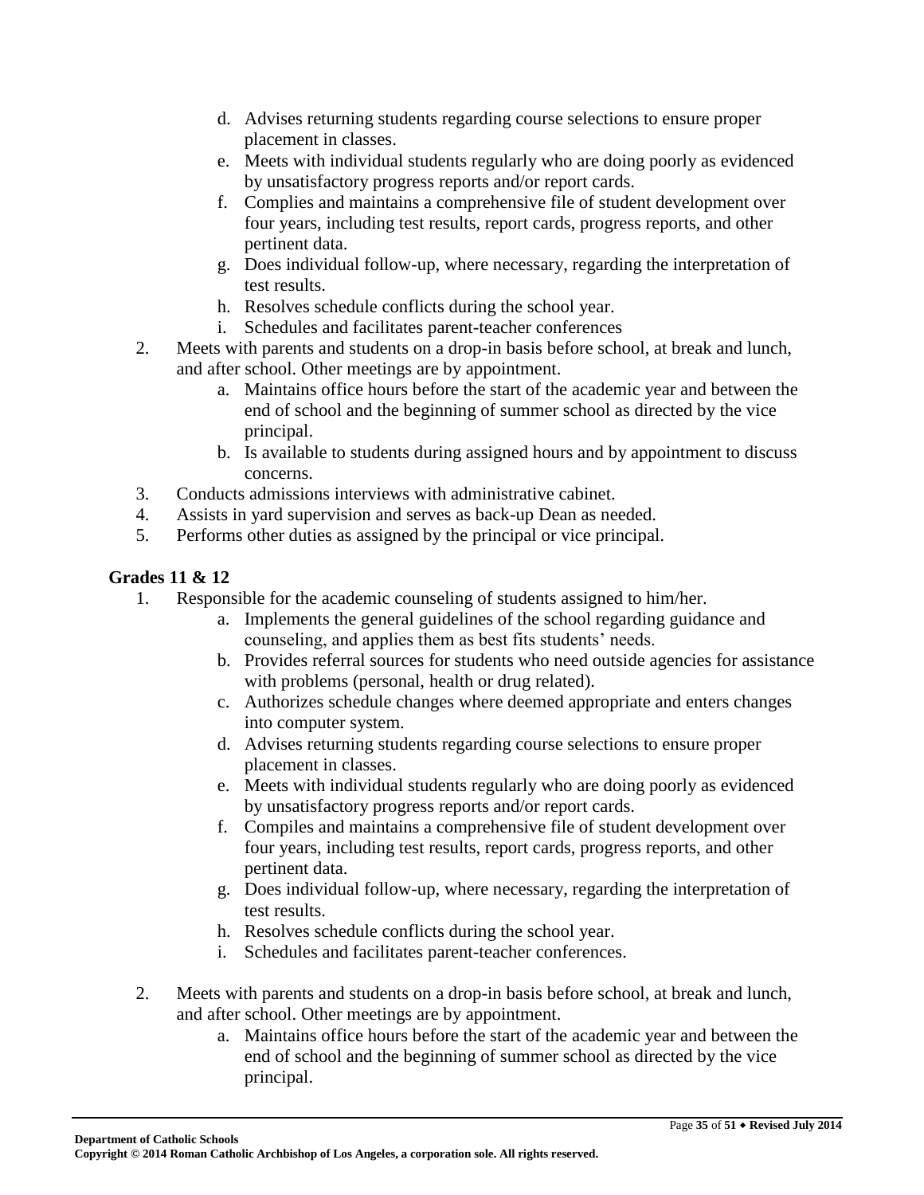d. Advises returning students regarding course selections to ensure proper placement in classes.
   e. Meets with individual students regularly who are doing poorly as evidenced by unsatisfactory progress reports and/or report cards.
   f. Complies and maintains a comprehensive file of student development over four years, including test results, report cards, progress reports, and other pertinent data.
   g. Does individual follow-up, where necessary, regarding the interpretation of test results.
   h. Resolves schedule conflicts during the school year.
   i. Schedules and facilitates parent-teacher conferences
2. Meets with parents and students on a drop-in basis before school, at break and lunch, and after school. Other meetings are by appointment.
   a. Maintains office hours before the start of the academic year and between the end of school and the beginning of summer school as directed by the vice principal.
   b. Is available to students during assigned hours and by appointment to discuss concerns.
3. Conducts admissions interviews with administrative cabinet.
4. Assists in yard supervision and serves as back-up Dean as needed.
5. Performs other duties as assigned by the principal or vice principal.

**Grades 11 & 12**

1. Responsible for the academic counseling of students assigned to him/her.
   a. Implements the general guidelines of the school regarding guidance and counseling, and applies them as best fits students' needs.
   b. Provides referral sources for students who need outside agencies for assistance with problems (personal, health or drug related).
   c. Authorizes schedule changes where deemed appropriate and enters changes into computer system.
   d. Advises returning students regarding course selections to ensure proper placement in classes.
   e. Meets with individual students regularly who are doing poorly as evidenced by unsatisfactory progress reports and/or report cards.
   f. Compiles and maintains a comprehensive file of student development over four years, including test results, report cards, progress reports, and other pertinent data.
   g. Does individual follow-up, where necessary, regarding the interpretation of test results.
   h. Resolves schedule conflicts during the school year.
   i. Schedules and facilitates parent-teacher conferences.

2. Meets with parents and students on a drop-in basis before school, at break and lunch, and after school. Other meetings are by appointment.
   a. Maintains office hours before the start of the academic year and between the end of school and the beginning of summer school as directed by the vice principal.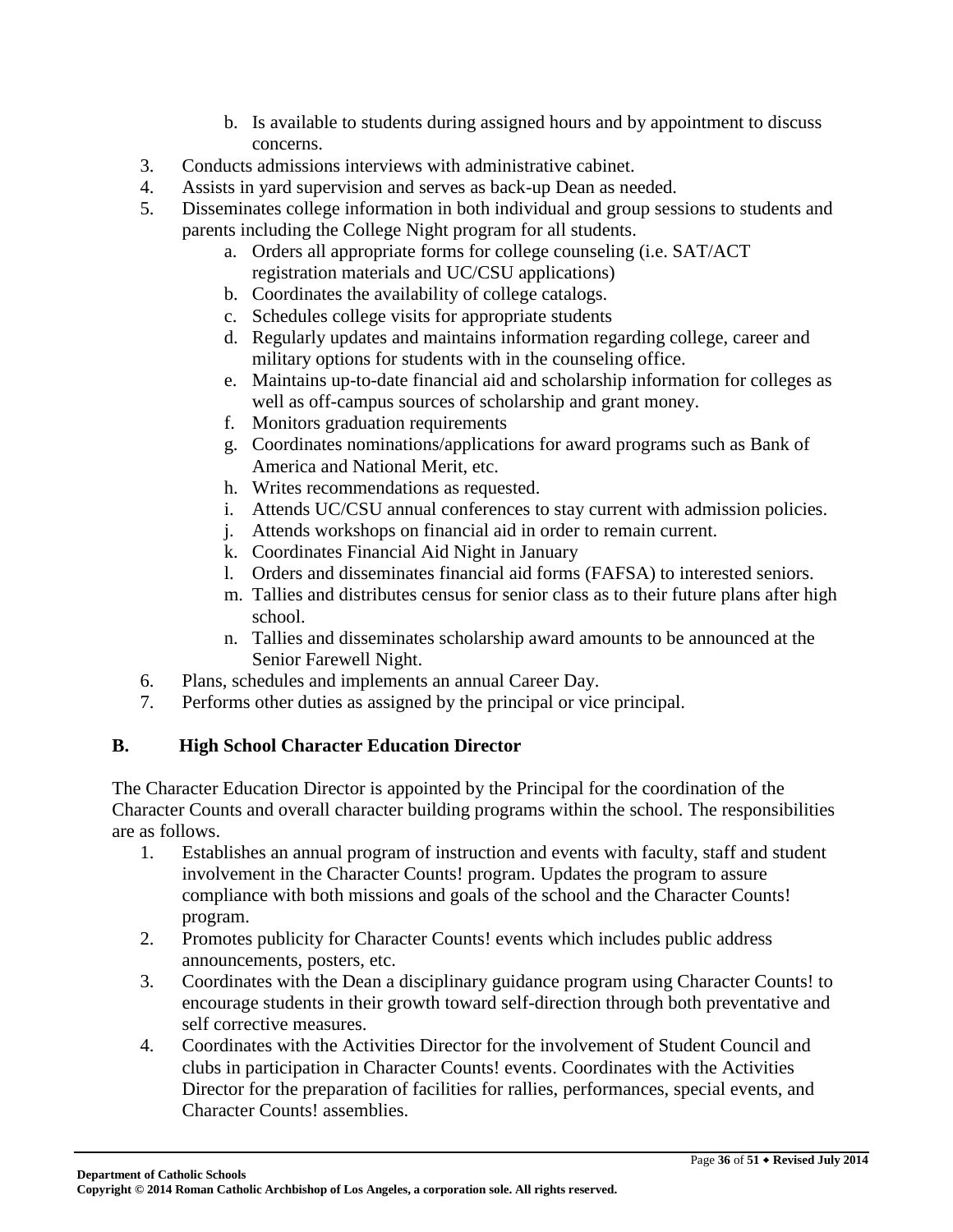b. Is available to students during assigned hours and by appointment to discuss concerns.

3. Conducts admissions interviews with administrative cabinet.
4. Assists in yard supervision and serves as back-up Dean as needed.
5. Disseminates college information in both individual and group sessions to students and parents including the College Night program for all students.
   a. Orders all appropriate forms for college counseling (i.e. SAT/ACT registration materials and UC/CSU applications)
   b. Coordinates the availability of college catalogs.
   c. Schedules college visits for appropriate students
   d. Regularly updates and maintains information regarding college, career and military options for students with in the counseling office.
   e. Maintains up-to-date financial aid and scholarship information for colleges as well as off-campus sources of scholarship and grant money.
   f. Monitors graduation requirements
   g. Coordinates nominations/applications for award programs such as Bank of America and National Merit, etc.
   h. Writes recommendations as requested.
   i. Attends UC/CSU annual conferences to stay current with admission policies.
   j. Attends workshops on financial aid in order to remain current.
   k. Coordinates Financial Aid Night in January
   l. Orders and disseminates financial aid forms (FAFSA) to interested seniors.
   m. Tallies and distributes census for senior class as to their future plans after high school.
   n. Tallies and disseminates scholarship award amounts to be announced at the Senior Farewell Night.
6. Plans, schedules and implements an annual Career Day.
7. Performs other duties as assigned by the principal or vice principal.

## B. High School Character Education Director

The Character Education Director is appointed by the Principal for the coordination of the Character Counts and overall character building programs within the school. The responsibilities are as follows.

1. Establishes an annual program of instruction and events with faculty, staff and student involvement in the Character Counts! program. Updates the program to assure compliance with both missions and goals of the school and the Character Counts! program.
2. Promotes publicity for Character Counts! events which includes public address announcements, posters, etc.
3. Coordinates with the Dean a disciplinary guidance program using Character Counts! to encourage students in their growth toward self-direction through both preventative and self corrective measures.
4. Coordinates with the Activities Director for the involvement of Student Council and clubs in participation in Character Counts! events. Coordinates with the Activities Director for the preparation of facilities for rallies, performances, special events, and Character Counts! assemblies.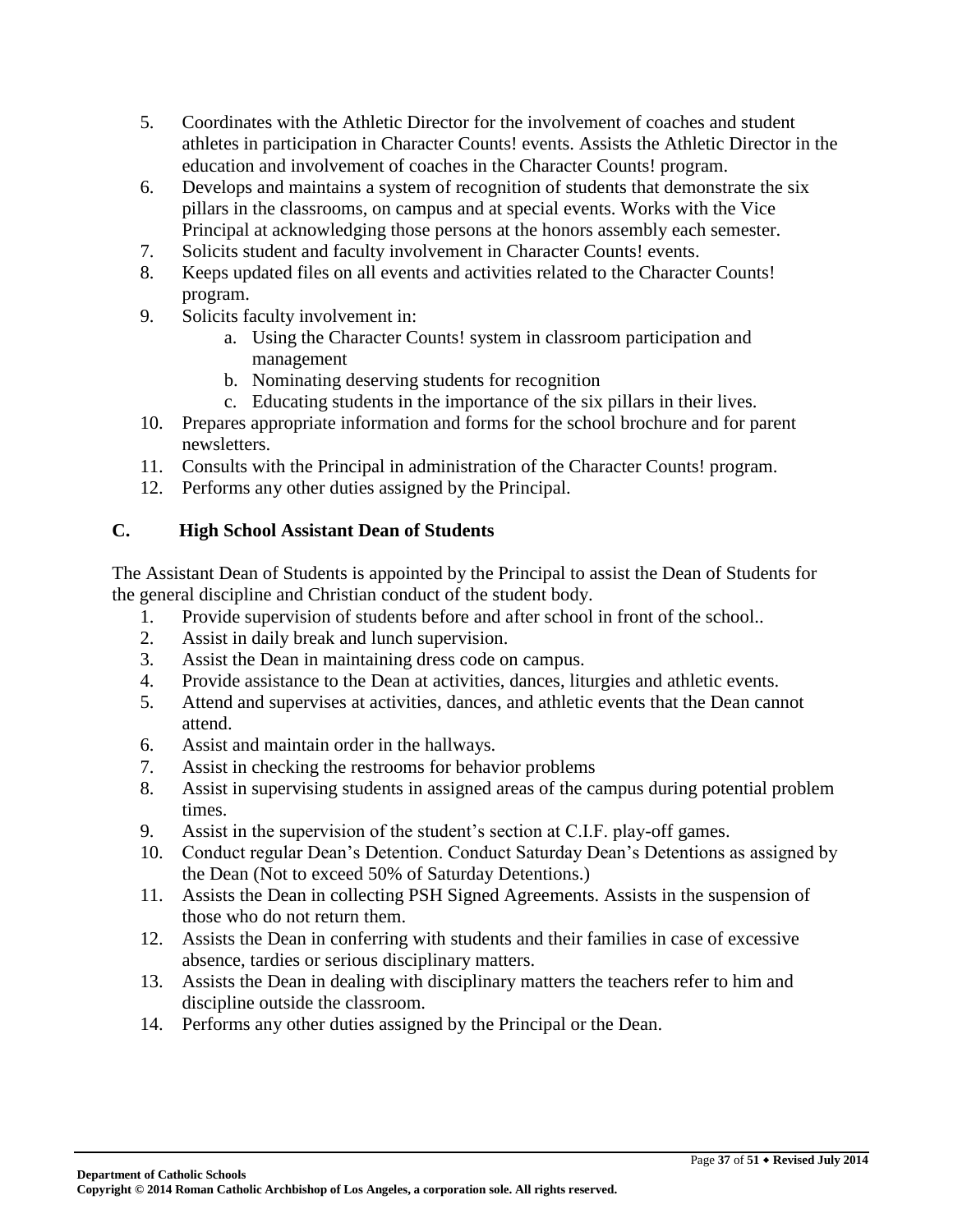5. Coordinates with the Athletic Director for the involvement of coaches and student athletes in participation in Character Counts! events. Assists the Athletic Director in the education and involvement of coaches in the Character Counts! program.
6. Develops and maintains a system of recognition of students that demonstrate the six pillars in the classrooms, on campus and at special events. Works with the Vice Principal at acknowledging those persons at the honors assembly each semester.
7. Solicits student and faculty involvement in Character Counts! events.
8. Keeps updated files on all events and activities related to the Character Counts! program.
9. Solicits faculty involvement in:
    a. Using the Character Counts! system in classroom participation and management
    b. Nominating deserving students for recognition
    c. Educating students in the importance of the six pillars in their lives.
10. Prepares appropriate information and forms for the school brochure and for parent newsletters.
11. Consults with the Principal in administration of the Character Counts! program.
12. Performs any other duties assigned by the Principal.

### C. High School Assistant Dean of Students

The Assistant Dean of Students is appointed by the Principal to assist the Dean of Students for the general discipline and Christian conduct of the student body.

1. Provide supervision of students before and after school in front of the school..
2. Assist in daily break and lunch supervision.
3. Assist the Dean in maintaining dress code on campus.
4. Provide assistance to the Dean at activities, dances, liturgies and athletic events.
5. Attend and supervises at activities, dances, and athletic events that the Dean cannot attend.
6. Assist and maintain order in the hallways.
7. Assist in checking the restrooms for behavior problems
8. Assist in supervising students in assigned areas of the campus during potential problem times.
9. Assist in the supervision of the student's section at C.I.F. play-off games.
10. Conduct regular Dean's Detention. Conduct Saturday Dean's Detentions as assigned by the Dean (Not to exceed 50% of Saturday Detentions.)
11. Assists the Dean in collecting PSH Signed Agreements. Assists in the suspension of those who do not return them.
12. Assists the Dean in conferring with students and their families in case of excessive absence, tardies or serious disciplinary matters.
13. Assists the Dean in dealing with disciplinary matters the teachers refer to him and discipline outside the classroom.
14. Performs any other duties assigned by the Principal or the Dean.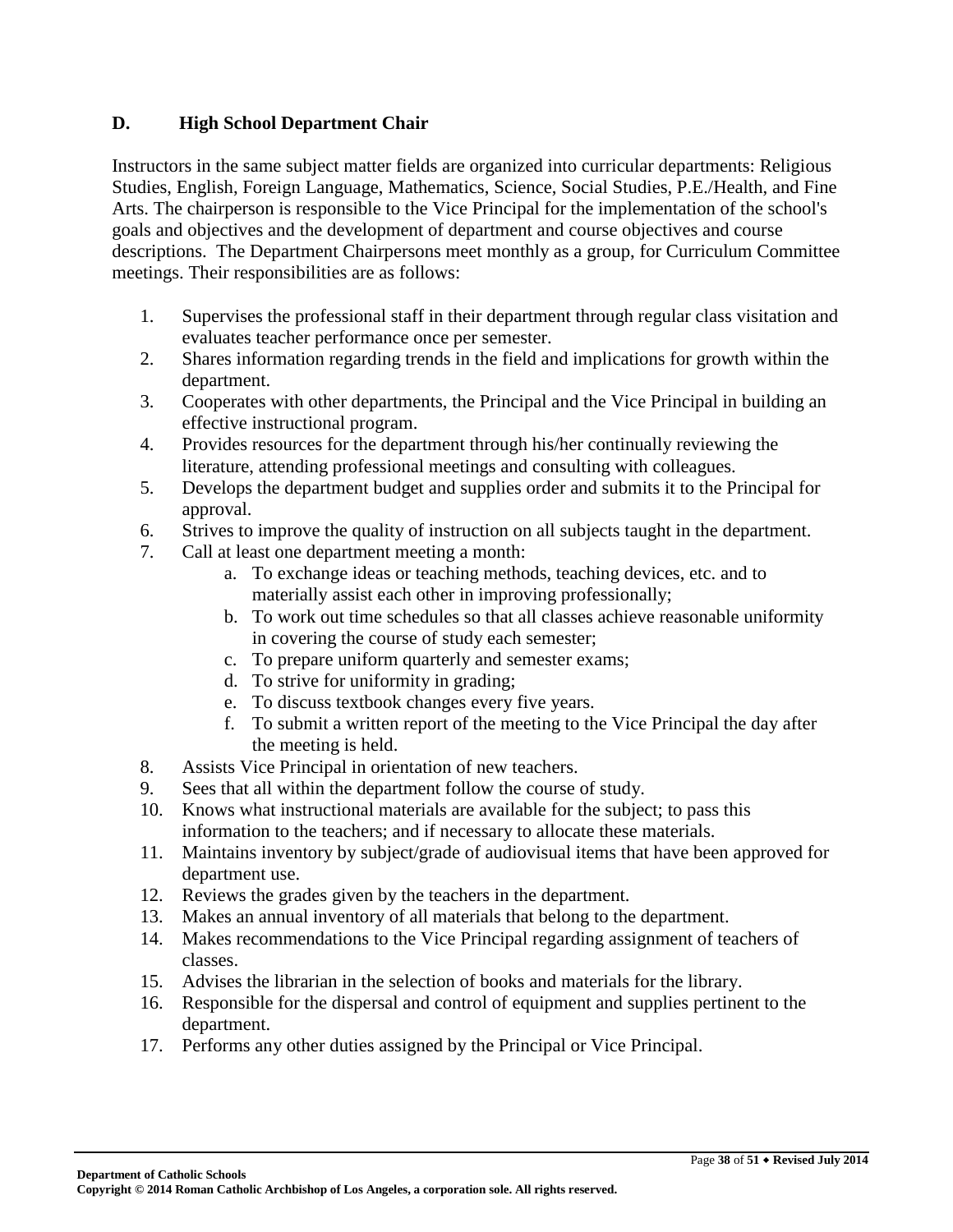## D. High School Department Chair

Instructors in the same subject matter fields are organized into curricular departments: Religious Studies, English, Foreign Language, Mathematics, Science, Social Studies, P.E./Health, and Fine Arts. The chairperson is responsible to the Vice Principal for the implementation of the school's goals and objectives and the development of department and course objectives and course descriptions. The Department Chairpersons meet monthly as a group, for Curriculum Committee meetings. Their responsibilities are as follows:

1. Supervises the professional staff in their department through regular class visitation and evaluates teacher performance once per semester.
2. Shares information regarding trends in the field and implications for growth within the department.
3. Cooperates with other departments, the Principal and the Vice Principal in building an effective instructional program.
4. Provides resources for the department through his/her continually reviewing the literature, attending professional meetings and consulting with colleagues.
5. Develops the department budget and supplies order and submits it to the Principal for approval.
6. Strives to improve the quality of instruction on all subjects taught in the department.
7. Call at least one department meeting a month:
   a. To exchange ideas or teaching methods, teaching devices, etc. and to materially assist each other in improving professionally;
   b. To work out time schedules so that all classes achieve reasonable uniformity in covering the course of study each semester;
   c. To prepare uniform quarterly and semester exams;
   d. To strive for uniformity in grading;
   e. To discuss textbook changes every five years.
   f. To submit a written report of the meeting to the Vice Principal the day after the meeting is held.
8. Assists Vice Principal in orientation of new teachers.
9. Sees that all within the department follow the course of study.
10. Knows what instructional materials are available for the subject; to pass this information to the teachers; and if necessary to allocate these materials.
11. Maintains inventory by subject/grade of audiovisual items that have been approved for department use.
12. Reviews the grades given by the teachers in the department.
13. Makes an annual inventory of all materials that belong to the department.
14. Makes recommendations to the Vice Principal regarding assignment of teachers of classes.
15. Advises the librarian in the selection of books and materials for the library.
16. Responsible for the dispersal and control of equipment and supplies pertinent to the department.
17. Performs any other duties assigned by the Principal or Vice Principal.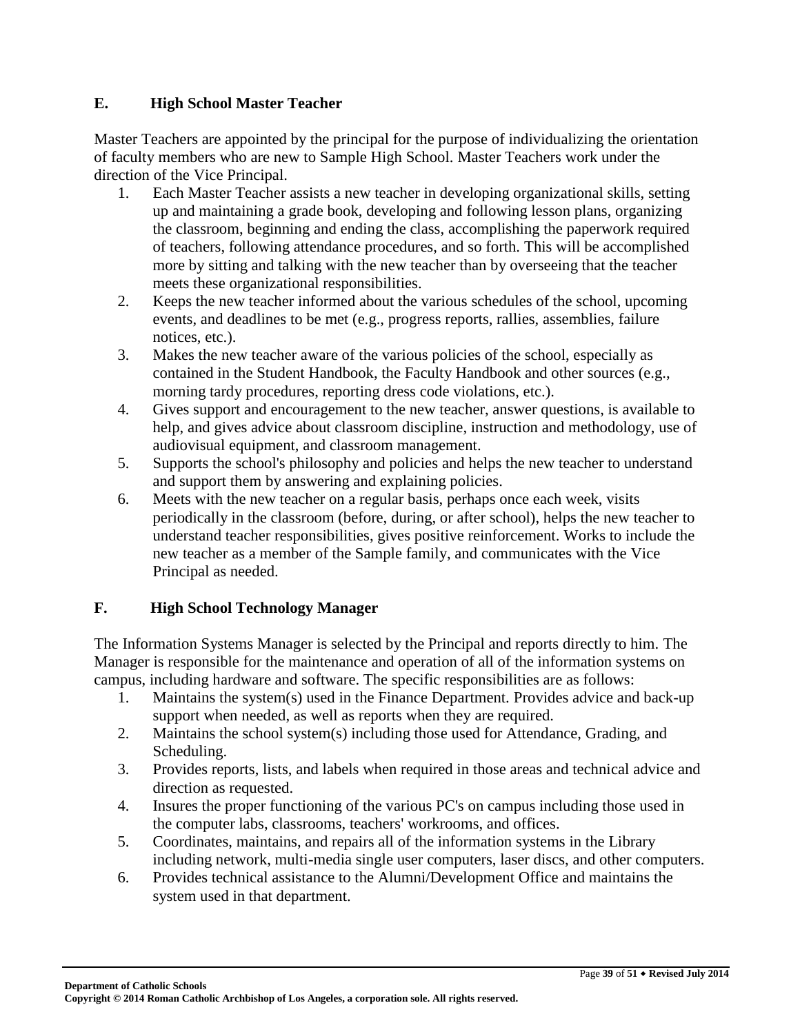## E. High School Master Teacher

Master Teachers are appointed by the principal for the purpose of individualizing the orientation of faculty members who are new to Sample High School. Master Teachers work under the direction of the Vice Principal.

1. Each Master Teacher assists a new teacher in developing organizational skills, setting up and maintaining a grade book, developing and following lesson plans, organizing the classroom, beginning and ending the class, accomplishing the paperwork required of teachers, following attendance procedures, and so forth. This will be accomplished more by sitting and talking with the new teacher than by overseeing that the teacher meets these organizational responsibilities.
2. Keeps the new teacher informed about the various schedules of the school, upcoming events, and deadlines to be met (e.g., progress reports, rallies, assemblies, failure notices, etc.).
3. Makes the new teacher aware of the various policies of the school, especially as contained in the Student Handbook, the Faculty Handbook and other sources (e.g., morning tardy procedures, reporting dress code violations, etc.).
4. Gives support and encouragement to the new teacher, answer questions, is available to help, and gives advice about classroom discipline, instruction and methodology, use of audiovisual equipment, and classroom management.
5. Supports the school's philosophy and policies and helps the new teacher to understand and support them by answering and explaining policies.
6. Meets with the new teacher on a regular basis, perhaps once each week, visits periodically in the classroom (before, during, or after school), helps the new teacher to understand teacher responsibilities, gives positive reinforcement. Works to include the new teacher as a member of the Sample family, and communicates with the Vice Principal as needed.

## F. High School Technology Manager

The Information Systems Manager is selected by the Principal and reports directly to him. The Manager is responsible for the maintenance and operation of all of the information systems on campus, including hardware and software. The specific responsibilities are as follows:

1. Maintains the system(s) used in the Finance Department. Provides advice and back-up support when needed, as well as reports when they are required.
2. Maintains the school system(s) including those used for Attendance, Grading, and Scheduling.
3. Provides reports, lists, and labels when required in those areas and technical advice and direction as requested.
4. Insures the proper functioning of the various PC's on campus including those used in the computer labs, classrooms, teachers' workrooms, and offices.
5. Coordinates, maintains, and repairs all of the information systems in the Library including network, multi-media single user computers, laser discs, and other computers.
6. Provides technical assistance to the Alumni/Development Office and maintains the system used in that department.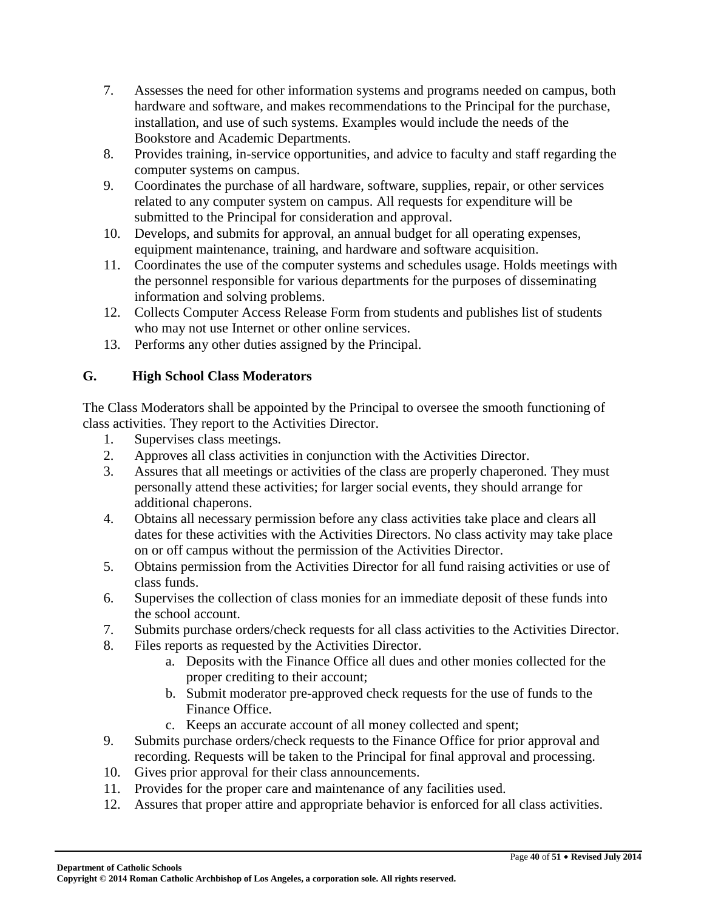7. Assesses the need for other information systems and programs needed on campus, both hardware and software, and makes recommendations to the Principal for the purchase, installation, and use of such systems. Examples would include the needs of the Bookstore and Academic Departments.
8. Provides training, in-service opportunities, and advice to faculty and staff regarding the computer systems on campus.
9. Coordinates the purchase of all hardware, software, supplies, repair, or other services related to any computer system on campus. All requests for expenditure will be submitted to the Principal for consideration and approval.
10. Develops, and submits for approval, an annual budget for all operating expenses, equipment maintenance, training, and hardware and software acquisition.
11. Coordinates the use of the computer systems and schedules usage. Holds meetings with the personnel responsible for various departments for the purposes of disseminating information and solving problems.
12. Collects Computer Access Release Form from students and publishes list of students who may not use Internet or other online services.
13. Performs any other duties assigned by the Principal.

## G. High School Class Moderators

The Class Moderators shall be appointed by the Principal to oversee the smooth functioning of class activities. They report to the Activities Director.

1. Supervises class meetings.
2. Approves all class activities in conjunction with the Activities Director.
3. Assures that all meetings or activities of the class are properly chaperoned. They must personally attend these activities; for larger social events, they should arrange for additional chaperons.
4. Obtains all necessary permission before any class activities take place and clears all dates for these activities with the Activities Directors. No class activity may take place on or off campus without the permission of the Activities Director.
5. Obtains permission from the Activities Director for all fund raising activities or use of class funds.
6. Supervises the collection of class monies for an immediate deposit of these funds into the school account.
7. Submits purchase orders/check requests for all class activities to the Activities Director.
8. Files reports as requested by the Activities Director.
   a. Deposits with the Finance Office all dues and other monies collected for the proper crediting to their account;
   b. Submit moderator pre-approved check requests for the use of funds to the Finance Office.
   c. Keeps an accurate account of all money collected and spent;
9. Submits purchase orders/check requests to the Finance Office for prior approval and recording. Requests will be taken to the Principal for final approval and processing.
10. Gives prior approval for their class announcements.
11. Provides for the proper care and maintenance of any facilities used.
12. Assures that proper attire and appropriate behavior is enforced for all class activities.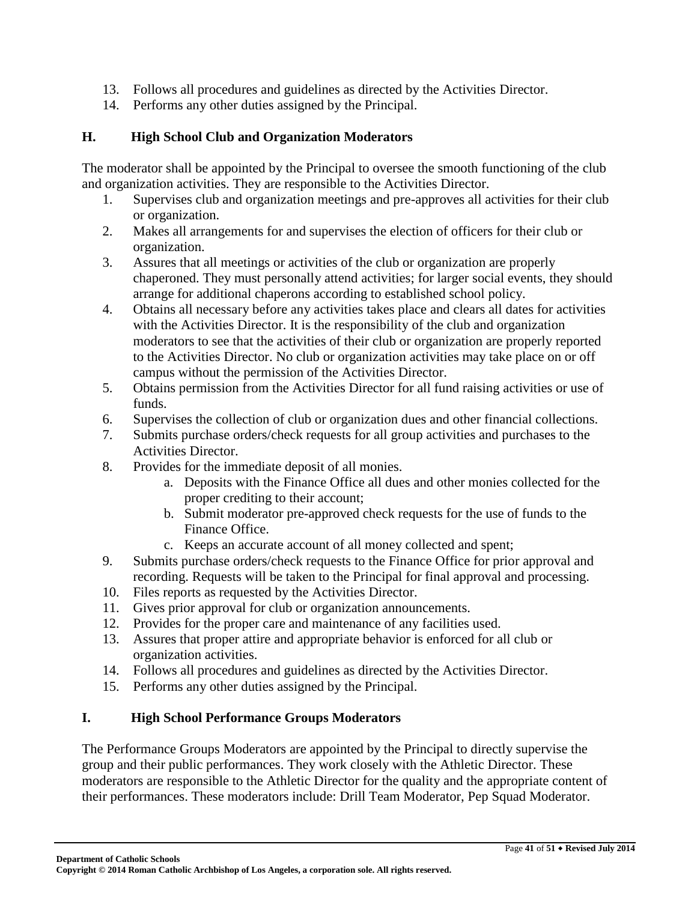13. Follows all procedures and guidelines as directed by the Activities Director.
14. Performs any other duties assigned by the Principal.

### H. High School Club and Organization Moderators

The moderator shall be appointed by the Principal to oversee the smooth functioning of the club and organization activities. They are responsible to the Activities Director.

1. Supervises club and organization meetings and pre-approves all activities for their club or organization.
2. Makes all arrangements for and supervises the election of officers for their club or organization.
3. Assures that all meetings or activities of the club or organization are properly chaperoned. They must personally attend activities; for larger social events, they should arrange for additional chaperons according to established school policy.
4. Obtains all necessary before any activities takes place and clears all dates for activities with the Activities Director. It is the responsibility of the club and organization moderators to see that the activities of their club or organization are properly reported to the Activities Director. No club or organization activities may take place on or off campus without the permission of the Activities Director.
5. Obtains permission from the Activities Director for all fund raising activities or use of funds.
6. Supervises the collection of club or organization dues and other financial collections.
7. Submits purchase orders/check requests for all group activities and purchases to the Activities Director.
8. Provides for the immediate deposit of all monies.
   a. Deposits with the Finance Office all dues and other monies collected for the proper crediting to their account;
   b. Submit moderator pre-approved check requests for the use of funds to the Finance Office.
   c. Keeps an accurate account of all money collected and spent;
9. Submits purchase orders/check requests to the Finance Office for prior approval and recording. Requests will be taken to the Principal for final approval and processing.
10. Files reports as requested by the Activities Director.
11. Gives prior approval for club or organization announcements.
12. Provides for the proper care and maintenance of any facilities used.
13. Assures that proper attire and appropriate behavior is enforced for all club or organization activities.
14. Follows all procedures and guidelines as directed by the Activities Director.
15. Performs any other duties assigned by the Principal.

### I. High School Performance Groups Moderators

The Performance Groups Moderators are appointed by the Principal to directly supervise the group and their public performances. They work closely with the Athletic Director. These moderators are responsible to the Athletic Director for the quality and the appropriate content of their performances. These moderators include: Drill Team Moderator, Pep Squad Moderator.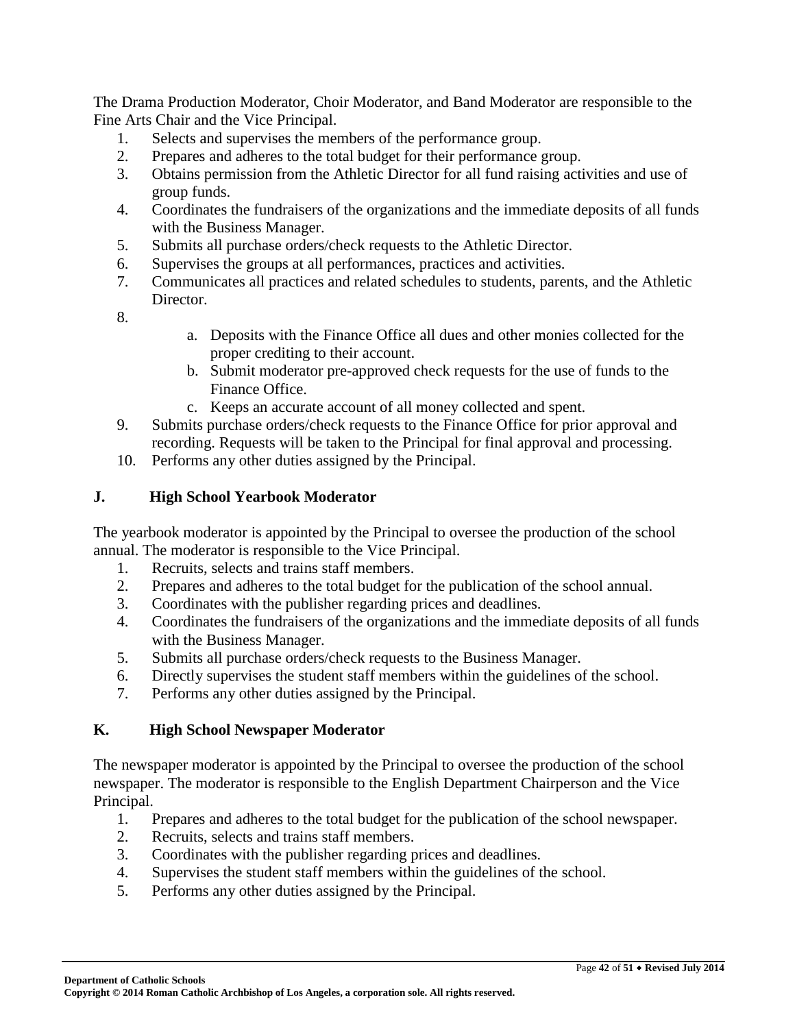The Drama Production Moderator, Choir Moderator, and Band Moderator are responsible to the Fine Arts Chair and the Vice Principal.

1. Selects and supervises the members of the performance group.
2. Prepares and adheres to the total budget for their performance group.
3. Obtains permission from the Athletic Director for all fund raising activities and use of group funds.
4. Coordinates the fundraisers of the organizations and the immediate deposits of all funds with the Business Manager.
5. Submits all purchase orders/check requests to the Athletic Director.
6. Supervises the groups at all performances, practices and activities.
7. Communicates all practices and related schedules to students, parents, and the Athletic Director.
8. 
    a. Deposits with the Finance Office all dues and other monies collected for the proper crediting to their account.
    b. Submit moderator pre-approved check requests for the use of funds to the Finance Office.
    c. Keeps an accurate account of all money collected and spent.
9. Submits purchase orders/check requests to the Finance Office for prior approval and recording. Requests will be taken to the Principal for final approval and processing.
10. Performs any other duties assigned by the Principal.

### J. High School Yearbook Moderator

The yearbook moderator is appointed by the Principal to oversee the production of the school annual. The moderator is responsible to the Vice Principal.

1. Recruits, selects and trains staff members.
2. Prepares and adheres to the total budget for the publication of the school annual.
3. Coordinates with the publisher regarding prices and deadlines.
4. Coordinates the fundraisers of the organizations and the immediate deposits of all funds with the Business Manager.
5. Submits all purchase orders/check requests to the Business Manager.
6. Directly supervises the student staff members within the guidelines of the school.
7. Performs any other duties assigned by the Principal.

### K. High School Newspaper Moderator

The newspaper moderator is appointed by the Principal to oversee the production of the school newspaper. The moderator is responsible to the English Department Chairperson and the Vice Principal.

1. Prepares and adheres to the total budget for the publication of the school newspaper.
2. Recruits, selects and trains staff members.
3. Coordinates with the publisher regarding prices and deadlines.
4. Supervises the student staff members within the guidelines of the school.
5. Performs any other duties assigned by the Principal.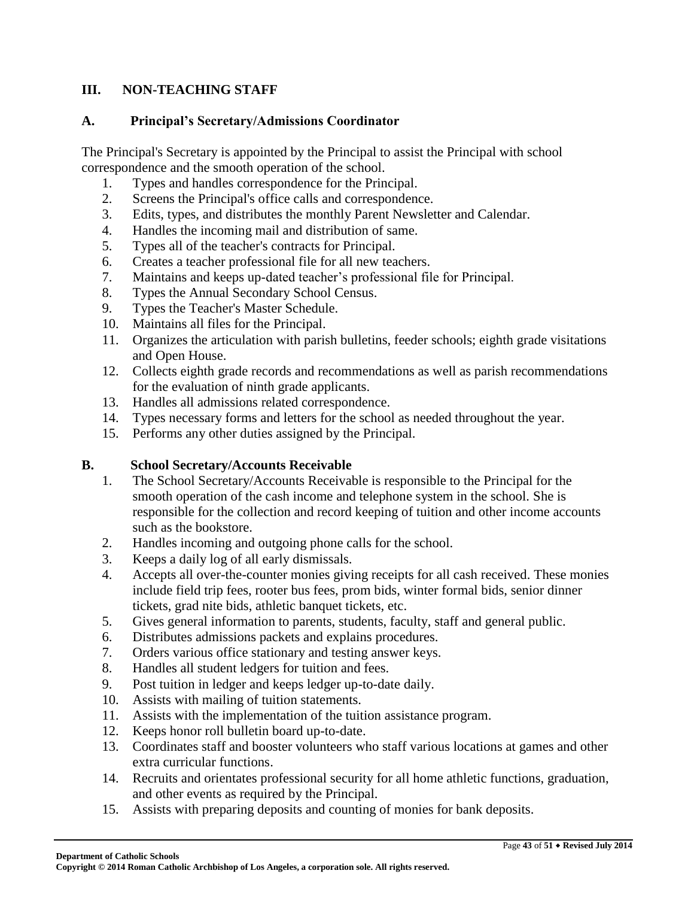## III. NON-TEACHING STAFF

### A. Principal's Secretary/Admissions Coordinator

The Principal's Secretary is appointed by the Principal to assist the Principal with school correspondence and the smooth operation of the school.

1. Types and handles correspondence for the Principal.
2. Screens the Principal's office calls and correspondence.
3. Edits, types, and distributes the monthly Parent Newsletter and Calendar.
4. Handles the incoming mail and distribution of same.
5. Types all of the teacher's contracts for Principal.
6. Creates a teacher professional file for all new teachers.
7. Maintains and keeps up-dated teacher's professional file for Principal.
8. Types the Annual Secondary School Census.
9. Types the Teacher's Master Schedule.
10. Maintains all files for the Principal.
11. Organizes the articulation with parish bulletins, feeder schools; eighth grade visitations and Open House.
12. Collects eighth grade records and recommendations as well as parish recommendations for the evaluation of ninth grade applicants.
13. Handles all admissions related correspondence.
14. Types necessary forms and letters for the school as needed throughout the year.
15. Performs any other duties assigned by the Principal.

### B. School Secretary/Accounts Receivable

1. The School Secretary/Accounts Receivable is responsible to the Principal for the smooth operation of the cash income and telephone system in the school. She is responsible for the collection and record keeping of tuition and other income accounts such as the bookstore.
2. Handles incoming and outgoing phone calls for the school.
3. Keeps a daily log of all early dismissals.
4. Accepts all over-the-counter monies giving receipts for all cash received. These monies include field trip fees, rooter bus fees, prom bids, winter formal bids, senior dinner tickets, grad nite bids, athletic banquet tickets, etc.
5. Gives general information to parents, students, faculty, staff and general public.
6. Distributes admissions packets and explains procedures.
7. Orders various office stationary and testing answer keys.
8. Handles all student ledgers for tuition and fees.
9. Post tuition in ledger and keeps ledger up-to-date daily.
10. Assists with mailing of tuition statements.
11. Assists with the implementation of the tuition assistance program.
12. Keeps honor roll bulletin board up-to-date.
13. Coordinates staff and booster volunteers who staff various locations at games and other extra curricular functions.
14. Recruits and orientates professional security for all home athletic functions, graduation, and other events as required by the Principal.
15. Assists with preparing deposits and counting of monies for bank deposits.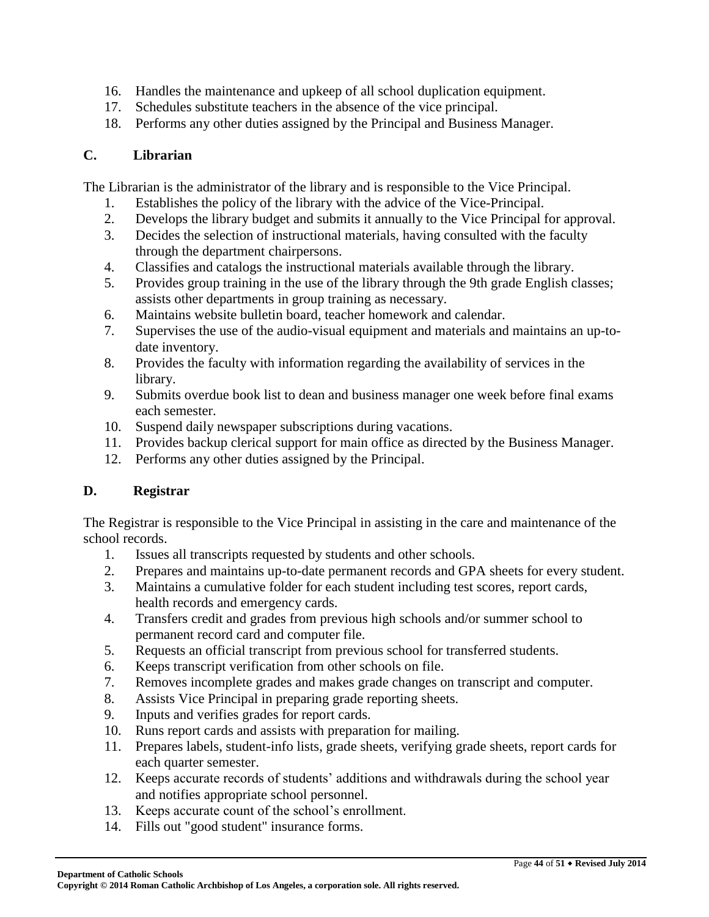16. Handles the maintenance and upkeep of all school duplication equipment.
17. Schedules substitute teachers in the absence of the vice principal.
18. Performs any other duties assigned by the Principal and Business Manager.

### C. Librarian

The Librarian is the administrator of the library and is responsible to the Vice Principal.

1. Establishes the policy of the library with the advice of the Vice-Principal.
2. Develops the library budget and submits it annually to the Vice Principal for approval.
3. Decides the selection of instructional materials, having consulted with the faculty through the department chairpersons.
4. Classifies and catalogs the instructional materials available through the library.
5. Provides group training in the use of the library through the 9th grade English classes; assists other departments in group training as necessary.
6. Maintains website bulletin board, teacher homework and calendar.
7. Supervises the use of the audio-visual equipment and materials and maintains an up-to-date inventory.
8. Provides the faculty with information regarding the availability of services in the library.
9. Submits overdue book list to dean and business manager one week before final exams each semester.
10. Suspend daily newspaper subscriptions during vacations.
11. Provides backup clerical support for main office as directed by the Business Manager.
12. Performs any other duties assigned by the Principal.

### D. Registrar

The Registrar is responsible to the Vice Principal in assisting in the care and maintenance of the school records.

1. Issues all transcripts requested by students and other schools.
2. Prepares and maintains up-to-date permanent records and GPA sheets for every student.
3. Maintains a cumulative folder for each student including test scores, report cards, health records and emergency cards.
4. Transfers credit and grades from previous high schools and/or summer school to permanent record card and computer file.
5. Requests an official transcript from previous school for transferred students.
6. Keeps transcript verification from other schools on file.
7. Removes incomplete grades and makes grade changes on transcript and computer.
8. Assists Vice Principal in preparing grade reporting sheets.
9. Inputs and verifies grades for report cards.
10. Runs report cards and assists with preparation for mailing.
11. Prepares labels, student-info lists, grade sheets, verifying grade sheets, report cards for each quarter semester.
12. Keeps accurate records of students' additions and withdrawals during the school year and notifies appropriate school personnel.
13. Keeps accurate count of the school's enrollment.
14. Fills out "good student" insurance forms.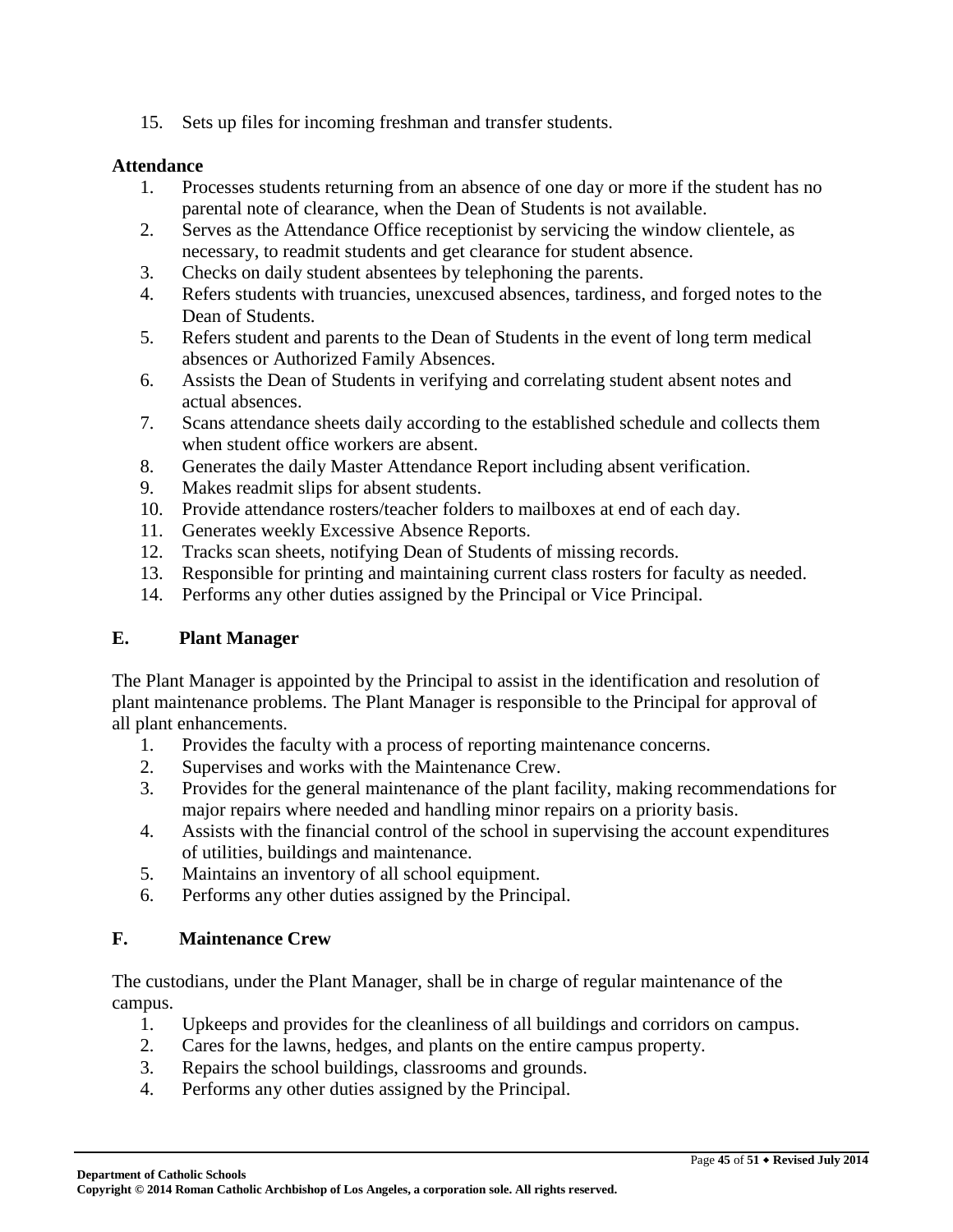15. Sets up files for incoming freshman and transfer students.

**Attendance**

1. Processes students returning from an absence of one day or more if the student has no parental note of clearance, when the Dean of Students is not available.
2. Serves as the Attendance Office receptionist by servicing the window clientele, as necessary, to readmit students and get clearance for student absence.
3. Checks on daily student absentees by telephoning the parents.
4. Refers students with truancies, unexcused absences, tardiness, and forged notes to the Dean of Students.
5. Refers student and parents to the Dean of Students in the event of long term medical absences or Authorized Family Absences.
6. Assists the Dean of Students in verifying and correlating student absent notes and actual absences.
7. Scans attendance sheets daily according to the established schedule and collects them when student office workers are absent.
8. Generates the daily Master Attendance Report including absent verification.
9. Makes readmit slips for absent students.
10. Provide attendance rosters/teacher folders to mailboxes at end of each day.
11. Generates weekly Excessive Absence Reports.
12. Tracks scan sheets, notifying Dean of Students of missing records.
13. Responsible for printing and maintaining current class rosters for faculty as needed.
14. Performs any other duties assigned by the Principal or Vice Principal.

## E. Plant Manager

The Plant Manager is appointed by the Principal to assist in the identification and resolution of plant maintenance problems. The Plant Manager is responsible to the Principal for approval of all plant enhancements.

1. Provides the faculty with a process of reporting maintenance concerns.
2. Supervises and works with the Maintenance Crew.
3. Provides for the general maintenance of the plant facility, making recommendations for major repairs where needed and handling minor repairs on a priority basis.
4. Assists with the financial control of the school in supervising the account expenditures of utilities, buildings and maintenance.
5. Maintains an inventory of all school equipment.
6. Performs any other duties assigned by the Principal.

## F. Maintenance Crew

The custodians, under the Plant Manager, shall be in charge of regular maintenance of the campus.

1. Upkeeps and provides for the cleanliness of all buildings and corridors on campus.
2. Cares for the lawns, hedges, and plants on the entire campus property.
3. Repairs the school buildings, classrooms and grounds.
4. Performs any other duties assigned by the Principal.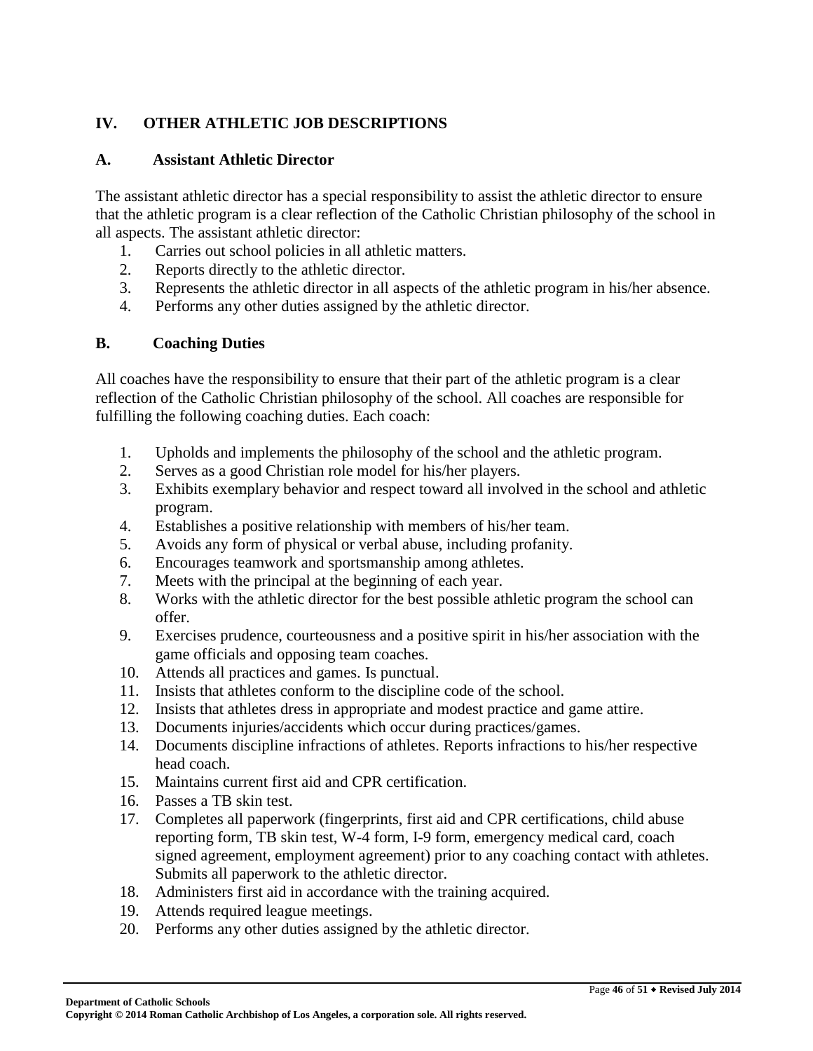## IV. OTHER ATHLETIC JOB DESCRIPTIONS

### A. Assistant Athletic Director

The assistant athletic director has a special responsibility to assist the athletic director to ensure that the athletic program is a clear reflection of the Catholic Christian philosophy of the school in all aspects. The assistant athletic director:

1. Carries out school policies in all athletic matters.
2. Reports directly to the athletic director.
3. Represents the athletic director in all aspects of the athletic program in his/her absence.
4. Performs any other duties assigned by the athletic director.

### B. Coaching Duties

All coaches have the responsibility to ensure that their part of the athletic program is a clear reflection of the Catholic Christian philosophy of the school. All coaches are responsible for fulfilling the following coaching duties. Each coach:

1. Upholds and implements the philosophy of the school and the athletic program.
2. Serves as a good Christian role model for his/her players.
3. Exhibits exemplary behavior and respect toward all involved in the school and athletic program.
4. Establishes a positive relationship with members of his/her team.
5. Avoids any form of physical or verbal abuse, including profanity.
6. Encourages teamwork and sportsmanship among athletes.
7. Meets with the principal at the beginning of each year.
8. Works with the athletic director for the best possible athletic program the school can offer.
9. Exercises prudence, courteousness and a positive spirit in his/her association with the game officials and opposing team coaches.
10. Attends all practices and games. Is punctual.
11. Insists that athletes conform to the discipline code of the school.
12. Insists that athletes dress in appropriate and modest practice and game attire.
13. Documents injuries/accidents which occur during practices/games.
14. Documents discipline infractions of athletes. Reports infractions to his/her respective head coach.
15. Maintains current first aid and CPR certification.
16. Passes a TB skin test.
17. Completes all paperwork (fingerprints, first aid and CPR certifications, child abuse reporting form, TB skin test, W-4 form, I-9 form, emergency medical card, coach signed agreement, employment agreement) prior to any coaching contact with athletes. Submits all paperwork to the athletic director.
18. Administers first aid in accordance with the training acquired.
19. Attends required league meetings.
20. Performs any other duties assigned by the athletic director.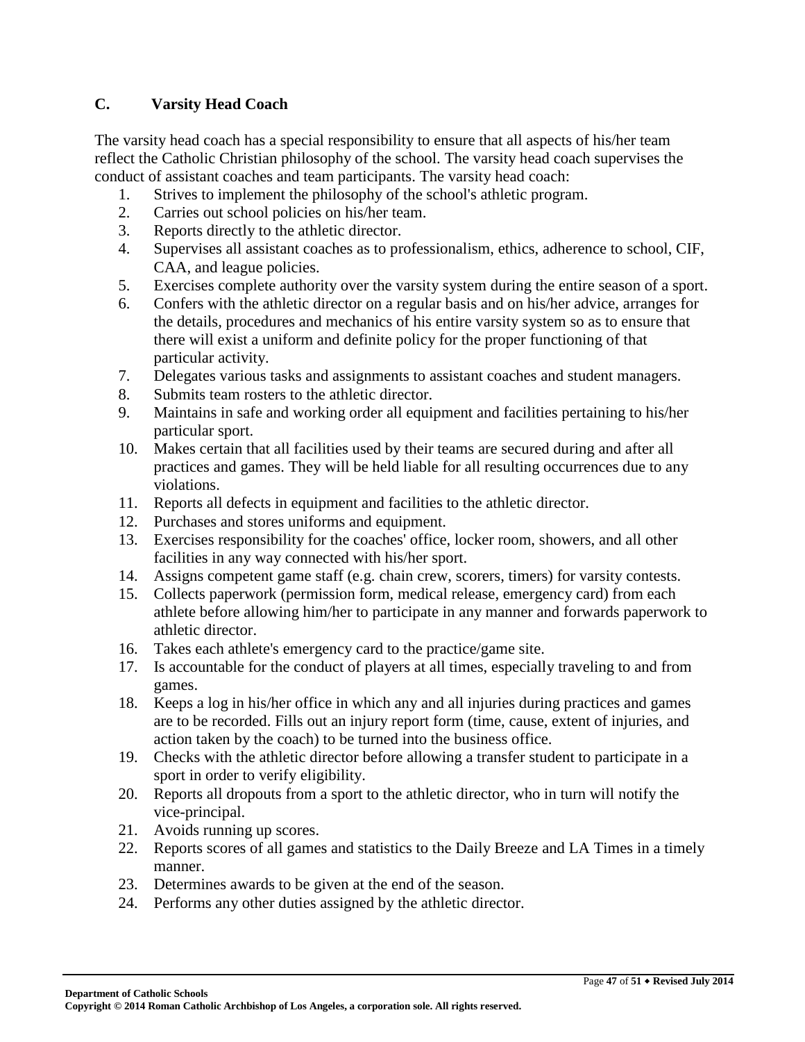### C. Varsity Head Coach

The varsity head coach has a special responsibility to ensure that all aspects of his/her team reflect the Catholic Christian philosophy of the school. The varsity head coach supervises the conduct of assistant coaches and team participants. The varsity head coach:

1. Strives to implement the philosophy of the school's athletic program.
2. Carries out school policies on his/her team.
3. Reports directly to the athletic director.
4. Supervises all assistant coaches as to professionalism, ethics, adherence to school, CIF, CAA, and league policies.
5. Exercises complete authority over the varsity system during the entire season of a sport.
6. Confers with the athletic director on a regular basis and on his/her advice, arranges for the details, procedures and mechanics of his entire varsity system so as to ensure that there will exist a uniform and definite policy for the proper functioning of that particular activity.
7. Delegates various tasks and assignments to assistant coaches and student managers.
8. Submits team rosters to the athletic director.
9. Maintains in safe and working order all equipment and facilities pertaining to his/her particular sport.
10. Makes certain that all facilities used by their teams are secured during and after all practices and games. They will be held liable for all resulting occurrences due to any violations.
11. Reports all defects in equipment and facilities to the athletic director.
12. Purchases and stores uniforms and equipment.
13. Exercises responsibility for the coaches' office, locker room, showers, and all other facilities in any way connected with his/her sport.
14. Assigns competent game staff (e.g. chain crew, scorers, timers) for varsity contests.
15. Collects paperwork (permission form, medical release, emergency card) from each athlete before allowing him/her to participate in any manner and forwards paperwork to athletic director.
16. Takes each athlete's emergency card to the practice/game site.
17. Is accountable for the conduct of players at all times, especially traveling to and from games.
18. Keeps a log in his/her office in which any and all injuries during practices and games are to be recorded. Fills out an injury report form (time, cause, extent of injuries, and action taken by the coach) to be turned into the business office.
19. Checks with the athletic director before allowing a transfer student to participate in a sport in order to verify eligibility.
20. Reports all dropouts from a sport to the athletic director, who in turn will notify the vice-principal.
21. Avoids running up scores.
22. Reports scores of all games and statistics to the Daily Breeze and LA Times in a timely manner.
23. Determines awards to be given at the end of the season.
24. Performs any other duties assigned by the athletic director.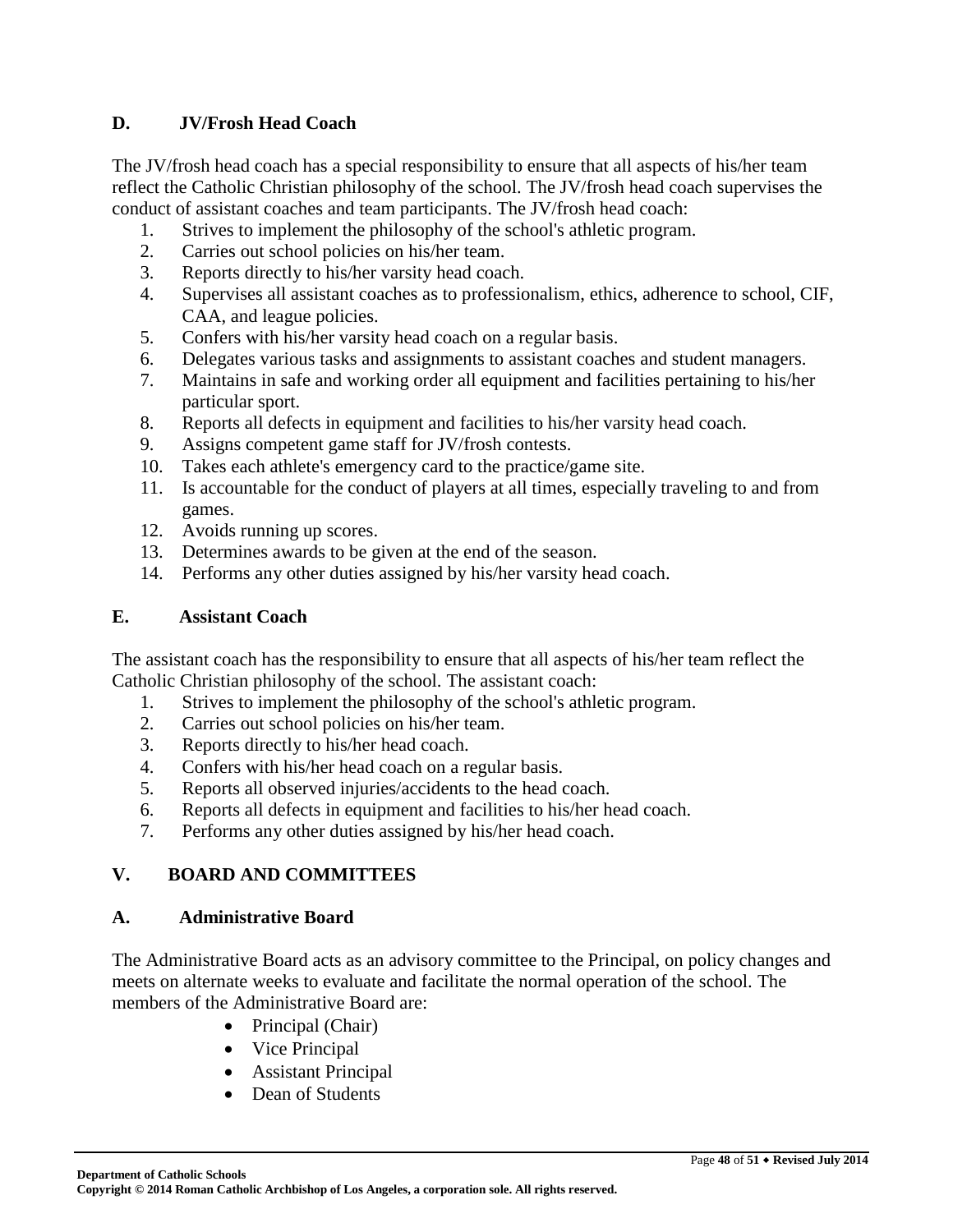### D. JV/Frosh Head Coach

The JV/frosh head coach has a special responsibility to ensure that all aspects of his/her team reflect the Catholic Christian philosophy of the school. The JV/frosh head coach supervises the conduct of assistant coaches and team participants. The JV/frosh head coach:

1. Strives to implement the philosophy of the school's athletic program.
2. Carries out school policies on his/her team.
3. Reports directly to his/her varsity head coach.
4. Supervises all assistant coaches as to professionalism, ethics, adherence to school, CIF, CAA, and league policies.
5. Confers with his/her varsity head coach on a regular basis.
6. Delegates various tasks and assignments to assistant coaches and student managers.
7. Maintains in safe and working order all equipment and facilities pertaining to his/her particular sport.
8. Reports all defects in equipment and facilities to his/her varsity head coach.
9. Assigns competent game staff for JV/frosh contests.
10. Takes each athlete's emergency card to the practice/game site.
11. Is accountable for the conduct of players at all times, especially traveling to and from games.
12. Avoids running up scores.
13. Determines awards to be given at the end of the season.
14. Performs any other duties assigned by his/her varsity head coach.

### E. Assistant Coach

The assistant coach has the responsibility to ensure that all aspects of his/her team reflect the Catholic Christian philosophy of the school. The assistant coach:

1. Strives to implement the philosophy of the school's athletic program.
2. Carries out school policies on his/her team.
3. Reports directly to his/her head coach.
4. Confers with his/her head coach on a regular basis.
5. Reports all observed injuries/accidents to the head coach.
6. Reports all defects in equipment and facilities to his/her head coach.
7. Performs any other duties assigned by his/her head coach.

## V. BOARD AND COMMITTEES

### A. Administrative Board

The Administrative Board acts as an advisory committee to the Principal, on policy changes and meets on alternate weeks to evaluate and facilitate the normal operation of the school. The members of the Administrative Board are:

- Principal (Chair)
- Vice Principal
- Assistant Principal
- Dean of Students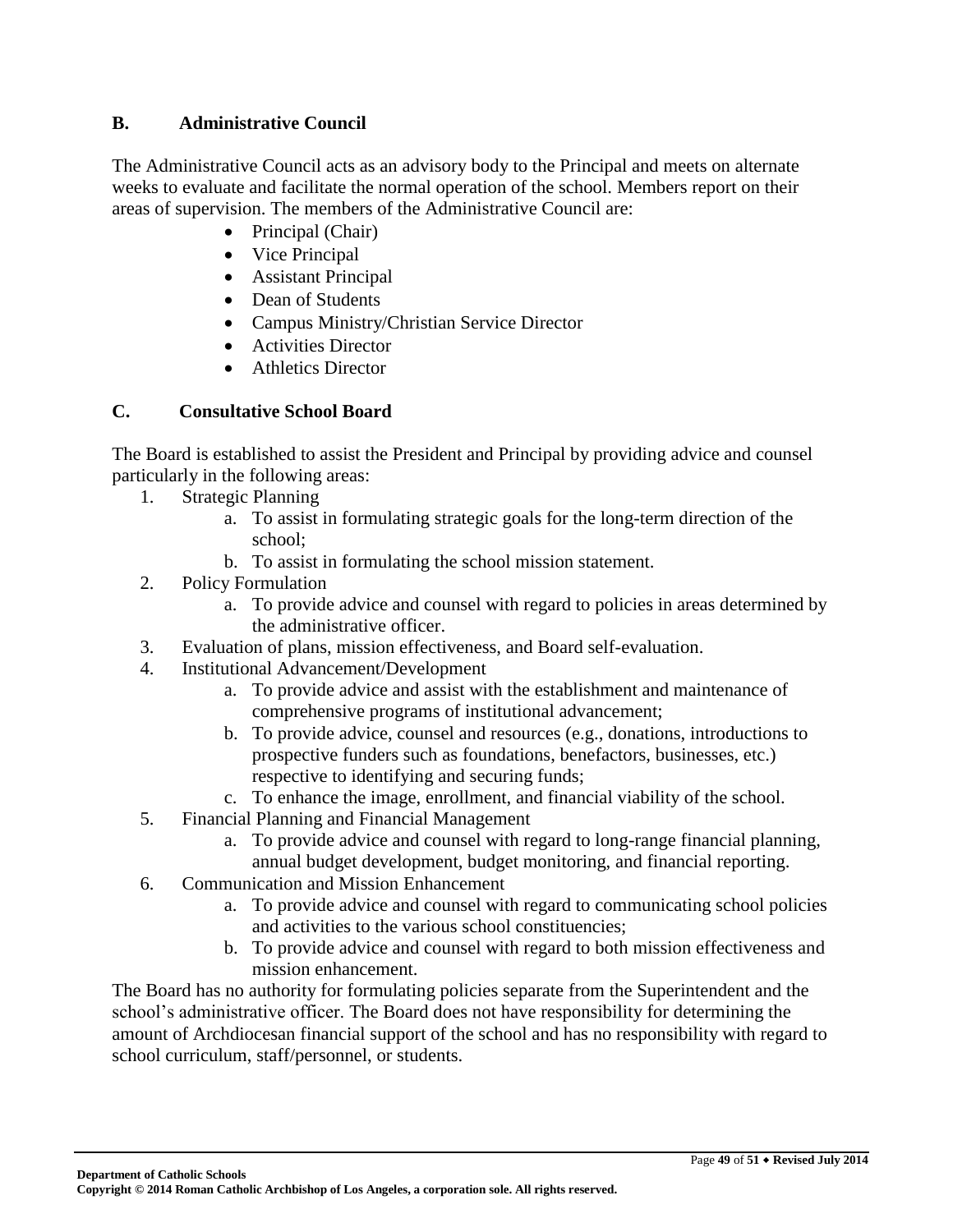### B. Administrative Council

The Administrative Council acts as an advisory body to the Principal and meets on alternate weeks to evaluate and facilitate the normal operation of the school. Members report on their areas of supervision. The members of the Administrative Council are:

- Principal (Chair)
- Vice Principal
- Assistant Principal
- Dean of Students
- Campus Ministry/Christian Service Director
- Activities Director
- Athletics Director

### C. Consultative School Board

The Board is established to assist the President and Principal by providing advice and counsel particularly in the following areas:

1. Strategic Planning
    a. To assist in formulating strategic goals for the long-term direction of the school;
    b. To assist in formulating the school mission statement.
2. Policy Formulation
    a. To provide advice and counsel with regard to policies in areas determined by the administrative officer.
3. Evaluation of plans, mission effectiveness, and Board self-evaluation.
4. Institutional Advancement/Development
    a. To provide advice and assist with the establishment and maintenance of comprehensive programs of institutional advancement;
    b. To provide advice, counsel and resources (e.g., donations, introductions to prospective funders such as foundations, benefactors, businesses, etc.) respective to identifying and securing funds;
    c. To enhance the image, enrollment, and financial viability of the school.
5. Financial Planning and Financial Management
    a. To provide advice and counsel with regard to long-range financial planning, annual budget development, budget monitoring, and financial reporting.
6. Communication and Mission Enhancement
    a. To provide advice and counsel with regard to communicating school policies and activities to the various school constituencies;
    b. To provide advice and counsel with regard to both mission effectiveness and mission enhancement.

The Board has no authority for formulating policies separate from the Superintendent and the school's administrative officer. The Board does not have responsibility for determining the amount of Archdiocesan financial support of the school and has no responsibility with regard to school curriculum, staff/personnel, or students.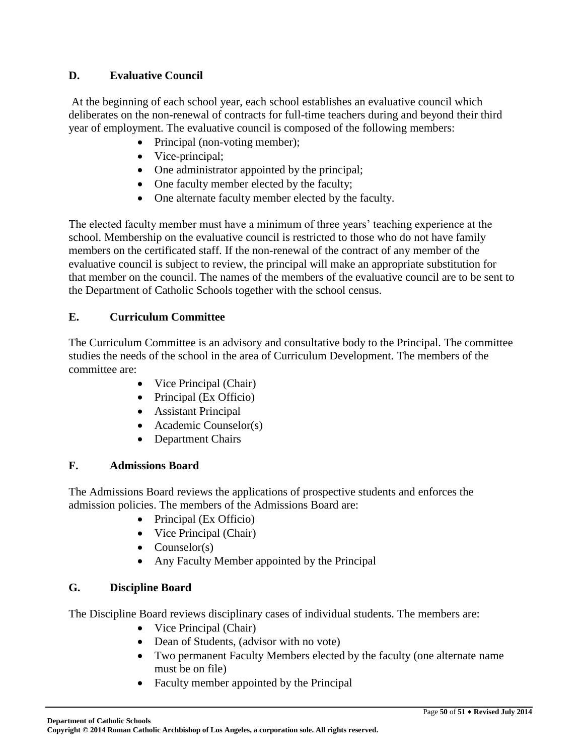### D. Evaluative Council

At the beginning of each school year, each school establishes an evaluative council which deliberates on the non-renewal of contracts for full-time teachers during and beyond their third year of employment. The evaluative council is composed of the following members:

- Principal (non-voting member);
- Vice-principal;
- One administrator appointed by the principal;
- One faculty member elected by the faculty;
- One alternate faculty member elected by the faculty.

The elected faculty member must have a minimum of three years' teaching experience at the school. Membership on the evaluative council is restricted to those who do not have family members on the certificated staff. If the non-renewal of the contract of any member of the evaluative council is subject to review, the principal will make an appropriate substitution for that member on the council. The names of the members of the evaluative council are to be sent to the Department of Catholic Schools together with the school census.

### E. Curriculum Committee

The Curriculum Committee is an advisory and consultative body to the Principal. The committee studies the needs of the school in the area of Curriculum Development. The members of the committee are:

- Vice Principal (Chair)
- Principal (Ex Officio)
- Assistant Principal
- Academic Counselor(s)
- Department Chairs

### F. Admissions Board

The Admissions Board reviews the applications of prospective students and enforces the admission policies. The members of the Admissions Board are:

- Principal (Ex Officio)
- Vice Principal (Chair)
- Counselor(s)
- Any Faculty Member appointed by the Principal

### G. Discipline Board

The Discipline Board reviews disciplinary cases of individual students. The members are:

- Vice Principal (Chair)
- Dean of Students, (advisor with no vote)
- Two permanent Faculty Members elected by the faculty (one alternate name must be on file)
- Faculty member appointed by the Principal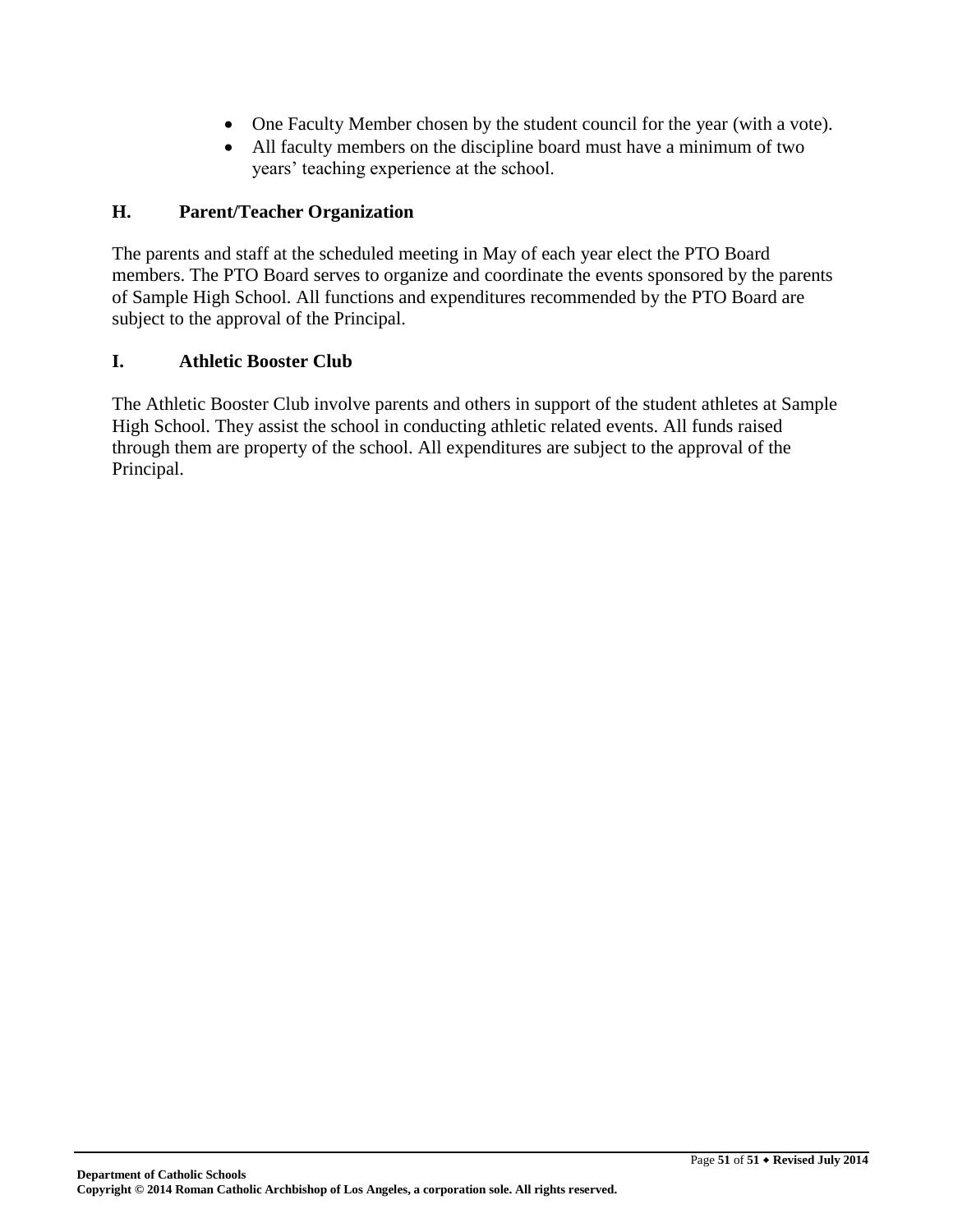- One Faculty Member chosen by the student council for the year (with a vote).
- All faculty members on the discipline board must have a minimum of two years' teaching experience at the school.

### H. Parent/Teacher Organization

The parents and staff at the scheduled meeting in May of each year elect the PTO Board members. The PTO Board serves to organize and coordinate the events sponsored by the parents of Sample High School. All functions and expenditures recommended by the PTO Board are subject to the approval of the Principal.

### I. Athletic Booster Club

The Athletic Booster Club involve parents and others in support of the student athletes at Sample High School. They assist the school in conducting athletic related events. All funds raised through them are property of the school. All expenditures are subject to the approval of the Principal.